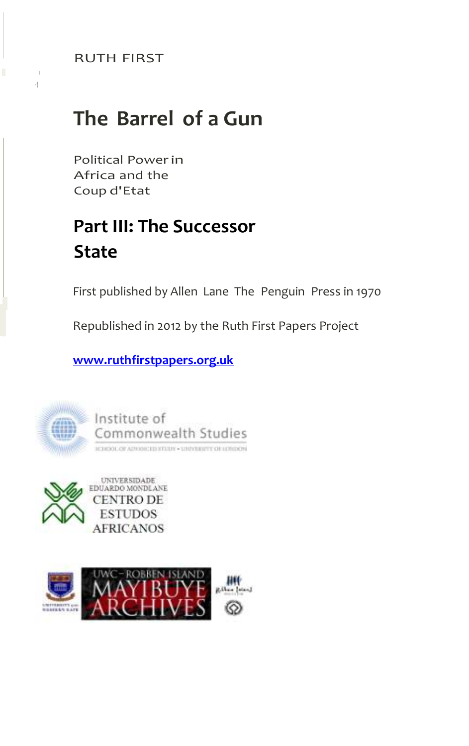RUTH FIRST

# The Barrel of a Gun

Political Power in Africa and the Coup d'Etat

## Part III: The Successor State

First published by Allen Lane The Penguin Press in 1970

Republished in 2012 by the Ruth First Papers Project

**www.ruthfirstpapers.org.uk**

Institute of Commonwealth Studies
SCHOOL OF ADVANCED STUDY • UNIVERSITY OF LONDON

UNIVERSIDADE EDUARDO MONDLANE
CENTRO DE ESTUDOS AFRICANOS

UWC – ROBBEN ISLAND MAYIBUYE ARCHIVES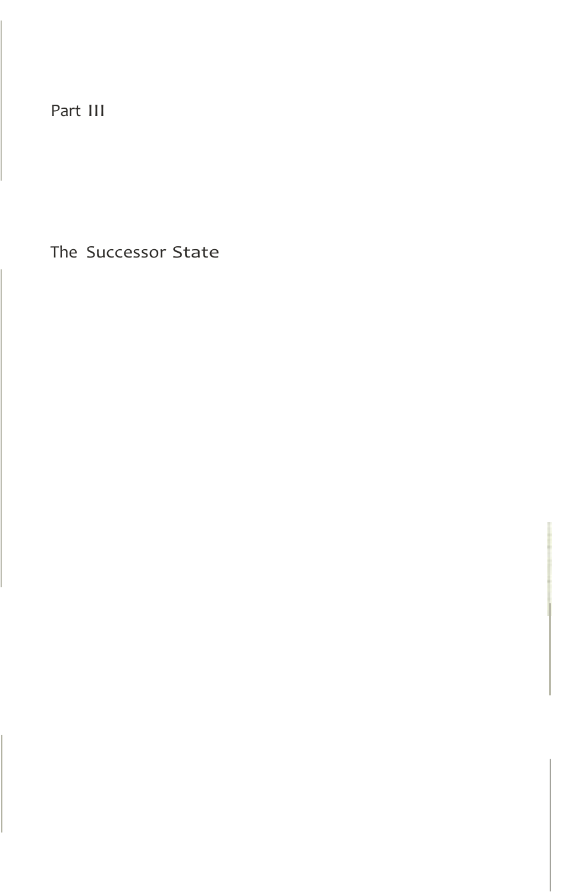# Part III

# The Successor State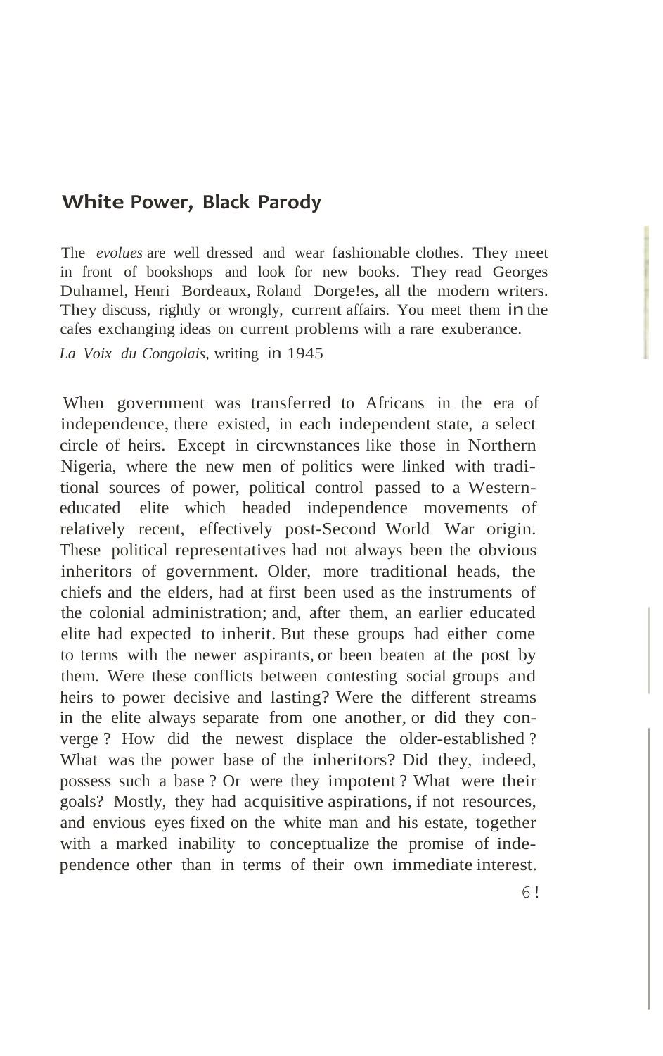## White Power, Black Parody

> The *evolues* are well dressed and wear fashionable clothes. They meet in front of bookshops and look for new books. They read Georges Duhamel, Henri Bordeaux, Roland Dorgelès, all the modern writers. They discuss, rightly or wrongly, current affairs. You meet them in the cafes exchanging ideas on current problems with a rare exuberance.
>
> *La Voix du Congolais*, writing in 1945

When government was transferred to Africans in the era of independence, there existed, in each independent state, a select circle of heirs. Except in circumstances like those in Northern Nigeria, where the new men of politics were linked with traditional sources of power, political control passed to a Western-educated elite which headed independence movements of relatively recent, effectively post-Second World War origin. These political representatives had not always been the obvious inheritors of government. Older, more traditional heads, the chiefs and the elders, had at first been used as the instruments of the colonial administration; and, after them, an earlier educated elite had expected to inherit. But these groups had either come to terms with the newer aspirants, or been beaten at the post by them. Were these conflicts between contesting social groups and heirs to power decisive and lasting? Were the different streams in the elite always separate from one another, or did they converge? How did the newest displace the older-established? What was the power base of the inheritors? Did they, indeed, possess such a base? Or were they impotent? What were their goals? Mostly, they had acquisitive aspirations, if not resources, and envious eyes fixed on the white man and his estate, together with a marked inability to conceptualize the promise of independence other than in terms of their own immediate interest.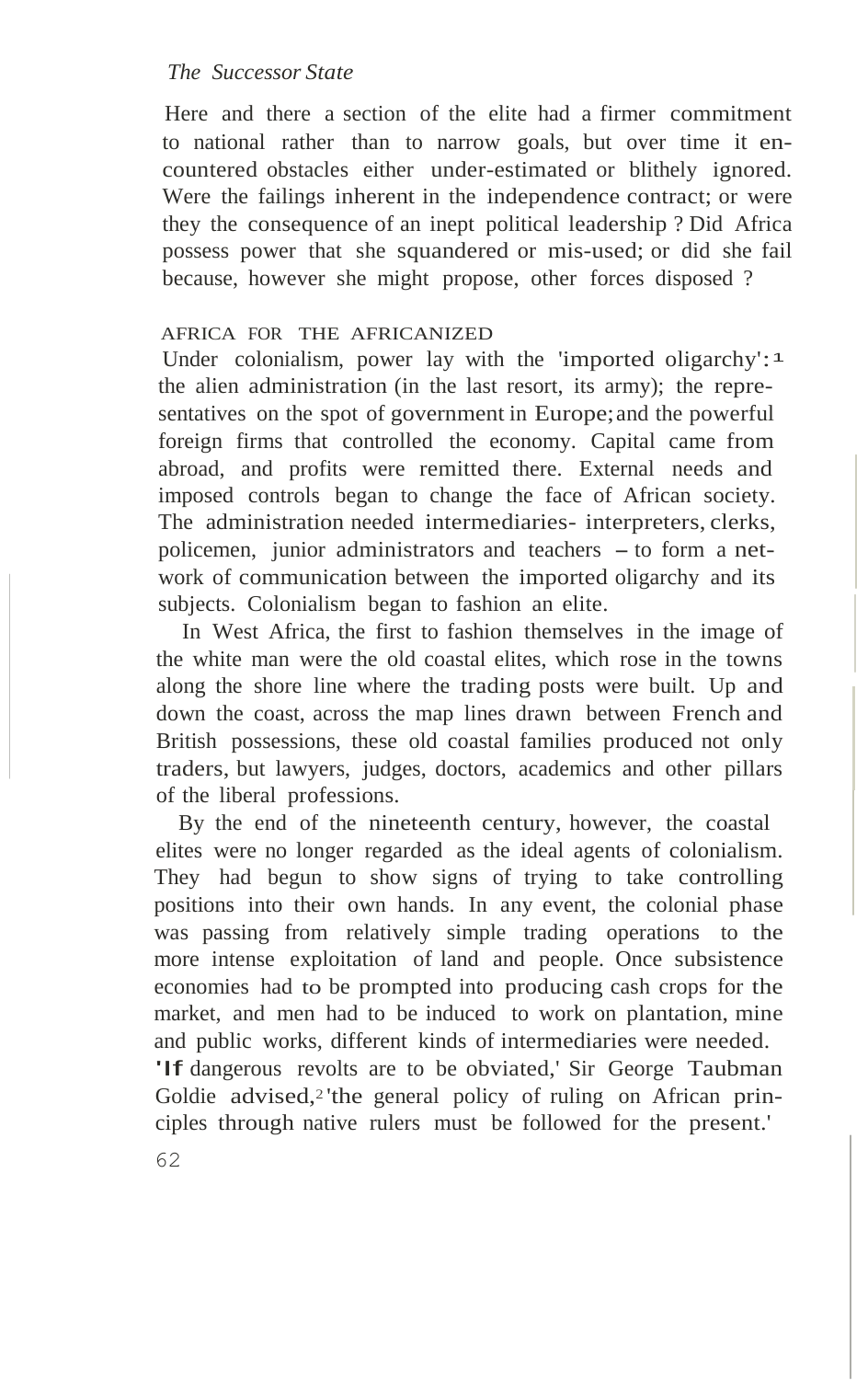Here and there a section of the elite had a firmer commitment to national rather than to narrow goals, but over time it encountered obstacles either under-estimated or blithely ignored. Were the failings inherent in the independence contract; or were they the consequence of an inept political leadership? Did Africa possess power that she squandered or mis-used; or did she fail because, however she might propose, other forces disposed?

## AFRICA FOR THE AFRICANIZED

Under colonialism, power lay with the 'imported oligarchy':[1] the alien administration (in the last resort, its army); the representatives on the spot of government in Europe; and the powerful foreign firms that controlled the economy. Capital came from abroad, and profits were remitted there. External needs and imposed controls began to change the face of African society. The administration needed intermediaries- interpreters, clerks, policemen, junior administrators and teachers – to form a network of communication between the imported oligarchy and its subjects. Colonialism began to fashion an elite.

In West Africa, the first to fashion themselves in the image of the white man were the old coastal elites, which rose in the towns along the shore line where the trading posts were built. Up and down the coast, across the map lines drawn between French and British possessions, these old coastal families produced not only traders, but lawyers, judges, doctors, academics and other pillars of the liberal professions.

By the end of the nineteenth century, however, the coastal elites were no longer regarded as the ideal agents of colonialism. They had begun to show signs of trying to take controlling positions into their own hands. In any event, the colonial phase was passing from relatively simple trading operations to the more intense exploitation of land and people. Once subsistence economies had to be prompted into producing cash crops for the market, and men had to be induced to work on plantation, mine and public works, different kinds of intermediaries were needed. 'If dangerous revolts are to be obviated,' Sir George Taubman Goldie advised,[2] 'the general policy of ruling on African principles through native rulers must be followed for the present.'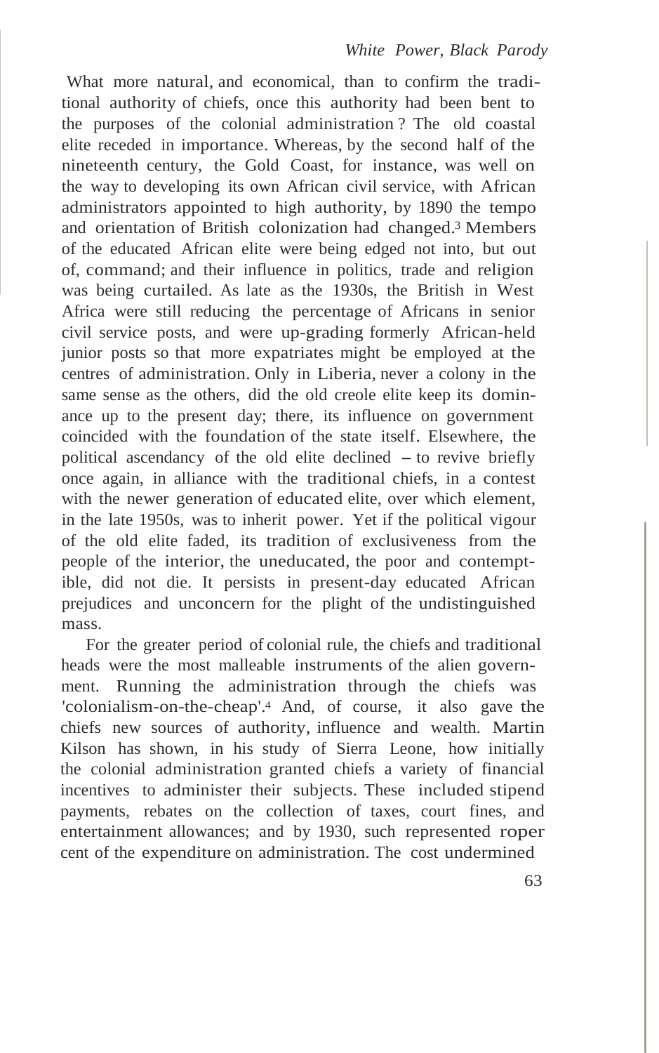What more natural, and economical, than to confirm the traditional authority of chiefs, once this authority had been bent to the purposes of the colonial administration? The old coastal elite receded in importance. Whereas, by the second half of the nineteenth century, the Gold Coast, for instance, was well on the way to developing its own African civil service, with African administrators appointed to high authority, by 1890 the tempo and orientation of British colonization had changed.[3] Members of the educated African elite were being edged not into, but out of, command; and their influence in politics, trade and religion was being curtailed. As late as the 1930s, the British in West Africa were still reducing the percentage of Africans in senior civil service posts, and were up-grading formerly African-held junior posts so that more expatriates might be employed at the centres of administration. Only in Liberia, never a colony in the same sense as the others, did the old creole elite keep its dominance up to the present day; there, its influence on government coincided with the foundation of the state itself. Elsewhere, the political ascendancy of the old elite declined – to revive briefly once again, in alliance with the traditional chiefs, in a contest with the newer generation of educated elite, over which element, in the late 1950s, was to inherit power. Yet if the political vigour of the old elite faded, its tradition of exclusiveness from the people of the interior, the uneducated, the poor and contemptible, did not die. It persists in present-day educated African prejudices and unconcern for the plight of the undistinguished mass.

For the greater period of colonial rule, the chiefs and traditional heads were the most malleable instruments of the alien government. Running the administration through the chiefs was 'colonialism-on-the-cheap'.[4] And, of course, it also gave the chiefs new sources of authority, influence and wealth. Martin Kilson has shown, in his study of Sierra Leone, how initially the colonial administration granted chiefs a variety of financial incentives to administer their subjects. These included stipend payments, rebates on the collection of taxes, court fines, and entertainment allowances; and by 1930, such represented roper cent of the expenditure on administration. The cost undermined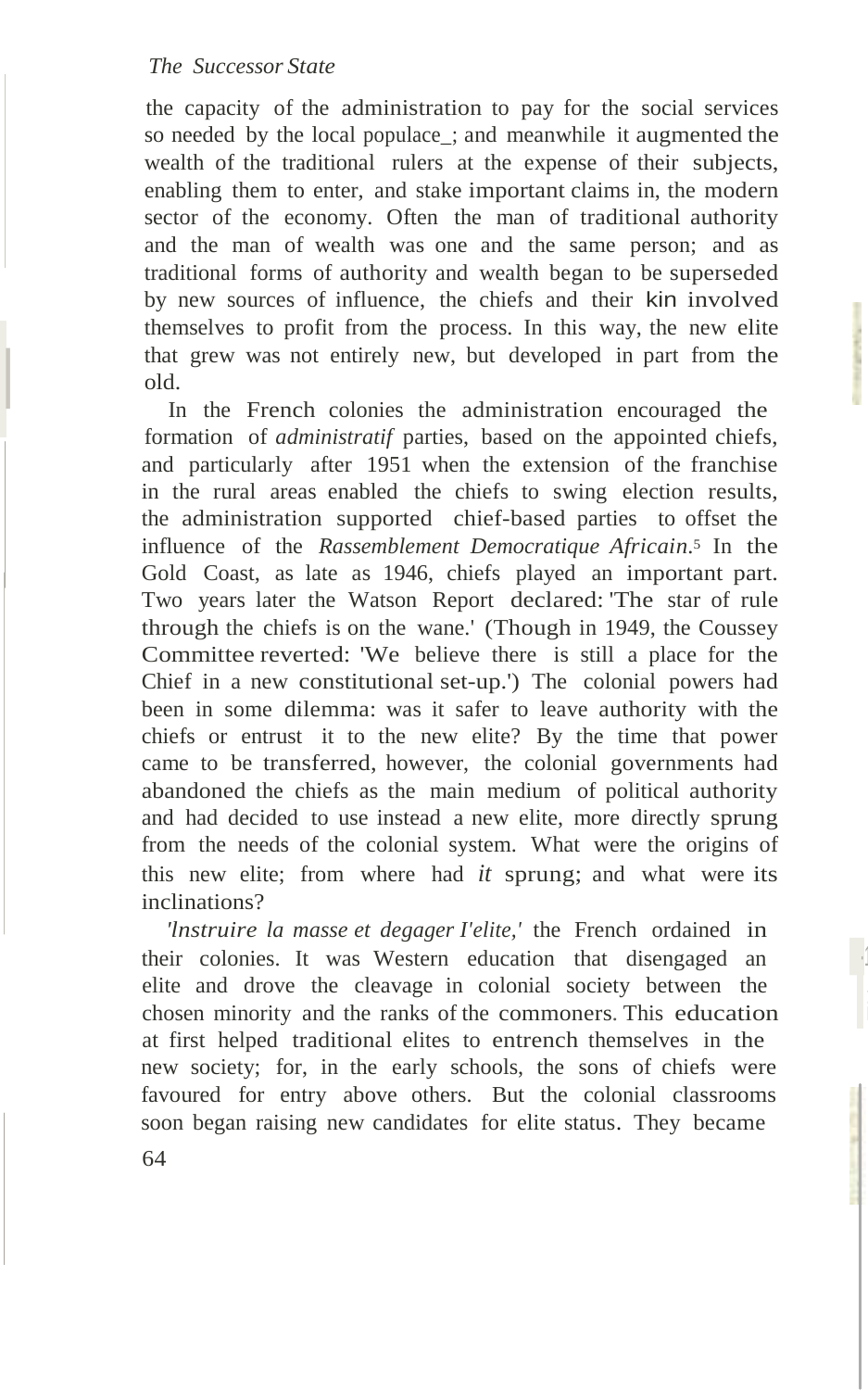the capacity of the administration to pay for the social services so needed by the local populace; and meanwhile it augmented the wealth of the traditional rulers at the expense of their subjects, enabling them to enter, and stake important claims in, the modern sector of the economy. Often the man of traditional authority and the man of wealth was one and the same person; and as traditional forms of authority and wealth began to be superseded by new sources of influence, the chiefs and their kin involved themselves to profit from the process. In this way, the new elite that grew was not entirely new, but developed in part from the old.

In the French colonies the administration encouraged the formation of *administratif* parties, based on the appointed chiefs, and particularly after 1951 when the extension of the franchise in the rural areas enabled the chiefs to swing election results, the administration supported chief-based parties to offset the influence of the *Rassemblement Democratique Africain*.[5] In the Gold Coast, as late as 1946, chiefs played an important part. Two years later the Watson Report declared: 'The star of rule through the chiefs is on the wane.' (Though in 1949, the Coussey Committee reverted: 'We believe there is still a place for the Chief in a new constitutional set-up.') The colonial powers had been in some dilemma: was it safer to leave authority with the chiefs or entrust it to the new elite? By the time that power came to be transferred, however, the colonial governments had abandoned the chiefs as the main medium of political authority and had decided to use instead a new elite, more directly sprung from the needs of the colonial system. What were the origins of this new elite; from where had *it* sprung; and what were its inclinations?

*'Instruire la masse et degager I'elite,'* the French ordained in their colonies. It was Western education that disengaged an elite and drove the cleavage in colonial society between the chosen minority and the ranks of the commoners. This education at first helped traditional elites to entrench themselves in the new society; for, in the early schools, the sons of chiefs were favoured for entry above others. But the colonial classrooms soon began raising new candidates for elite status. They became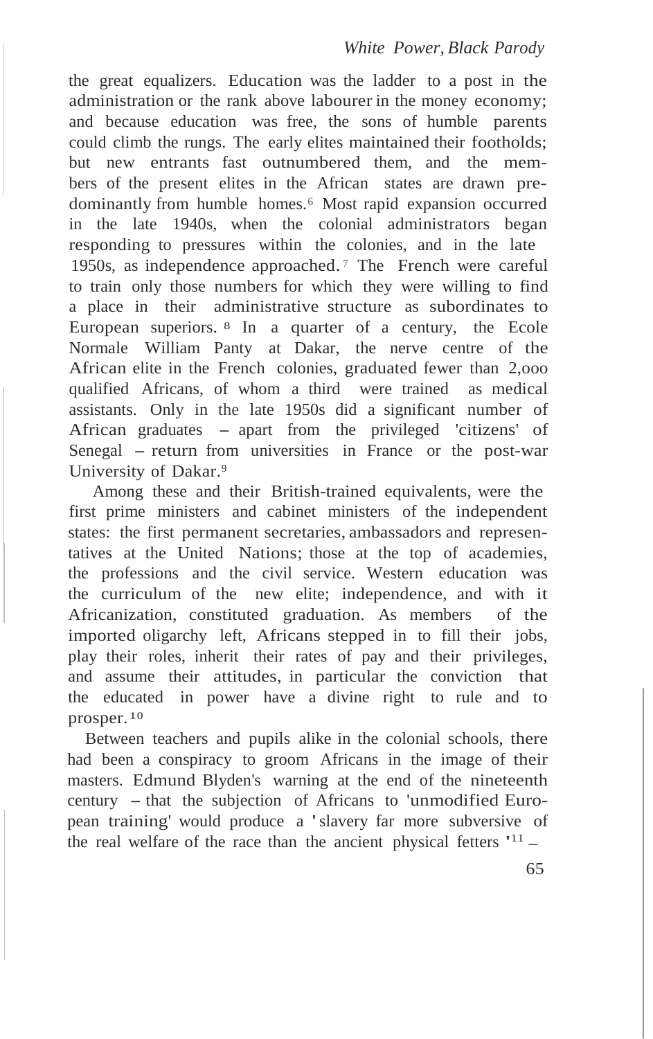the great equalizers. Education was the ladder to a post in the administration or the rank above labourer in the money economy; and because education was free, the sons of humble parents could climb the rungs. The early elites maintained their footholds; but new entrants fast outnumbered them, and the members of the present elites in the African states are drawn predominantly from humble homes.[6] Most rapid expansion occurred in the late 1940s, when the colonial administrators began responding to pressures within the colonies, and in the late 1950s, as independence approached.[7] The French were careful to train only those numbers for which they were willing to find a place in their administrative structure as subordinates to European superiors.[8] In a quarter of a century, the Ecole Normale William Panty at Dakar, the nerve centre of the African elite in the French colonies, graduated fewer than 2,000 qualified Africans, of whom a third were trained as medical assistants. Only in the late 1950s did a significant number of African graduates – apart from the privileged 'citizens' of Senegal – return from universities in France or the post-war University of Dakar.[9]

Among these and their British-trained equivalents, were the first prime ministers and cabinet ministers of the independent states: the first permanent secretaries, ambassadors and representatives at the United Nations; those at the top of academies, the professions and the civil service. Western education was the curriculum of the new elite; independence, and with it Africanization, constituted graduation. As members of the imported oligarchy left, Africans stepped in to fill their jobs, play their roles, inherit their rates of pay and their privileges, and assume their attitudes, in particular the conviction that the educated in power have a divine right to rule and to prosper.[10]

Between teachers and pupils alike in the colonial schools, there had been a conspiracy to groom Africans in the image of their masters. Edmund Blyden's warning at the end of the nineteenth century – that the subjection of Africans to 'unmodified European training' would produce a 'slavery far more subversive of the real welfare of the race than the ancient physical fetters'[11] –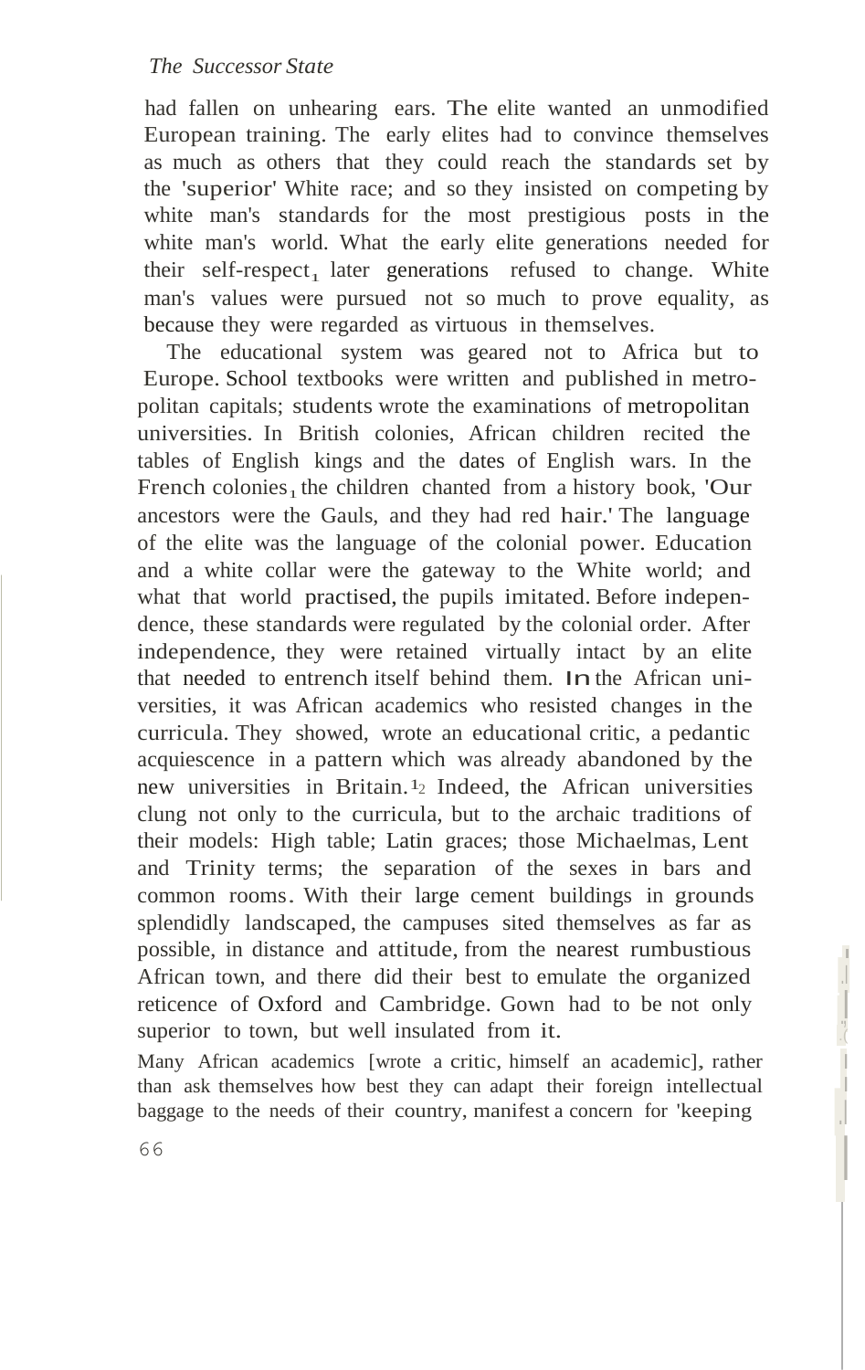had fallen on unhearing ears. The elite wanted an unmodified European training. The early elites had to convince themselves as much as others that they could reach the standards set by the 'superior' White race; and so they insisted on competing by white man's standards for the most prestigious posts in the white man's world. What the early elite generations needed for their self-respect, later generations refused to change. White man's values were pursued not so much to prove equality, as because they were regarded as virtuous in themselves.

The educational system was geared not to Africa but to Europe. School textbooks were written and published in metropolitan capitals; students wrote the examinations of metropolitan universities. In British colonies, African children recited the tables of English kings and the dates of English wars. In the French colonies, the children chanted from a history book, 'Our ancestors were the Gauls, and they had red hair.' The language of the elite was the language of the colonial power. Education and a white collar were the gateway to the White world; and what that world practised, the pupils imitated. Before independence, these standards were regulated by the colonial order. After independence, they were retained virtually intact by an elite that needed to entrench itself behind them. In the African universities, it was African academics who resisted changes in the curricula. They showed, wrote an educational critic, a pedantic acquiescence in a pattern which was already abandoned by the new universities in Britain.[12] Indeed, the African universities clung not only to the curricula, but to the archaic traditions of their models: High table; Latin graces; those Michaelmas, Lent and Trinity terms; the separation of the sexes in bars and common rooms. With their large cement buildings in grounds splendidly landscaped, the campuses sited themselves as far as possible, in distance and attitude, from the nearest rumbustious African town, and there did their best to emulate the organized reticence of Oxford and Cambridge. Gown had to be not only superior to town, but well insulated from it.

Many African academics [wrote a critic, himself an academic], rather than ask themselves how best they can adapt their foreign intellectual baggage to the needs of their country, manifest a concern for 'keeping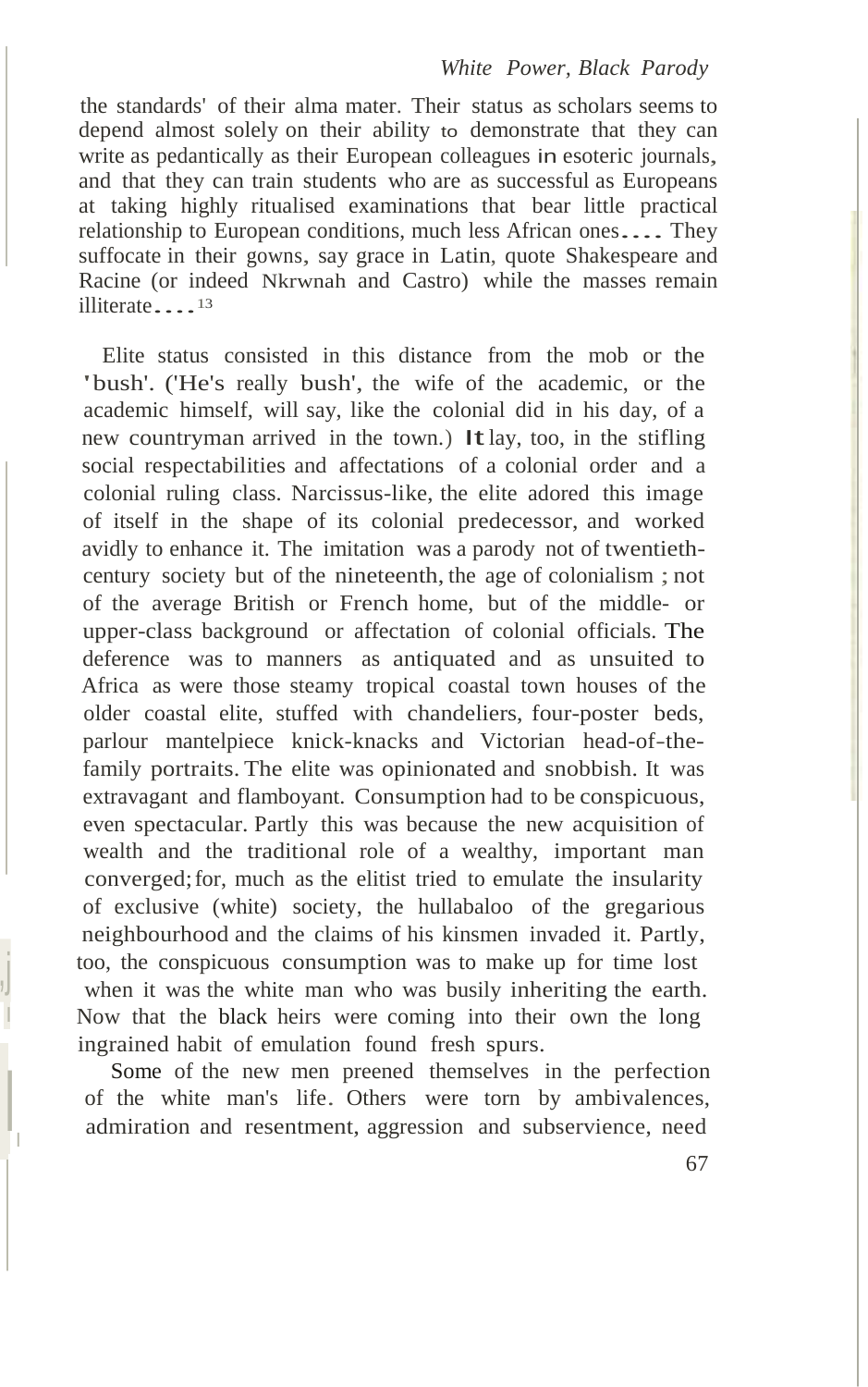the standards' of their alma mater. Their status as scholars seems to depend almost solely on their ability to demonstrate that they can write as pedantically as their European colleagues in esoteric journals, and that they can train students who are as successful as Europeans at taking highly ritualised examinations that bear little practical relationship to European conditions, much less African ones.... They suffocate in their gowns, say grace in Latin, quote Shakespeare and Racine (or indeed Nkrwnah and Castro) while the masses remain illiterate....[13]

Elite status consisted in this distance from the mob or the 'bush'. ('He's really bush', the wife of the academic, or the academic himself, will say, like the colonial did in his day, of a new countryman arrived in the town.) It lay, too, in the stifling social respectabilities and affectations of a colonial order and a colonial ruling class. Narcissus-like, the elite adored this image of itself in the shape of its colonial predecessor, and worked avidly to enhance it. The imitation was a parody not of twentieth-century society but of the nineteenth, the age of colonialism ; not of the average British or French home, but of the middle- or upper-class background or affectation of colonial officials. The deference was to manners as antiquated and as unsuited to Africa as were those steamy tropical coastal town houses of the older coastal elite, stuffed with chandeliers, four-poster beds, parlour mantelpiece knick-knacks and Victorian head-of-the-family portraits. The elite was opinionated and snobbish. It was extravagant and flamboyant. Consumption had to be conspicuous, even spectacular. Partly this was because the new acquisition of wealth and the traditional role of a wealthy, important man converged; for, much as the elitist tried to emulate the insularity of exclusive (white) society, the hullabaloo of the gregarious neighbourhood and the claims of his kinsmen invaded it. Partly, too, the conspicuous consumption was to make up for time lost when it was the white man who was busily inheriting the earth. Now that the black heirs were coming into their own the long ingrained habit of emulation found fresh spurs.

Some of the new men preened themselves in the perfection of the white man's life. Others were torn by ambivalences, admiration and resentment, aggression and subservience, need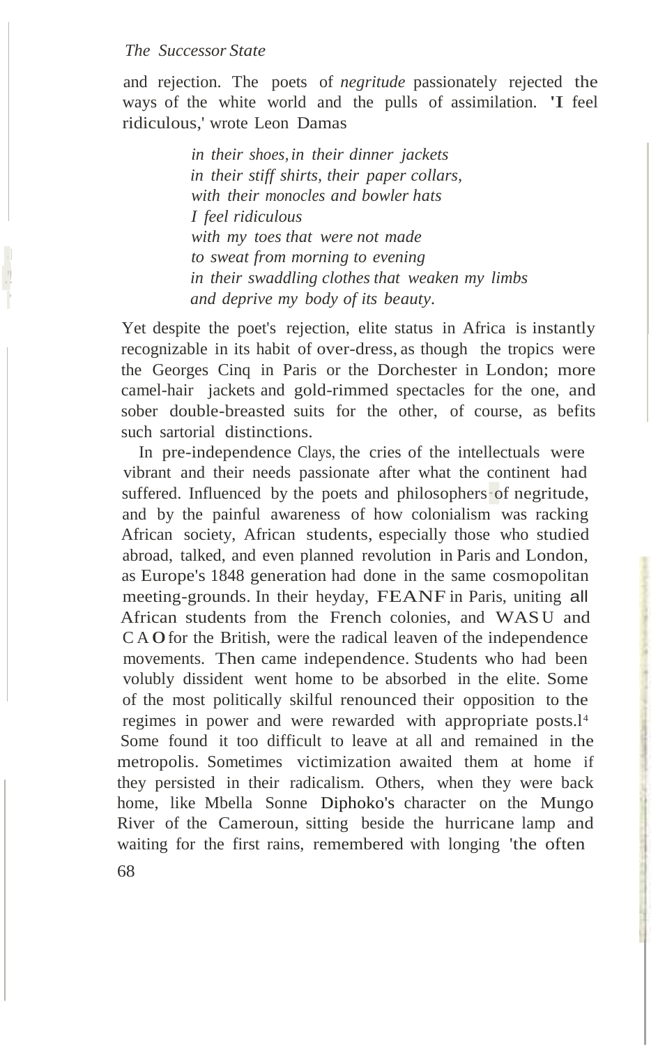and rejection. The poets of *negritude* passionately rejected the ways of the white world and the pulls of assimilation. 'I feel ridiculous,' wrote Leon Damas

> *in their shoes, in their dinner jackets*
> *in their stiff shirts, their paper collars,*
> *with their monocles and bowler hats*
> *I feel ridiculous*
> *with my toes that were not made*
> *to sweat from morning to evening*
> *in their swaddling clothes that weaken my limbs*
> *and deprive my body of its beauty.*

Yet despite the poet's rejection, elite status in Africa is instantly recognizable in its habit of over-dress, as though the tropics were the Georges Cinq in Paris or the Dorchester in London; more camel-hair jackets and gold-rimmed spectacles for the one, and sober double-breasted suits for the other, of course, as befits such sartorial distinctions.

In pre-independence Clays, the cries of the intellectuals were vibrant and their needs passionate after what the continent had suffered. Influenced by the poets and philosophers of negritude, and by the painful awareness of how colonialism was racking African society, African students, especially those who studied abroad, talked, and even planned revolution in Paris and London, as Europe's 1848 generation had done in the same cosmopolitan meeting-grounds. In their heyday, FEANF in Paris, uniting all African students from the French colonies, and WASU and CAO for the British, were the radical leaven of the independence movements. Then came independence. Students who had been volubly dissident went home to be absorbed in the elite. Some of the most politically skilful renounced their opposition to the regimes in power and were rewarded with appropriate posts.[14] Some found it too difficult to leave at all and remained in the metropolis. Sometimes victimization awaited them at home if they persisted in their radicalism. Others, when they were back home, like Mbella Sonne Diphoko's character on the Mungo River of the Cameroun, sitting beside the hurricane lamp and waiting for the first rains, remembered with longing 'the often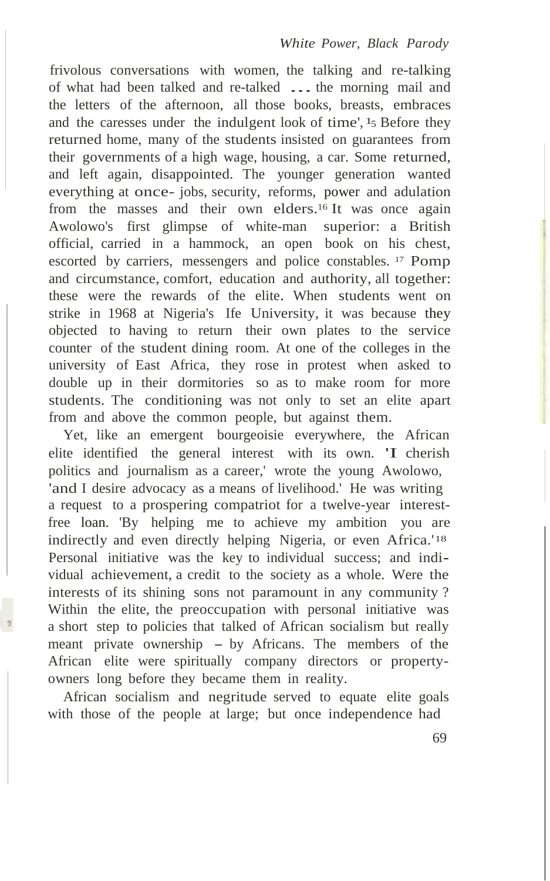frivolous conversations with women, the talking and re-talking of what had been talked and re-talked ... the morning mail and the letters of the afternoon, all those books, breasts, embraces and the caresses under the indulgent look of time'.[15] Before they returned home, many of the students insisted on guarantees from their governments of a high wage, housing, a car. Some returned, and left again, disappointed. The younger generation wanted everything at once – jobs, security, reforms, power and adulation from the masses and their own elders.[16] It was once again Awolowo's first glimpse of white-man superior: a British official, carried in a hammock, an open book on his chest, escorted by carriers, messengers and police constables.[17] Pomp and circumstance, comfort, education and authority, all together: these were the rewards of the elite. When students went on strike in 1968 at Nigeria's Ife University, it was because they objected to having to return their own plates to the service counter of the student dining room. At one of the colleges in the university of East Africa, they rose in protest when asked to double up in their dormitories so as to make room for more students. The conditioning was not only to set an elite apart from and above the common people, but against them.

Yet, like an emergent bourgeoisie everywhere, the African elite identified the general interest with its own. 'I cherish politics and journalism as a career,' wrote the young Awolowo, 'and I desire advocacy as a means of livelihood.' He was writing a request to a prospering compatriot for a twelve-year interest-free loan. 'By helping me to achieve my ambition you are indirectly and even directly helping Nigeria, or even Africa.'[18] Personal initiative was the key to individual success; and individual achievement, a credit to the society as a whole. Were the interests of its shining sons not paramount in any community? Within the elite, the preoccupation with personal initiative was a short step to policies that talked of African socialism but really meant private ownership – by Africans. The members of the African elite were spiritually company directors or property-owners long before they became them in reality.

African socialism and negritude served to equate elite goals with those of the people at large; but once independence had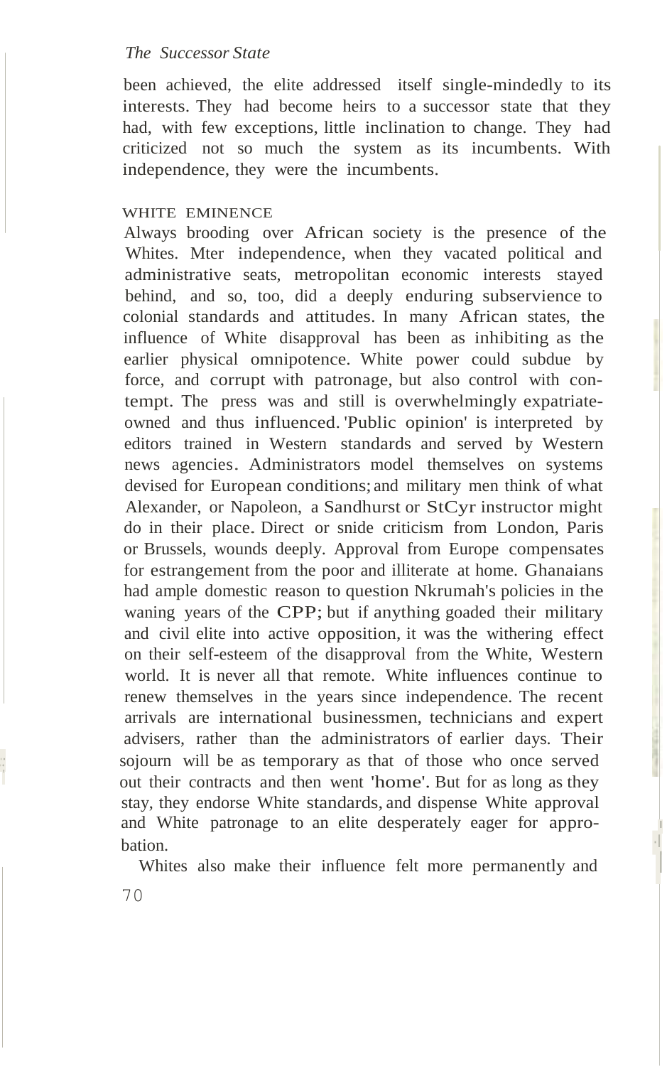been achieved, the elite addressed itself single-mindedly to its interests. They had become heirs to a successor state that they had, with few exceptions, little inclination to change. They had criticized not so much the system as its incumbents. With independence, they were the incumbents.

### WHITE EMINENCE

Always brooding over African society is the presence of the Whites. Mter independence, when they vacated political and administrative seats, metropolitan economic interests stayed behind, and so, too, did a deeply enduring subservience to colonial standards and attitudes. In many African states, the influence of White disapproval has been as inhibiting as the earlier physical omnipotence. White power could subdue by force, and corrupt with patronage, but also control with contempt. The press was and still is overwhelmingly expatriate-owned and thus influenced. 'Public opinion' is interpreted by editors trained in Western standards and served by Western news agencies. Administrators model themselves on systems devised for European conditions; and military men think of what Alexander, or Napoleon, a Sandhurst or StCyr instructor might do in their place. Direct or snide criticism from London, Paris or Brussels, wounds deeply. Approval from Europe compensates for estrangement from the poor and illiterate at home. Ghanaians had ample domestic reason to question Nkrumah's policies in the waning years of the CPP; but if anything goaded their military and civil elite into active opposition, it was the withering effect on their self-esteem of the disapproval from the White, Western world. It is never all that remote. White influences continue to renew themselves in the years since independence. The recent arrivals are international businessmen, technicians and expert advisers, rather than the administrators of earlier days. Their sojourn will be as temporary as that of those who once served out their contracts and then went 'home'. But for as long as they stay, they endorse White standards, and dispense White approval and White patronage to an elite desperately eager for approbation.

Whites also make their influence felt more permanently and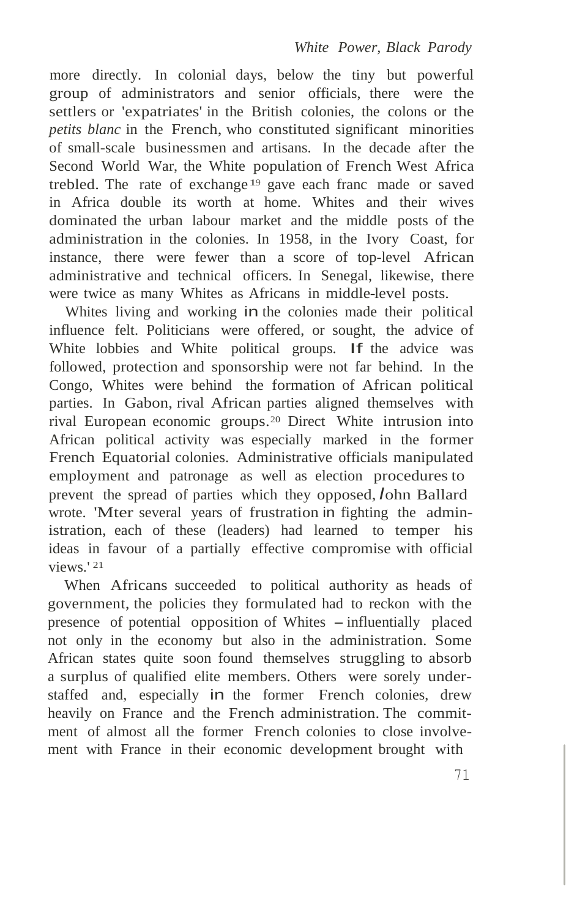more directly. In colonial days, below the tiny but powerful group of administrators and senior officials, there were the settlers or 'expatriates' in the British colonies, the colons or the *petits blanc* in the French, who constituted significant minorities of small-scale businessmen and artisans. In the decade after the Second World War, the White population of French West Africa trebled. The rate of exchange[19] gave each franc made or saved in Africa double its worth at home. Whites and their wives dominated the urban labour market and the middle posts of the administration in the colonies. In 1958, in the Ivory Coast, for instance, there were fewer than a score of top-level African administrative and technical officers. In Senegal, likewise, there were twice as many Whites as Africans in middle-level posts.

Whites living and working in the colonies made their political influence felt. Politicians were offered, or sought, the advice of White lobbies and White political groups. If the advice was followed, protection and sponsorship were not far behind. In the Congo, Whites were behind the formation of African political parties. In Gabon, rival African parties aligned themselves with rival European economic groups.[20] Direct White intrusion into African political activity was especially marked in the former French Equatorial colonies. Administrative officials manipulated employment and patronage as well as election procedures to prevent the spread of parties which they opposed, John Ballard wrote. 'After several years of frustration in fighting the administration, each of these (leaders) had learned to temper his ideas in favour of a partially effective compromise with official views.'[21]

When Africans succeeded to political authority as heads of government, the policies they formulated had to reckon with the presence of potential opposition of Whites – influentially placed not only in the economy but also in the administration. Some African states quite soon found themselves struggling to absorb a surplus of qualified elite members. Others were sorely understaffed and, especially in the former French colonies, drew heavily on France and the French administration. The commitment of almost all the former French colonies to close involvement with France in their economic development brought with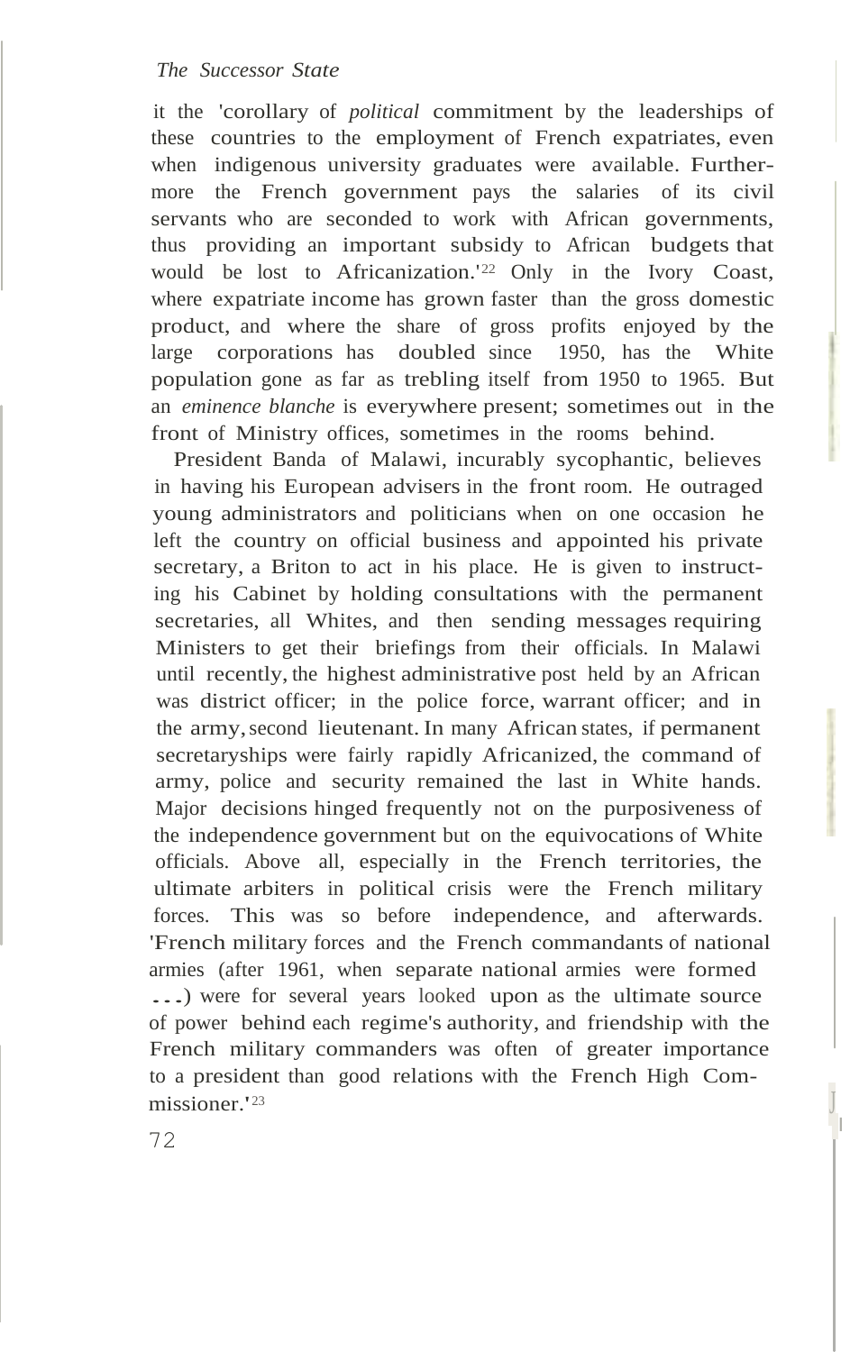it the 'corollary of *political* commitment by the leaderships of these countries to the employment of French expatriates, even when indigenous university graduates were available. Furthermore the French government pays the salaries of its civil servants who are seconded to work with African governments, thus providing an important subsidy to African budgets that would be lost to Africanization.'[22] Only in the Ivory Coast, where expatriate income has grown faster than the gross domestic product, and where the share of gross profits enjoyed by the large corporations has doubled since 1950, has the White population gone as far as trebling itself from 1950 to 1965. But an *eminence blanche* is everywhere present; sometimes out in the front of Ministry offices, sometimes in the rooms behind.

President Banda of Malawi, incurably sycophantic, believes in having his European advisers in the front room. He outraged young administrators and politicians when on one occasion he left the country on official business and appointed his private secretary, a Briton to act in his place. He is given to instructing his Cabinet by holding consultations with the permanent secretaries, all Whites, and then sending messages requiring Ministers to get their briefings from their officials. In Malawi until recently, the highest administrative post held by an African was district officer; in the police force, warrant officer; and in the army, second lieutenant. In many African states, if permanent secretaryships were fairly rapidly Africanized, the command of army, police and security remained the last in White hands. Major decisions hinged frequently not on the purposiveness of the independence government but on the equivocations of White officials. Above all, especially in the French territories, the ultimate arbiters in political crisis were the French military forces. This was so before independence, and afterwards. 'French military forces and the French commandants of national armies (after 1961, when separate national armies were formed ...) were for several years looked upon as the ultimate source of power behind each regime's authority, and friendship with the French military commanders was often of greater importance to a president than good relations with the French High Commissioner.'[23]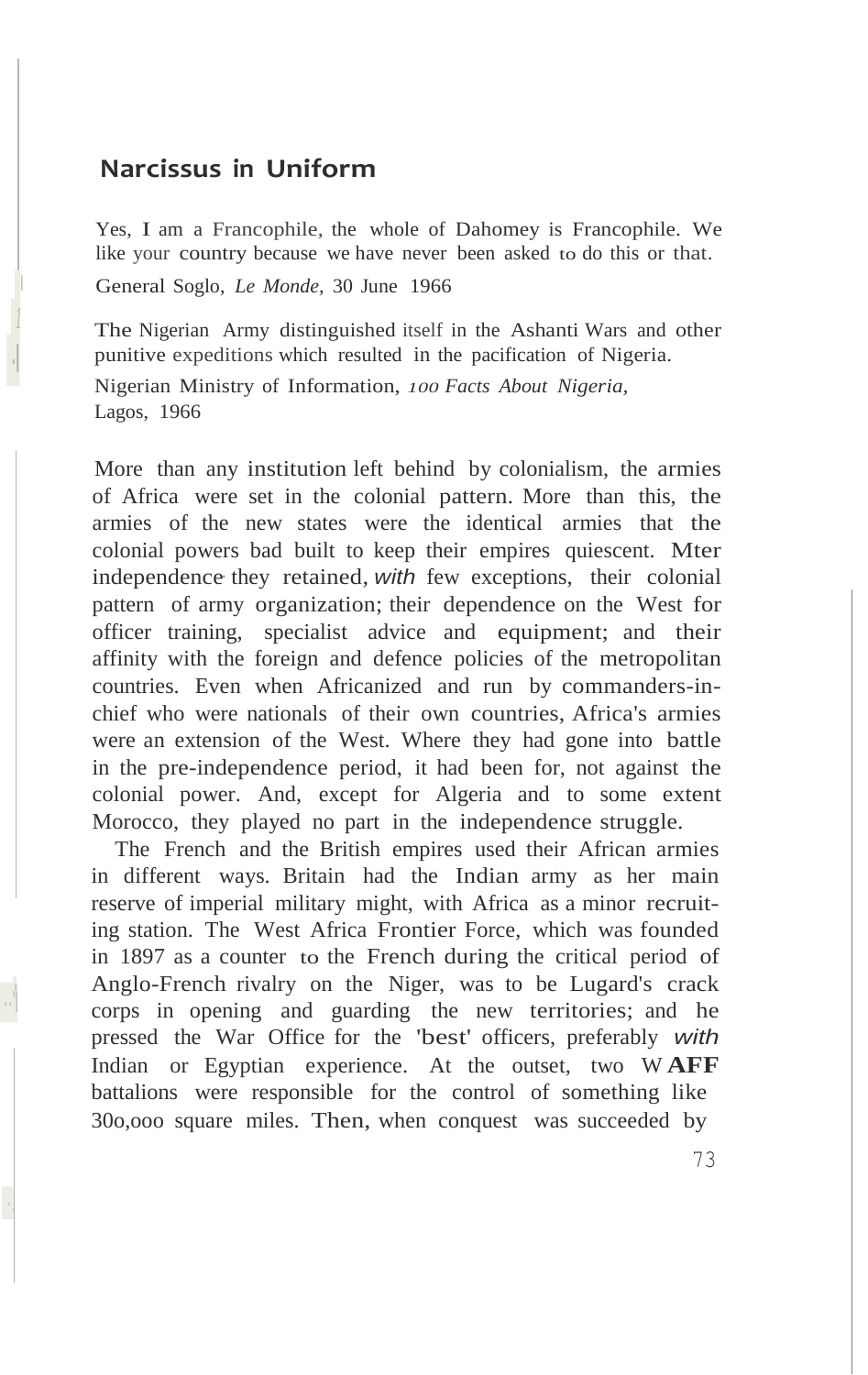## Narcissus in Uniform

Yes, I am a Francophile, the whole of Dahomey is Francophile. We like your country because we have never been asked to do this or that.

General Soglo, *Le Monde*, 30 June 1966

The Nigerian Army distinguished itself in the Ashanti Wars and other punitive expeditions which resulted in the pacification of Nigeria.

Nigerian Ministry of Information, *100 Facts About Nigeria*, Lagos, 1966

More than any institution left behind by colonialism, the armies of Africa were set in the colonial pattern. More than this, the armies of the new states were the identical armies that the colonial powers bad built to keep their empires quiescent. Mter independence they retained, *with* few exceptions, their colonial pattern of army organization; their dependence on the West for officer training, specialist advice and equipment; and their affinity with the foreign and defence policies of the metropolitan countries. Even when Africanized and run by commanders-in-chief who were nationals of their own countries, Africa's armies were an extension of the West. Where they had gone into battle in the pre-independence period, it had been for, not against the colonial power. And, except for Algeria and to some extent Morocco, they played no part in the independence struggle.

The French and the British empires used their African armies in different ways. Britain had the Indian army as her main reserve of imperial military might, with Africa as a minor recruiting station. The West Africa Frontier Force, which was founded in 1897 as a counter to the French during the critical period of Anglo-French rivalry on the Niger, was to be Lugard's crack corps in opening and guarding the new territories; and he pressed the War Office for the 'best' officers, preferably *with* Indian or Egyptian experience. At the outset, two WAFF battalions were responsible for the control of something like 300,000 square miles. Then, when conquest was succeeded by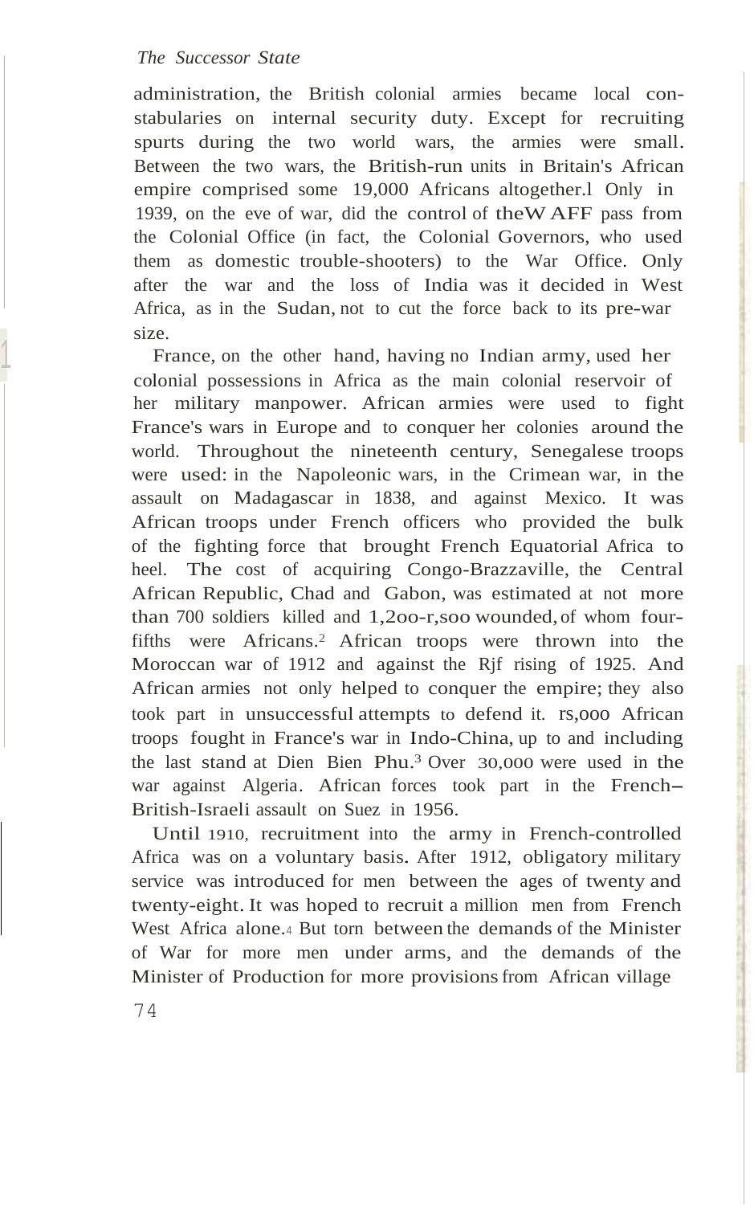administration, the British colonial armies became local constabularies on internal security duty. Except for recruiting spurts during the two world wars, the armies were small. Between the two wars, the British-run units in Britain's African empire comprised some 19,000 Africans altogether.[1] Only in 1939, on the eve of war, did the control of the WAFF pass from the Colonial Office (in fact, the Colonial Governors, who used them as domestic trouble-shooters) to the War Office. Only after the war and the loss of India was it decided in West Africa, as in the Sudan, not to cut the force back to its pre-war size.

France, on the other hand, having no Indian army, used her colonial possessions in Africa as the main colonial reservoir of her military manpower. African armies were used to fight France's wars in Europe and to conquer her colonies around the world. Throughout the nineteenth century, Senegalese troops were used: in the Napoleonic wars, in the Crimean war, in the assault on Madagascar in 1838, and against Mexico. It was African troops under French officers who provided the bulk of the fighting force that brought French Equatorial Africa to heel. The cost of acquiring Congo-Brazzaville, the Central African Republic, Chad and Gabon, was estimated at not more than 700 soldiers killed and 1,200-1,500 wounded, of whom four-fifths were Africans.[2] African troops were thrown into the Moroccan war of 1912 and against the Rif rising of 1925. And African armies not only helped to conquer the empire; they also took part in unsuccessful attempts to defend it. 15,000 African troops fought in France's war in Indo-China, up to and including the last stand at Dien Bien Phu.[3] Over 30,000 were used in the war against Algeria. African forces took part in the French-British-Israeli assault on Suez in 1956.

Until 1910, recruitment into the army in French-controlled Africa was on a voluntary basis. After 1912, obligatory military service was introduced for men between the ages of twenty and twenty-eight. It was hoped to recruit a million men from French West Africa alone.[4] But torn between the demands of the Minister of War for more men under arms, and the demands of the Minister of Production for more provisions from African village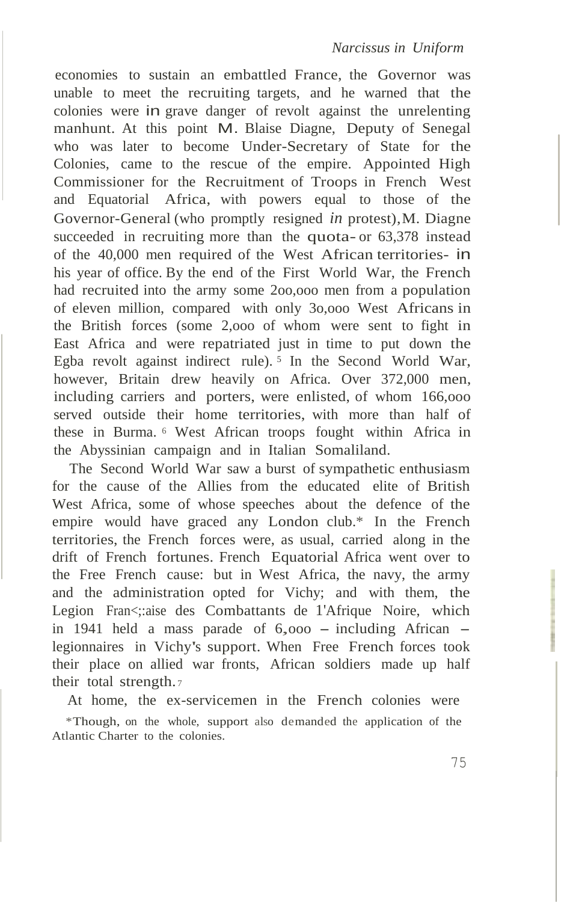economies to sustain an embattled France, the Governor was unable to meet the recruiting targets, and he warned that the colonies were in grave danger of revolt against the unrelenting manhunt. At this point M. Blaise Diagne, Deputy of Senegal who was later to become Under-Secretary of State for the Colonies, came to the rescue of the empire. Appointed High Commissioner for the Recruitment of Troops in French West and Equatorial Africa, with powers equal to those of the Governor-General (who promptly resigned *in* protest), M. Diagne succeeded in recruiting more than the quota- or 63,378 instead of the 40,000 men required of the West African territories- in his year of office. By the end of the First World War, the French had recruited into the army some 200,000 men from a population of eleven million, compared with only 30,000 West Africans in the British forces (some 2,000 of whom were sent to fight in East Africa and were repatriated just in time to put down the Egba revolt against indirect rule).[5] In the Second World War, however, Britain drew heavily on Africa. Over 372,000 men, including carriers and porters, were enlisted, of whom 166,000 served outside their home territories, with more than half of these in Burma.[6] West African troops fought within Africa in the Abyssinian campaign and in Italian Somaliland.

The Second World War saw a burst of sympathetic enthusiasm for the cause of the Allies from the educated elite of British West Africa, some of whose speeches about the defence of the empire would have graced any London club.* In the French territories, the French forces were, as usual, carried along in the drift of French fortunes. French Equatorial Africa went over to the Free French cause: but in West Africa, the navy, the army and the administration opted for Vichy; and with them, the Legion Française des Combattants de l'Afrique Noire, which in 1941 held a mass parade of 6,000 – including African – legionnaires in Vichy's support. When Free French forces took their place on allied war fronts, African soldiers made up half their total strength.[7]

At home, the ex-servicemen in the French colonies were

*Though, on the whole, support also demanded the application of the Atlantic Charter to the colonies.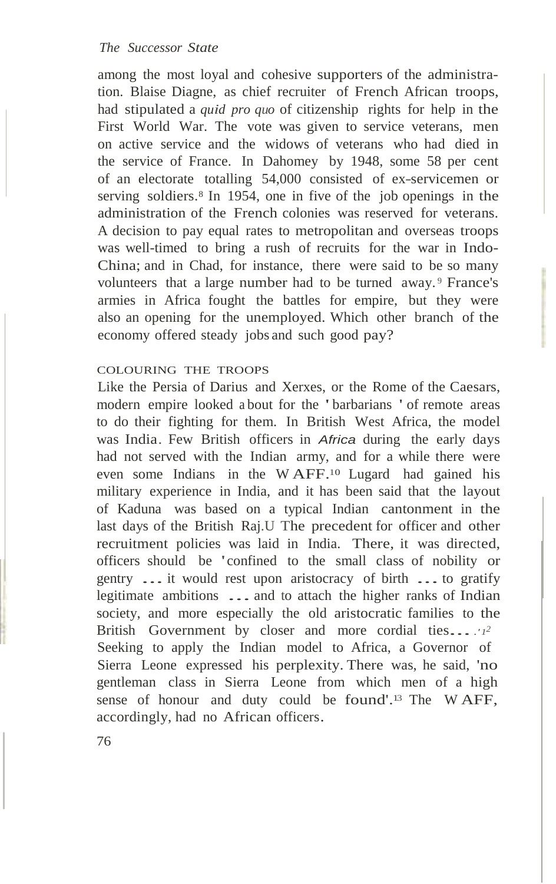among the most loyal and cohesive supporters of the administration. Blaise Diagne, as chief recruiter of French African troops, had stipulated a *quid pro quo* of citizenship rights for help in the First World War. The vote was given to service veterans, men on active service and the widows of veterans who had died in the service of France. In Dahomey by 1948, some 58 per cent of an electorate totalling 54,000 consisted of ex-servicemen or serving soldiers.[8] In 1954, one in five of the job openings in the administration of the French colonies was reserved for veterans. A decision to pay equal rates to metropolitan and overseas troops was well-timed to bring a rush of recruits for the war in Indo-China; and in Chad, for instance, there were said to be so many volunteers that a large number had to be turned away.[9] France's armies in Africa fought the battles for empire, but they were also an opening for the unemployed. Which other branch of the economy offered steady jobs and such good pay?

## COLOURING THE TROOPS

Like the Persia of Darius and Xerxes, or the Rome of the Caesars, modern empire looked about for the 'barbarians' of remote areas to do their fighting for them. In British West Africa, the model was India. Few British officers in *Africa* during the early days had not served with the Indian army, and for a while there were even some Indians in the WAFF.[10] Lugard had gained his military experience in India, and it has been said that the layout of Kaduna was based on a typical Indian cantonment in the last days of the British Raj.[11] The precedent for officer and other recruitment policies was laid in India. There, it was directed, officers should be 'confined to the small class of nobility or gentry ... it would rest upon aristocracy of birth ... to gratify legitimate ambitions ... and to attach the higher ranks of Indian society, and more especially the old aristocratic families to the British Government by closer and more cordial ties....'[12] Seeking to apply the Indian model to Africa, a Governor of Sierra Leone expressed his perplexity. There was, he said, 'no gentleman class in Sierra Leone from which men of a high sense of honour and duty could be found'.[13] The WAFF, accordingly, had no African officers.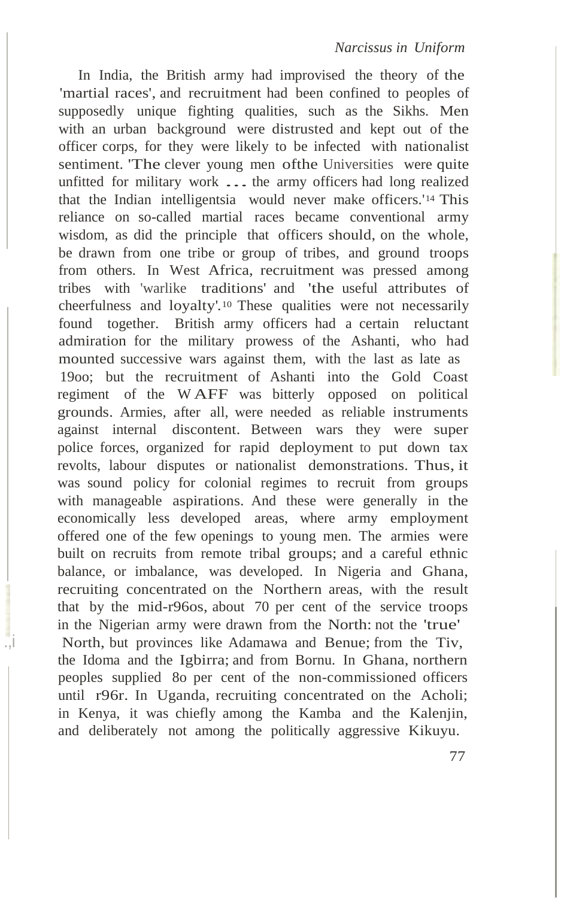In India, the British army had improvised the theory of the 'martial races', and recruitment had been confined to peoples of supposedly unique fighting qualities, such as the Sikhs. Men with an urban background were distrusted and kept out of the officer corps, for they were likely to be infected with nationalist sentiment. 'The clever young men ofthe Universities were quite unfitted for military work ... the army officers had long realized that the Indian intelligentsia would never make officers.'[14] This reliance on so-called martial races became conventional army wisdom, as did the principle that officers should, on the whole, be drawn from one tribe or group of tribes, and ground troops from others. In West Africa, recruitment was pressed among tribes with 'warlike traditions' and 'the useful attributes of cheerfulness and loyalty'.[10] These qualities were not necessarily found together. British army officers had a certain reluctant admiration for the military prowess of the Ashanti, who had mounted successive wars against them, with the last as late as 1900; but the recruitment of Ashanti into the Gold Coast regiment of the WAFF was bitterly opposed on political grounds. Armies, after all, were needed as reliable instruments against internal discontent. Between wars they were super police forces, organized for rapid deployment to put down tax revolts, labour disputes or nationalist demonstrations. Thus, it was sound policy for colonial regimes to recruit from groups with manageable aspirations. And these were generally in the economically less developed areas, where army employment offered one of the few openings to young men. The armies were built on recruits from remote tribal groups; and a careful ethnic balance, or imbalance, was developed. In Nigeria and Ghana, recruiting concentrated on the Northern areas, with the result that by the mid-1960s, about 70 per cent of the service troops in the Nigerian army were drawn from the North: not the 'true' North, but provinces like Adamawa and Benue; from the Tiv, the Idoma and the Igbirra; and from Bornu. In Ghana, northern peoples supplied 80 per cent of the non-commissioned officers until 1961. In Uganda, recruiting concentrated on the Acholi; in Kenya, it was chiefly among the Kamba and the Kalenjin, and deliberately not among the politically aggressive Kikuyu.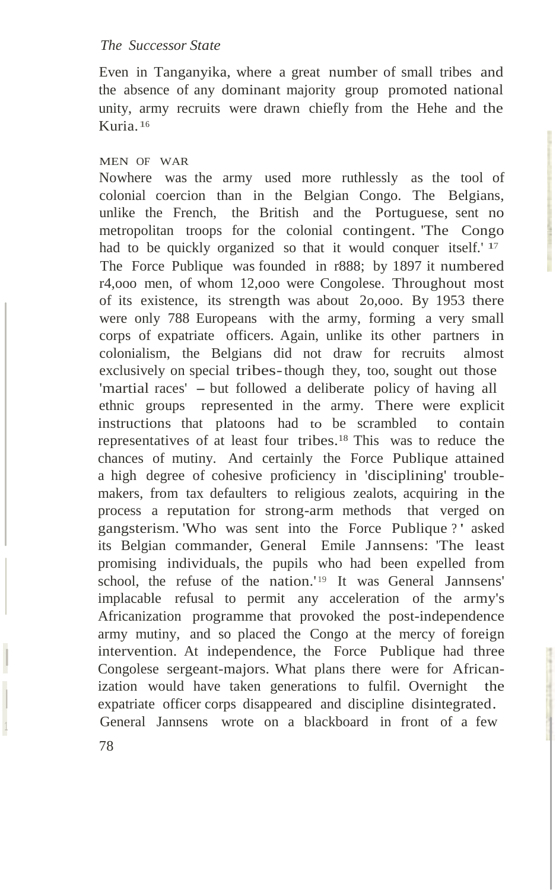Even in Tanganyika, where a great number of small tribes and the absence of any dominant majority group promoted national unity, army recruits were drawn chiefly from the Hehe and the Kuria.[16]

### MEN OF WAR

Nowhere was the army used more ruthlessly as the tool of colonial coercion than in the Belgian Congo. The Belgians, unlike the French, the British and the Portuguese, sent no metropolitan troops for the colonial contingent. 'The Congo had to be quickly organized so that it would conquer itself.'[17] The Force Publique was founded in r888; by 1897 it numbered r4,ooo men, of whom 12,ooo were Congolese. Throughout most of its existence, its strength was about 2o,ooo. By 1953 there were only 788 Europeans with the army, forming a very small corps of expatriate officers. Again, unlike its other partners in colonialism, the Belgians did not draw for recruits almost exclusively on special tribes-though they, too, sought out those 'martial races' – but followed a deliberate policy of having all ethnic groups represented in the army. There were explicit instructions that platoons had to be scrambled to contain representatives of at least four tribes.[18] This was to reduce the chances of mutiny. And certainly the Force Publique attained a high degree of cohesive proficiency in 'disciplining' trouble-makers, from tax defaulters to religious zealots, acquiring in the process a reputation for strong-arm methods that verged on gangsterism. 'Who was sent into the Force Publique ?' asked its Belgian commander, General Emile Jannsens: 'The least promising individuals, the pupils who had been expelled from school, the refuse of the nation.'[19] It was General Jannsens' implacable refusal to permit any acceleration of the army's Africanization programme that provoked the post-independence army mutiny, and so placed the Congo at the mercy of foreign intervention. At independence, the Force Publique had three Congolese sergeant-majors. What plans there were for Africanization would have taken generations to fulfil. Overnight the expatriate officer corps disappeared and discipline disintegrated. General Jannsens wrote on a blackboard in front of a few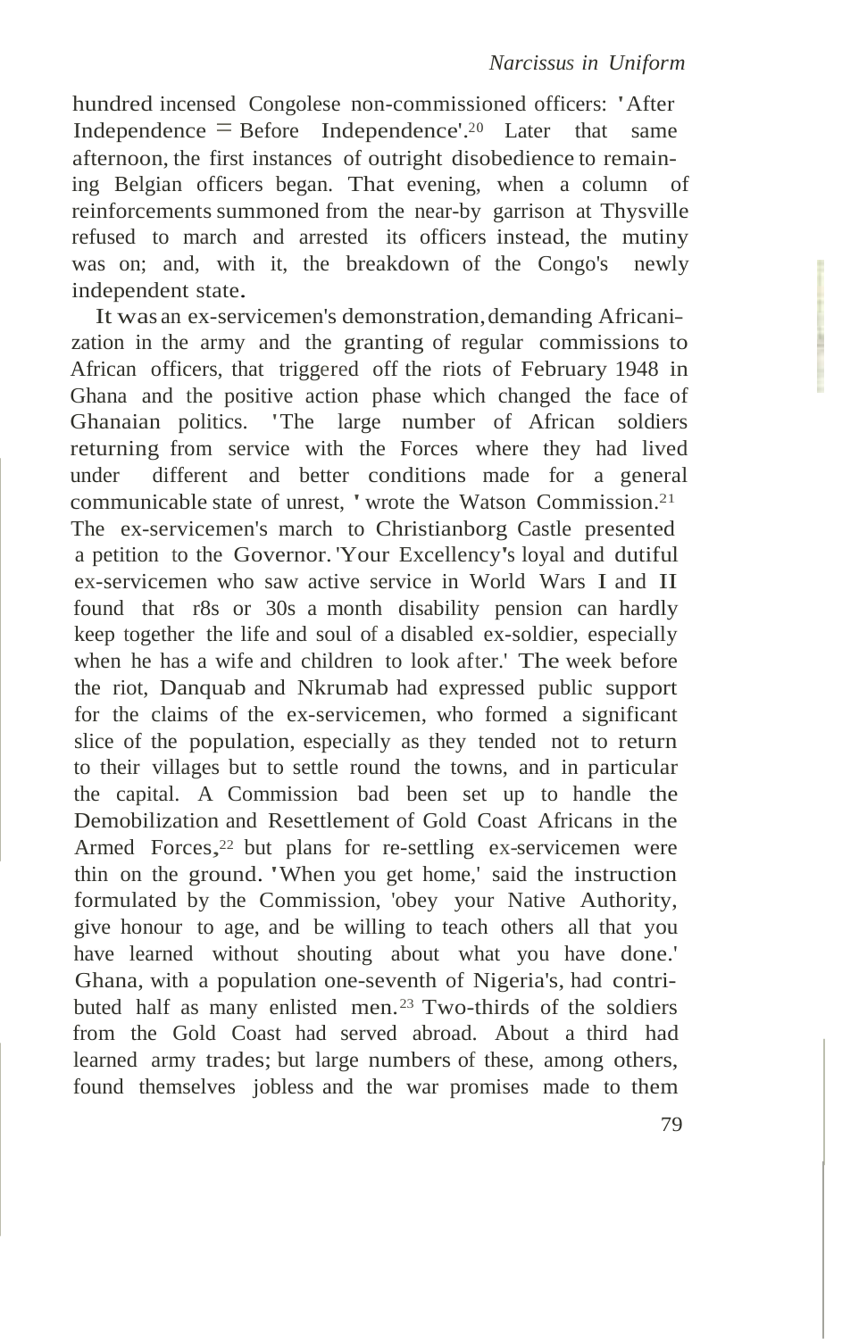hundred incensed Congolese non-commissioned officers: 'After Independence = Before Independence'.[20] Later that same afternoon, the first instances of outright disobedience to remaining Belgian officers began. That evening, when a column of reinforcements summoned from the near-by garrison at Thysville refused to march and arrested its officers instead, the mutiny was on; and, with it, the breakdown of the Congo's newly independent state.

It was an ex-servicemen's demonstration, demanding Africanization in the army and the granting of regular commissions to African officers, that triggered off the riots of February 1948 in Ghana and the positive action phase which changed the face of Ghanaian politics. 'The large number of African soldiers returning from service with the Forces where they had lived under different and better conditions made for a general communicable state of unrest, ' wrote the Watson Commission.[21] The ex-servicemen's march to Christianborg Castle presented a petition to the Governor. 'Your Excellency's loyal and dutiful ex-servicemen who saw active service in World Wars I and II found that r8s or 30s a month disability pension can hardly keep together the life and soul of a disabled ex-soldier, especially when he has a wife and children to look after.' The week before the riot, Danquab and Nkrumah had expressed public support for the claims of the ex-servicemen, who formed a significant slice of the population, especially as they tended not to return to their villages but to settle round the towns, and in particular the capital. A Commission bad been set up to handle the Demobilization and Resettlement of Gold Coast Africans in the Armed Forces,[22] but plans for re-settling ex-servicemen were thin on the ground. 'When you get home,' said the instruction formulated by the Commission, 'obey your Native Authority, give honour to age, and be willing to teach others all that you have learned without shouting about what you have done.' Ghana, with a population one-seventh of Nigeria's, had contributed half as many enlisted men.[23] Two-thirds of the soldiers from the Gold Coast had served abroad. About a third had learned army trades; but large numbers of these, among others, found themselves jobless and the war promises made to them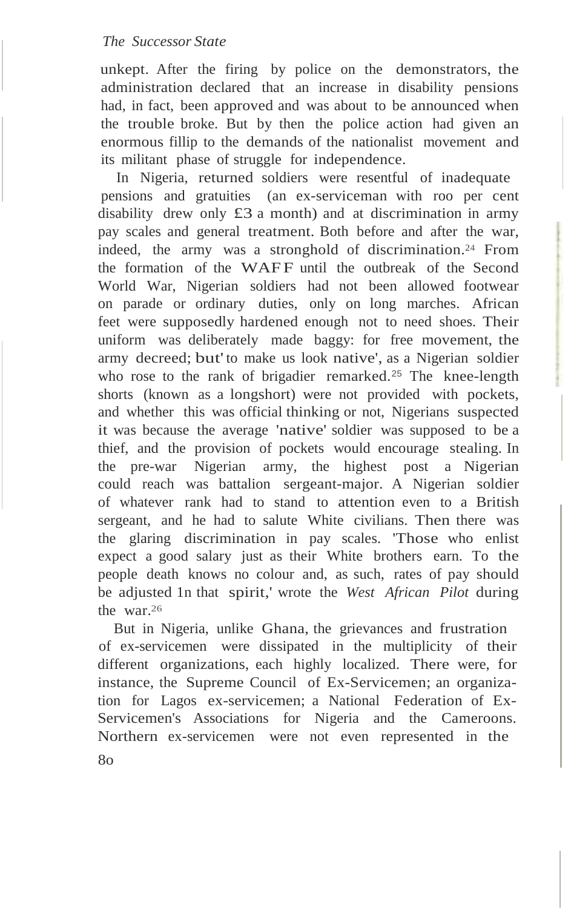unkept. After the firing by police on the demonstrators, the administration declared that an increase in disability pensions had, in fact, been approved and was about to be announced when the trouble broke. But by then the police action had given an enormous fillip to the demands of the nationalist movement and its militant phase of struggle for independence.

In Nigeria, returned soldiers were resentful of inadequate pensions and gratuities (an ex-serviceman with 100 per cent disability drew only £3 a month) and at discrimination in army pay scales and general treatment. Both before and after the war, indeed, the army was a stronghold of discrimination.[24] From the formation of the WAFF until the outbreak of the Second World War, Nigerian soldiers had not been allowed footwear on parade or ordinary duties, only on long marches. African feet were supposedly hardened enough not to need shoes. Their uniform was deliberately made baggy: for free movement, the army decreed; but 'to make us look native', as a Nigerian soldier who rose to the rank of brigadier remarked.[25] The knee-length shorts (known as a longshort) were not provided with pockets, and whether this was official thinking or not, Nigerians suspected it was because the average 'native' soldier was supposed to be a thief, and the provision of pockets would encourage stealing. In the pre-war Nigerian army, the highest post a Nigerian could reach was battalion sergeant-major. A Nigerian soldier of whatever rank had to stand to attention even to a British sergeant, and he had to salute White civilians. Then there was the glaring discrimination in pay scales. 'Those who enlist expect a good salary just as their White brothers earn. To the people death knows no colour and, as such, rates of pay should be adjusted in that spirit,' wrote the *West African Pilot* during the war.[26]

But in Nigeria, unlike Ghana, the grievances and frustration of ex-servicemen were dissipated in the multiplicity of their different organizations, each highly localized. There were, for instance, the Supreme Council of Ex-Servicemen; an organization for Lagos ex-servicemen; a National Federation of Ex-Servicemen's Associations for Nigeria and the Cameroons. Northern ex-servicemen were not even represented in the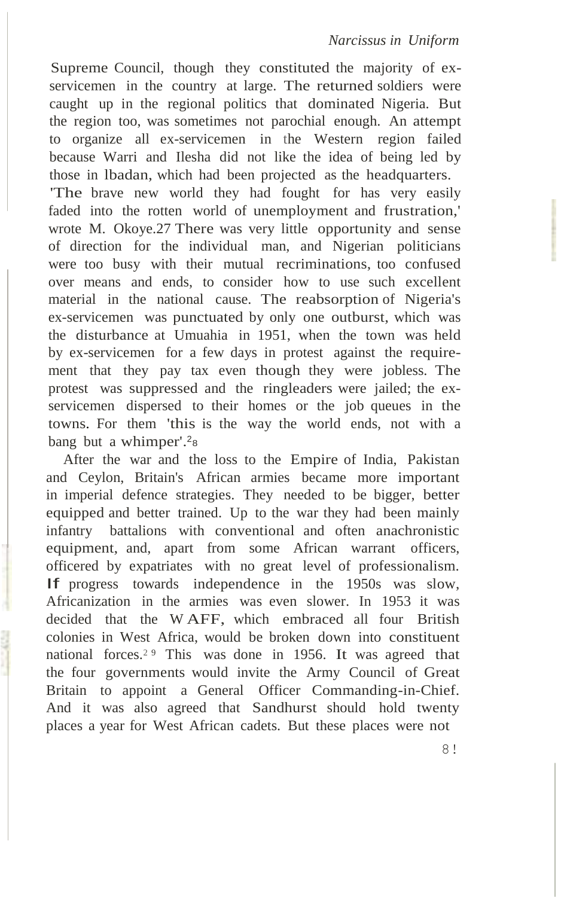Supreme Council, though they constituted the majority of ex-servicemen in the country at large. The returned soldiers were caught up in the regional politics that dominated Nigeria. But the region too, was sometimes not parochial enough. An attempt to organize all ex-servicemen in the Western region failed because Warri and Ilesha did not like the idea of being led by those in Ibadan, which had been projected as the headquarters. 'The brave new world they had fought for has very easily faded into the rotten world of unemployment and frustration,' wrote M. Okoye.[27] There was very little opportunity and sense of direction for the individual man, and Nigerian politicians were too busy with their mutual recriminations, too confused over means and ends, to consider how to use such excellent material in the national cause. The reabsorption of Nigeria's ex-servicemen was punctuated by only one outburst, which was the disturbance at Umuahia in 1951, when the town was held by ex-servicemen for a few days in protest against the requirement that they pay tax even though they were jobless. The protest was suppressed and the ringleaders were jailed; the ex-servicemen dispersed to their homes or the job queues in the towns. For them 'this is the way the world ends, not with a bang but a whimper'.[28]

After the war and the loss to the Empire of India, Pakistan and Ceylon, Britain's African armies became more important in imperial defence strategies. They needed to be bigger, better equipped and better trained. Up to the war they had been mainly infantry battalions with conventional and often anachronistic equipment, and, apart from some African warrant officers, officered by expatriates with no great level of professionalism. If progress towards independence in the 1950s was slow, Africanization in the armies was even slower. In 1953 it was decided that the WAFF, which embraced all four British colonies in West Africa, would be broken down into constituent national forces.[29] This was done in 1956. It was agreed that the four governments would invite the Army Council of Great Britain to appoint a General Officer Commanding-in-Chief. And it was also agreed that Sandhurst should hold twenty places a year for West African cadets. But these places were not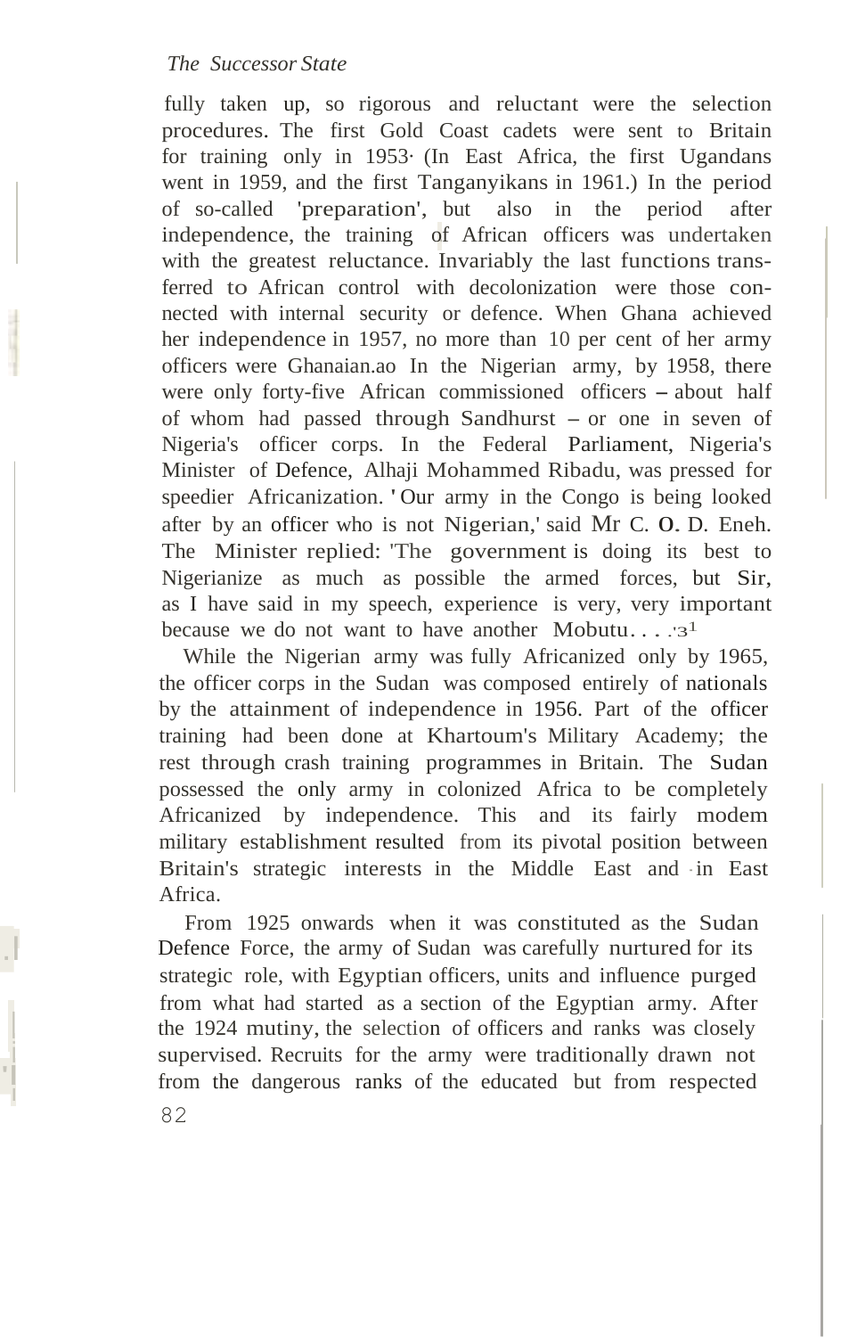fully taken up, so rigorous and reluctant were the selection procedures. The first Gold Coast cadets were sent to Britain for training only in 1953. (In East Africa, the first Ugandans went in 1959, and the first Tanganyikans in 1961.) In the period of so-called 'preparation', but also in the period after independence, the training of African officers was undertaken with the greatest reluctance. Invariably the last functions transferred to African control with decolonization were those connected with internal security or defence. When Ghana achieved her independence in 1957, no more than 10 per cent of her army officers were Ghanaian.[30] In the Nigerian army, by 1958, there were only forty-five African commissioned officers – about half of whom had passed through Sandhurst – or one in seven of Nigeria's officer corps. In the Federal Parliament, Nigeria's Minister of Defence, Alhaji Mohammed Ribadu, was pressed for speedier Africanization. 'Our army in the Congo is being looked after by an officer who is not Nigerian,' said Mr C. O. D. Eneh. The Minister replied: 'The government is doing its best to Nigerianize as much as possible the armed forces, but Sir, as I have said in my speech, experience is very, very important because we do not want to have another Mobutu. . . .'[31]

While the Nigerian army was fully Africanized only by 1965, the officer corps in the Sudan was composed entirely of nationals by the attainment of independence in 1956. Part of the officer training had been done at Khartoum's Military Academy; the rest through crash training programmes in Britain. The Sudan possessed the only army in colonized Africa to be completely Africanized by independence. This and its fairly modem military establishment resulted from its pivotal position between Britain's strategic interests in the Middle East and in East Africa.

From 1925 onwards when it was constituted as the Sudan Defence Force, the army of Sudan was carefully nurtured for its strategic role, with Egyptian officers, units and influence purged from what had started as a section of the Egyptian army. After the 1924 mutiny, the selection of officers and ranks was closely supervised. Recruits for the army were traditionally drawn not from the dangerous ranks of the educated but from respected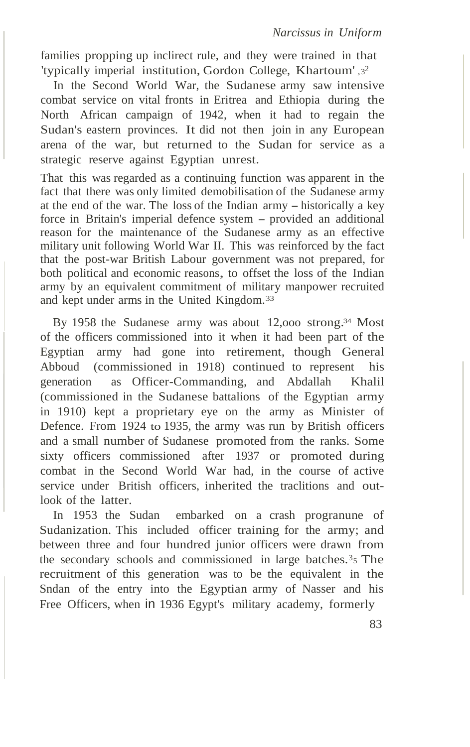families propping up inclirect rule, and they were trained in that 'typically imperial institution, Gordon College, Khartoum'.[32]

In the Second World War, the Sudanese army saw intensive combat service on vital fronts in Eritrea and Ethiopia during the North African campaign of 1942, when it had to regain the Sudan's eastern provinces. It did not then join in any European arena of the war, but returned to the Sudan for service as a strategic reserve against Egyptian unrest.

That this was regarded as a continuing function was apparent in the fact that there was only limited demobilisation of the Sudanese army at the end of the war. The loss of the Indian army – historically a key force in Britain's imperial defence system – provided an additional reason for the maintenance of the Sudanese army as an effective military unit following World War II. This was reinforced by the fact that the post-war British Labour government was not prepared, for both political and economic reasons, to offset the loss of the Indian army by an equivalent commitment of military manpower recruited and kept under arms in the United Kingdom.[33]

By 1958 the Sudanese army was about 12,ooo strong.[34] Most of the officers commissioned into it when it had been part of the Egyptian army had gone into retirement, though General Abboud (commissioned in 1918) continued to represent his generation as Officer-Commanding, and Abdallah Khalil (commissioned in the Sudanese battalions of the Egyptian army in 1910) kept a proprietary eye on the army as Minister of Defence. From 1924 to 1935, the army was run by British officers and a small number of Sudanese promoted from the ranks. Some sixty officers commissioned after 1937 or promoted during combat in the Second World War had, in the course of active service under British officers, inherited the traclitions and outlook of the latter.

In 1953 the Sudan embarked on a crash progranune of Sudanization. This included officer training for the army; and between three and four hundred junior officers were drawn from the secondary schools and commissioned in large batches.[35] The recruitment of this generation was to be the equivalent in the Sndan of the entry into the Egyptian army of Nasser and his Free Officers, when in 1936 Egypt's military academy, formerly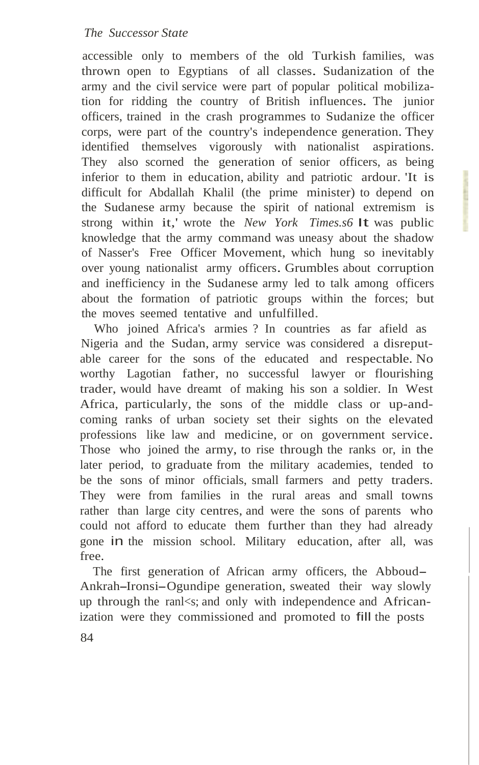accessible only to members of the old Turkish families, was thrown open to Egyptians of all classes. Sudanization of the army and the civil service were part of popular political mobilization for ridding the country of British influences. The junior officers, trained in the crash programmes to Sudanize the officer corps, were part of the country's independence generation. They identified themselves vigorously with nationalist aspirations. They also scorned the generation of senior officers, as being inferior to them in education, ability and patriotic ardour. 'It is difficult for Abdallah Khalil (the prime minister) to depend on the Sudanese army because the spirit of national extremism is strong within it,' wrote the *New York Times*.[6] It was public knowledge that the army command was uneasy about the shadow of Nasser's Free Officer Movement, which hung so inevitably over young nationalist army officers. Grumbles about corruption and inefficiency in the Sudanese army led to talk among officers about the formation of patriotic groups within the forces; but the moves seemed tentative and unfulfilled.

Who joined Africa's armies? In countries as far afield as Nigeria and the Sudan, army service was considered a disreputable career for the sons of the educated and respectable. No worthy Lagotian father, no successful lawyer or flourishing trader, would have dreamt of making his son a soldier. In West Africa, particularly, the sons of the middle class or up-and-coming ranks of urban society set their sights on the elevated professions like law and medicine, or on government service. Those who joined the army, to rise through the ranks or, in the later period, to graduate from the military academies, tended to be the sons of minor officials, small farmers and petty traders. They were from families in the rural areas and small towns rather than large city centres, and were the sons of parents who could not afford to educate them further than they had already gone in the mission school. Military education, after all, was free.

The first generation of African army officers, the Abboud–Ankrah–Ironsi–Ogundipe generation, sweated their way slowly up through the ranks; and only with independence and Africanization were they commissioned and promoted to fill the posts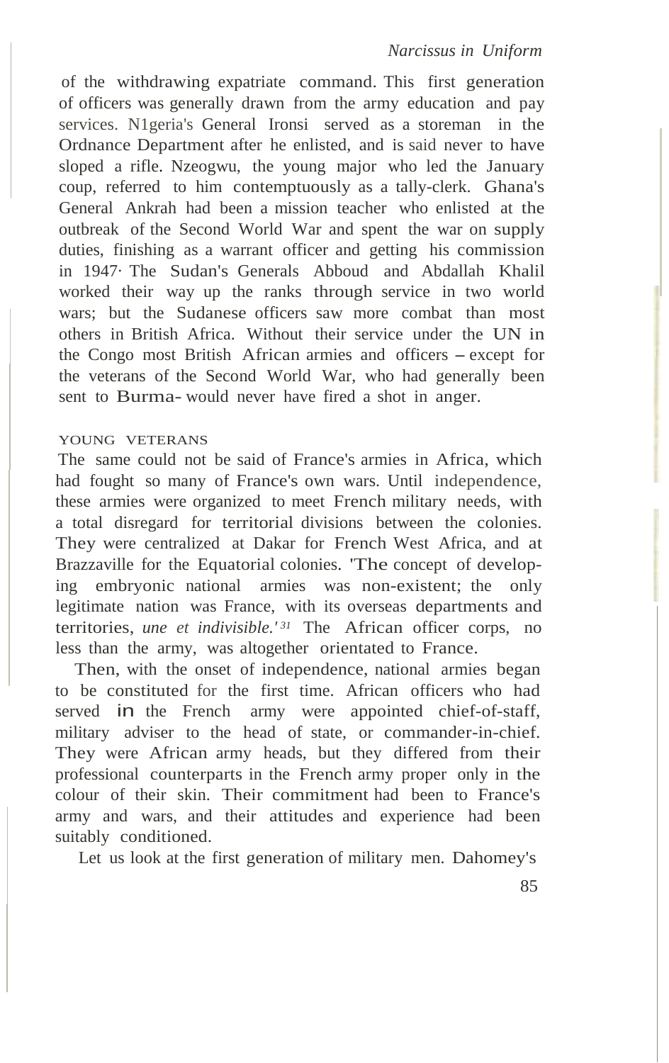of the withdrawing expatriate command. This first generation of officers was generally drawn from the army education and pay services. Nigeria's General Ironsi served as a storeman in the Ordnance Department after he enlisted, and is said never to have sloped a rifle. Nzeogwu, the young major who led the January coup, referred to him contemptuously as a tally-clerk. Ghana's General Ankrah had been a mission teacher who enlisted at the outbreak of the Second World War and spent the war on supply duties, finishing as a warrant officer and getting his commission in 1947. The Sudan's Generals Abboud and Abdallah Khalil worked their way up the ranks through service in two world wars; but the Sudanese officers saw more combat than most others in British Africa. Without their service under the UN in the Congo most British African armies and officers – except for the veterans of the Second World War, who had generally been sent to Burma – would never have fired a shot in anger.

## YOUNG VETERANS

The same could not be said of France's armies in Africa, which had fought so many of France's own wars. Until independence, these armies were organized to meet French military needs, with a total disregard for territorial divisions between the colonies. They were centralized at Dakar for French West Africa, and at Brazzaville for the Equatorial colonies. 'The concept of developing embryonic national armies was non-existent; the only legitimate nation was France, with its overseas departments and territories, *une et indivisible.*'[31] The African officer corps, no less than the army, was altogether orientated to France.

Then, with the onset of independence, national armies began to be constituted for the first time. African officers who had served in the French army were appointed chief-of-staff, military adviser to the head of state, or commander-in-chief. They were African army heads, but they differed from their professional counterparts in the French army proper only in the colour of their skin. Their commitment had been to France's army and wars, and their attitudes and experience had been suitably conditioned.

Let us look at the first generation of military men. Dahomey's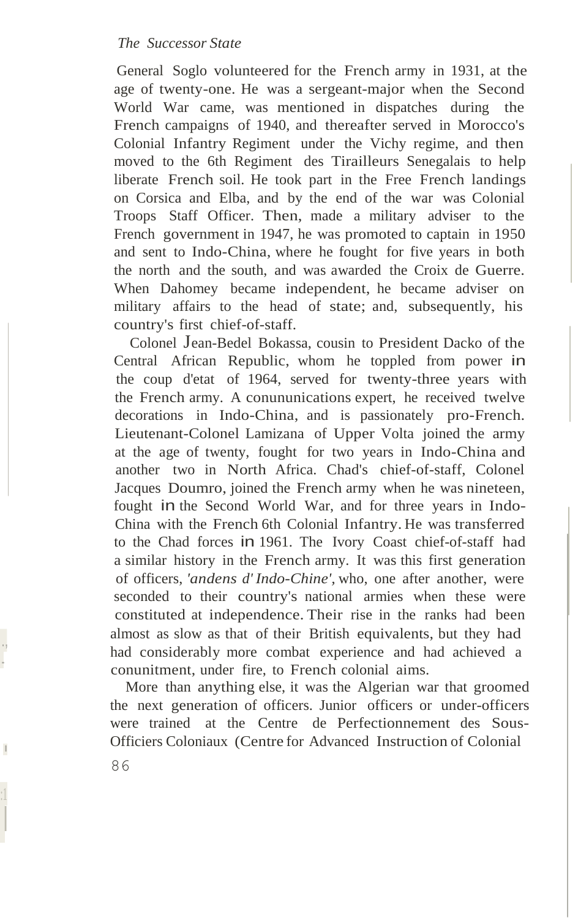General Soglo volunteered for the French army in 1931, at the age of twenty-one. He was a sergeant-major when the Second World War came, was mentioned in dispatches during the French campaigns of 1940, and thereafter served in Morocco's Colonial Infantry Regiment under the Vichy regime, and then moved to the 6th Regiment des Tirailleurs Senegalais to help liberate French soil. He took part in the Free French landings on Corsica and Elba, and by the end of the war was Colonial Troops Staff Officer. Then, made a military adviser to the French government in 1947, he was promoted to captain in 1950 and sent to Indo-China, where he fought for five years in both the north and the south, and was awarded the Croix de Guerre. When Dahomey became independent, he became adviser on military affairs to the head of state; and, subsequently, his country's first chief-of-staff.

Colonel Jean-Bedel Bokassa, cousin to President Dacko of the Central African Republic, whom he toppled from power in the coup d'etat of 1964, served for twenty-three years with the French army. A conununications expert, he received twelve decorations in Indo-China, and is passionately pro-French. Lieutenant-Colonel Lamizana of Upper Volta joined the army at the age of twenty, fought for two years in Indo-China and another two in North Africa. Chad's chief-of-staff, Colonel Jacques Doumro, joined the French army when he was nineteen, fought in the Second World War, and for three years in Indo-China with the French 6th Colonial Infantry. He was transferred to the Chad forces in 1961. The Ivory Coast chief-of-staff had a similar history in the French army. It was this first generation of officers, *'andens d' Indo-Chine'*, who, one after another, were seconded to their country's national armies when these were constituted at independence. Their rise in the ranks had been almost as slow as that of their British equivalents, but they had had considerably more combat experience and had achieved a conunitment, under fire, to French colonial aims.

More than anything else, it was the Algerian war that groomed the next generation of officers. Junior officers or under-officers were trained at the Centre de Perfectionnement des Sous-Officiers Coloniaux (Centre for Advanced Instruction of Colonial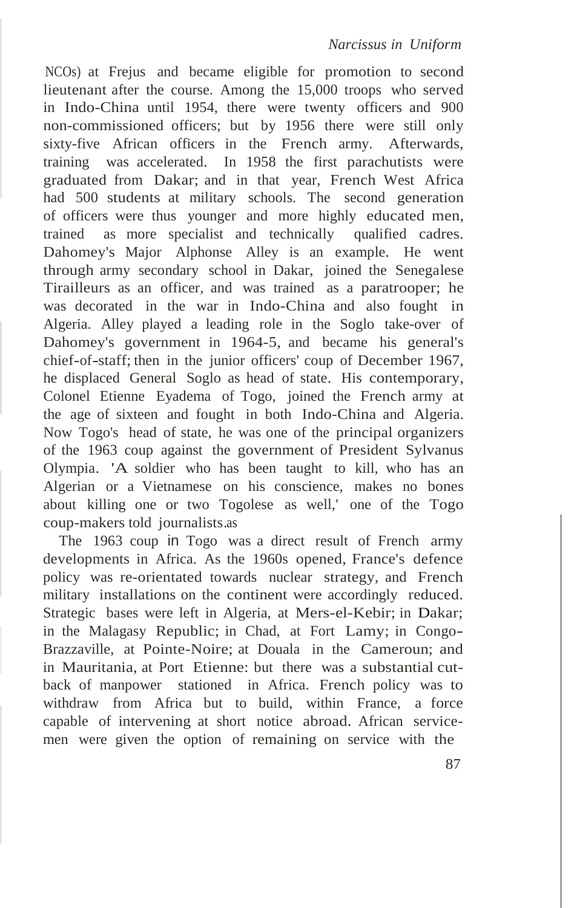NCOs) at Frejus and became eligible for promotion to second lieutenant after the course. Among the 15,000 troops who served in Indo-China until 1954, there were twenty officers and 900 non-commissioned officers; but by 1956 there were still only sixty-five African officers in the French army. Afterwards, training was accelerated. In 1958 the first parachutists were graduated from Dakar; and in that year, French West Africa had 500 students at military schools. The second generation of officers were thus younger and more highly educated men, trained as more specialist and technically qualified cadres. Dahomey's Major Alphonse Alley is an example. He went through army secondary school in Dakar, joined the Senegalese Tirailleurs as an officer, and was trained as a paratrooper; he was decorated in the war in Indo-China and also fought in Algeria. Alley played a leading role in the Soglo take-over of Dahomey's government in 1964-5, and became his general's chief-of-staff; then in the junior officers' coup of December 1967, he displaced General Soglo as head of state. His contemporary, Colonel Etienne Eyadema of Togo, joined the French army at the age of sixteen and fought in both Indo-China and Algeria. Now Togo's head of state, he was one of the principal organizers of the 1963 coup against the government of President Sylvanus Olympia. 'A soldier who has been taught to kill, who has an Algerian or a Vietnamese on his conscience, makes no bones about killing one or two Togolese as well,' one of the Togo coup-makers told journalists.[as]

The 1963 coup in Togo was a direct result of French army developments in Africa. As the 1960s opened, France's defence policy was re-orientated towards nuclear strategy, and French military installations on the continent were accordingly reduced. Strategic bases were left in Algeria, at Mers-el-Kebir; in Dakar; in the Malagasy Republic; in Chad, at Fort Lamy; in Congo-Brazzaville, at Pointe-Noire; at Douala in the Cameroun; and in Mauritania, at Port Etienne: but there was a substantial cut-back of manpower stationed in Africa. French policy was to withdraw from Africa but to build, within France, a force capable of intervening at short notice abroad. African service-men were given the option of remaining on service with the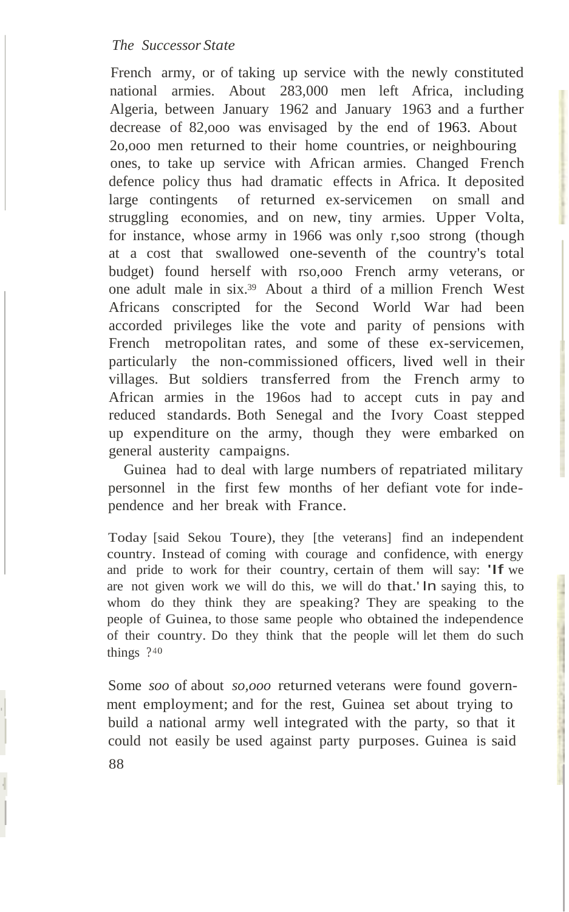French army, or of taking up service with the newly constituted national armies. About 283,000 men left Africa, including Algeria, between January 1962 and January 1963 and a further decrease of 82,000 was envisaged by the end of 1963. About 20,000 men returned to their home countries, or neighbouring ones, to take up service with African armies. Changed French defence policy thus had dramatic effects in Africa. It deposited large contingents of returned ex-servicemen on small and struggling economies, and on new, tiny armies. Upper Volta, for instance, whose army in 1966 was only 1,500 strong (though at a cost that swallowed one-seventh of the country's total budget) found herself with 150,000 French army veterans, or one adult male in six.[39] About a third of a million French West Africans conscripted for the Second World War had been accorded privileges like the vote and parity of pensions with French metropolitan rates, and some of these ex-servicemen, particularly the non-commissioned officers, lived well in their villages. But soldiers transferred from the French army to African armies in the 1960s had to accept cuts in pay and reduced standards. Both Senegal and the Ivory Coast stepped up expenditure on the army, though they were embarked on general austerity campaigns.

Guinea had to deal with large numbers of repatriated military personnel in the first few months of her defiant vote for independence and her break with France.

> Today [said Sekou Toure], they [the veterans] find an independent country. Instead of coming with courage and confidence, with energy and pride to work for their country, certain of them will say: 'If we are not given work we will do this, we will do that.' In saying this, to whom do they think they are speaking? They are speaking to the people of Guinea, to those same people who obtained the independence of their country. Do they think that the people will let them do such things ?[40]

Some *500* of about *50,000* returned veterans were found government employment; and for the rest, Guinea set about trying to build a national army well integrated with the party, so that it could not easily be used against party purposes. Guinea is said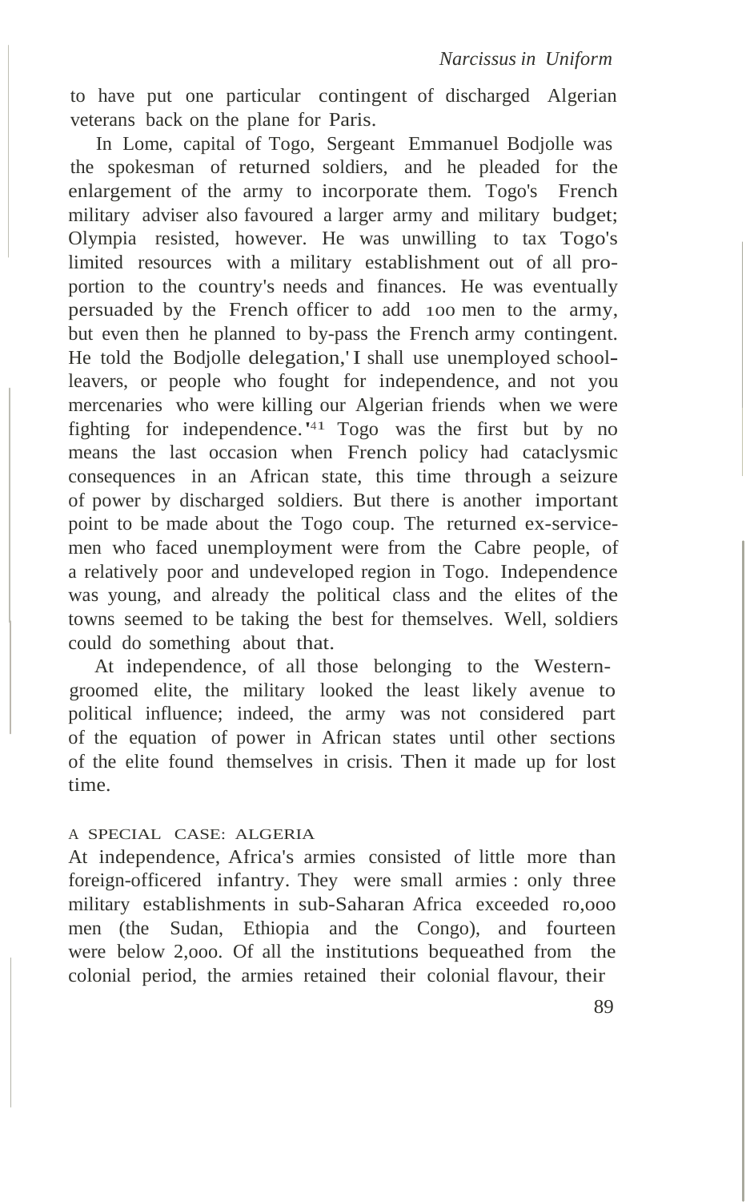to have put one particular contingent of discharged Algerian veterans back on the plane for Paris.

In Lome, capital of Togo, Sergeant Emmanuel Bodjolle was the spokesman of returned soldiers, and he pleaded for the enlargement of the army to incorporate them. Togo's French military adviser also favoured a larger army and military budget; Olympia resisted, however. He was unwilling to tax Togo's limited resources with a military establishment out of all proportion to the country's needs and finances. He was eventually persuaded by the French officer to add 100 men to the army, but even then he planned to by-pass the French army contingent. He told the Bodjolle delegation, 'I shall use unemployed school-leavers, or people who fought for independence, and not you mercenaries who were killing our Algerian friends when we were fighting for independence.'[41] Togo was the first but by no means the last occasion when French policy had cataclysmic consequences in an African state, this time through a seizure of power by discharged soldiers. But there is another important point to be made about the Togo coup. The returned ex-servicemen who faced unemployment were from the Cabre people, of a relatively poor and undeveloped region in Togo. Independence was young, and already the political class and the elites of the towns seemed to be taking the best for themselves. Well, soldiers could do something about that.

At independence, of all those belonging to the Western-groomed elite, the military looked the least likely avenue to political influence; indeed, the army was not considered part of the equation of power in African states until other sections of the elite found themselves in crisis. Then it made up for lost time.

### A SPECIAL CASE: ALGERIA

At independence, Africa's armies consisted of little more than foreign-officered infantry. They were small armies: only three military establishments in sub-Saharan Africa exceeded 10,000 men (the Sudan, Ethiopia and the Congo), and fourteen were below 2,000. Of all the institutions bequeathed from the colonial period, the armies retained their colonial flavour, their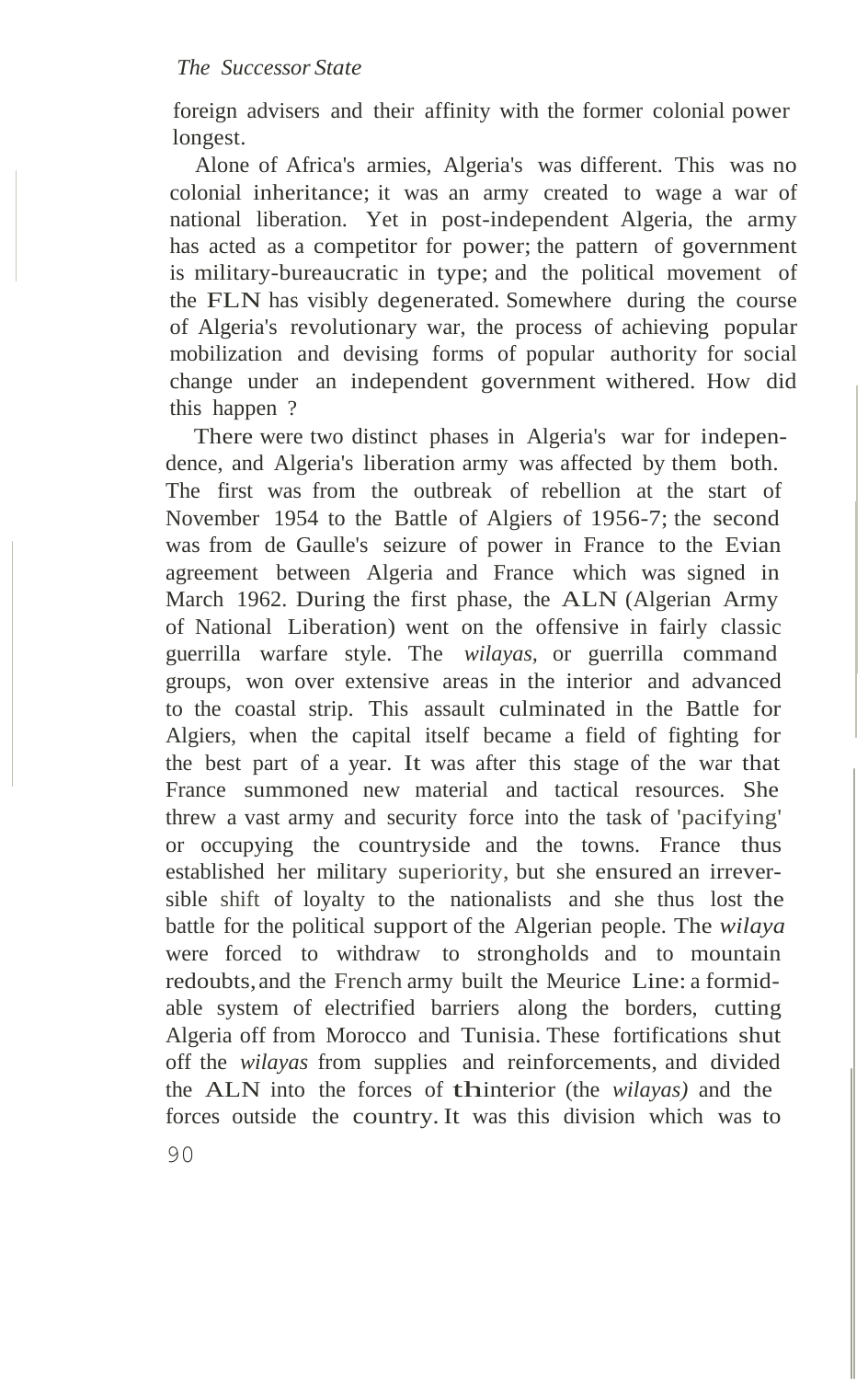foreign advisers and their affinity with the former colonial power longest.

Alone of Africa's armies, Algeria's was different. This was no colonial inheritance; it was an army created to wage a war of national liberation. Yet in post-independent Algeria, the army has acted as a competitor for power; the pattern of government is military-bureaucratic in type; and the political movement of the FLN has visibly degenerated. Somewhere during the course of Algeria's revolutionary war, the process of achieving popular mobilization and devising forms of popular authority for social change under an independent government withered. How did this happen ?

There were two distinct phases in Algeria's war for independence, and Algeria's liberation army was affected by them both. The first was from the outbreak of rebellion at the start of November 1954 to the Battle of Algiers of 1956-7; the second was from de Gaulle's seizure of power in France to the Evian agreement between Algeria and France which was signed in March 1962. During the first phase, the ALN (Algerian Army of National Liberation) went on the offensive in fairly classic guerrilla warfare style. The *wilayas,* or guerrilla command groups, won over extensive areas in the interior and advanced to the coastal strip. This assault culminated in the Battle for Algiers, when the capital itself became a field of fighting for the best part of a year. It was after this stage of the war that France summoned new material and tactical resources. She threw a vast army and security force into the task of 'pacifying' or occupying the countryside and the towns. France thus established her military superiority, but she ensured an irreversible shift of loyalty to the nationalists and she thus lost the battle for the political support of the Algerian people. The *wilaya* were forced to withdraw to strongholds and to mountain redoubts, and the French army built the Meurice Line: a formidable system of electrified barriers along the borders, cutting Algeria off from Morocco and Tunisia. These fortifications shut off the *wilayas* from supplies and reinforcements, and divided the ALN into the forces of thinterior (the *wilayas)* and the forces outside the country. It was this division which was to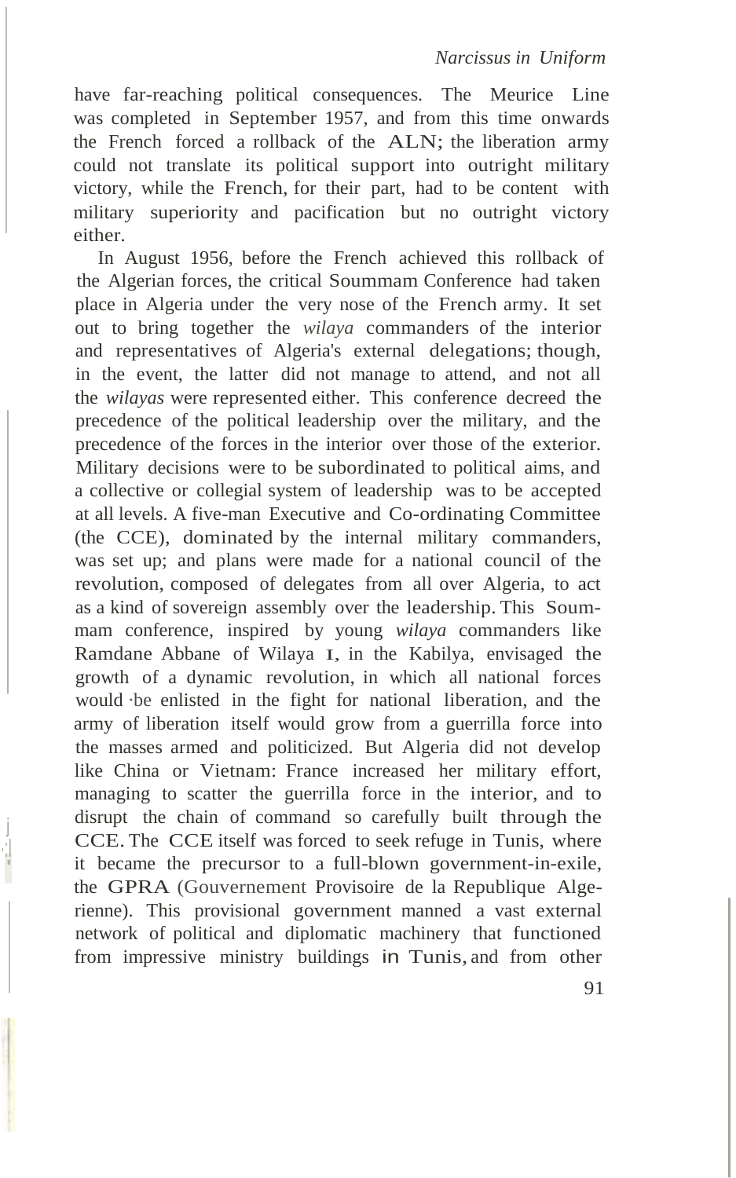have far-reaching political consequences. The Meurice Line was completed in September 1957, and from this time onwards the French forced a rollback of the ALN; the liberation army could not translate its political support into outright military victory, while the French, for their part, had to be content with military superiority and pacification but no outright victory either.

In August 1956, before the French achieved this rollback of the Algerian forces, the critical Soummam Conference had taken place in Algeria under the very nose of the French army. It set out to bring together the *wilaya* commanders of the interior and representatives of Algeria's external delegations; though, in the event, the latter did not manage to attend, and not all the *wilayas* were represented either. This conference decreed the precedence of the political leadership over the military, and the precedence of the forces in the interior over those of the exterior. Military decisions were to be subordinated to political aims, and a collective or collegial system of leadership was to be accepted at all levels. A five-man Executive and Co-ordinating Committee (the CCE), dominated by the internal military commanders, was set up; and plans were made for a national council of the revolution, composed of delegates from all over Algeria, to act as a kind of sovereign assembly over the leadership. This Soummam conference, inspired by young *wilaya* commanders like Ramdane Abbane of Wilaya I, in the Kabilya, envisaged the growth of a dynamic revolution, in which all national forces would be enlisted in the fight for national liberation, and the army of liberation itself would grow from a guerrilla force into the masses armed and politicized. But Algeria did not develop like China or Vietnam: France increased her military effort, managing to scatter the guerrilla force in the interior, and to disrupt the chain of command so carefully built through the CCE. The CCE itself was forced to seek refuge in Tunis, where it became the precursor to a full-blown government-in-exile, the GPRA (Gouvernement Provisoire de la Republique Algerienne). This provisional government manned a vast external network of political and diplomatic machinery that functioned from impressive ministry buildings in Tunis, and from other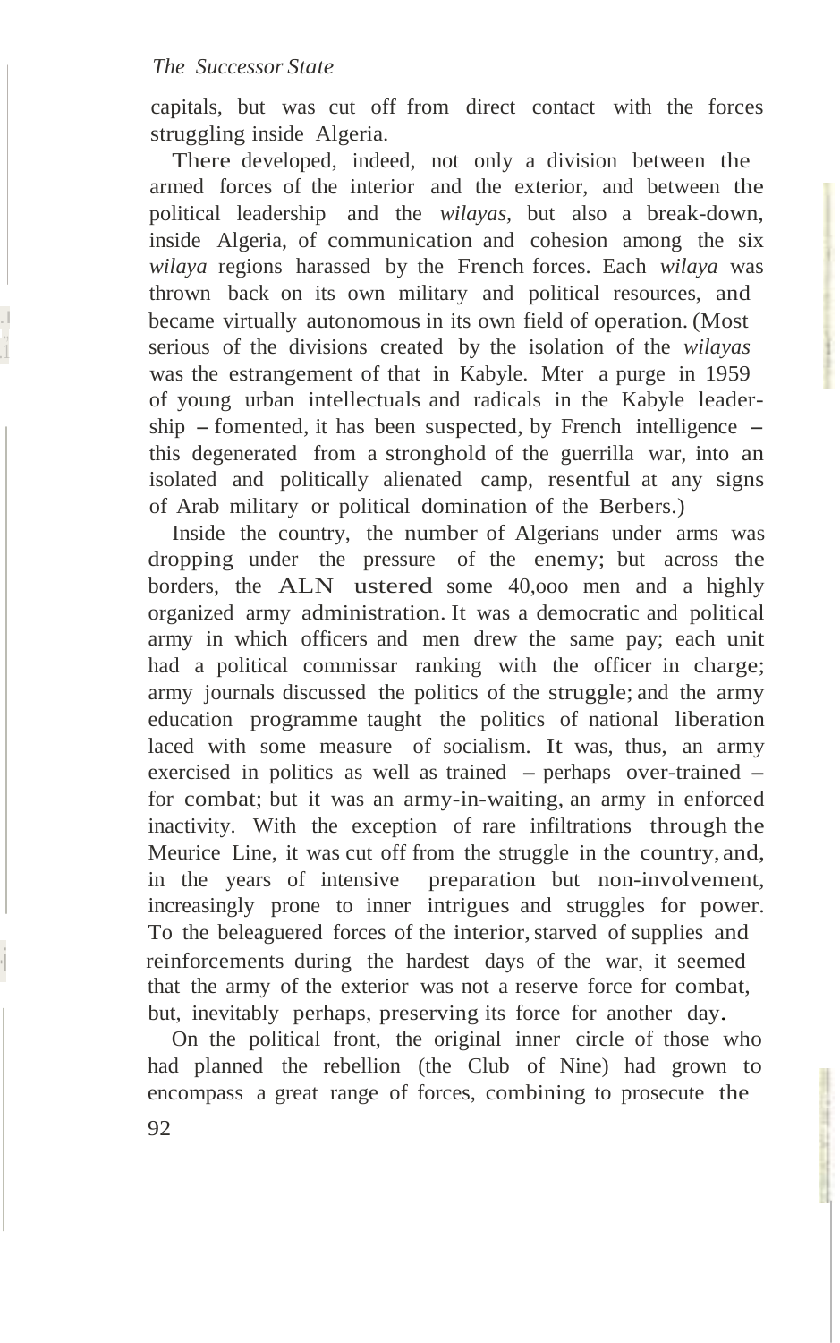capitals, but was cut off from direct contact with the forces struggling inside Algeria.

There developed, indeed, not only a division between the armed forces of the interior and the exterior, and between the political leadership and the *wilayas*, but also a break-down, inside Algeria, of communication and cohesion among the six *wilaya* regions harassed by the French forces. Each *wilaya* was thrown back on its own military and political resources, and became virtually autonomous in its own field of operation. (Most serious of the divisions created by the isolation of the *wilayas* was the estrangement of that in Kabyle. Mter a purge in 1959 of young urban intellectuals and radicals in the Kabyle leadership – fomented, it has been suspected, by French intelligence – this degenerated from a stronghold of the guerrilla war, into an isolated and politically alienated camp, resentful at any signs of Arab military or political domination of the Berbers.)

Inside the country, the number of Algerians under arms was dropping under the pressure of the enemy; but across the borders, the ALN ustered some 40,ooo men and a highly organized army administration. It was a democratic and political army in which officers and men drew the same pay; each unit had a political commissar ranking with the officer in charge; army journals discussed the politics of the struggle; and the army education programme taught the politics of national liberation laced with some measure of socialism. It was, thus, an army exercised in politics as well as trained – perhaps over-trained – for combat; but it was an army-in-waiting, an army in enforced inactivity. With the exception of rare infiltrations through the Meurice Line, it was cut off from the struggle in the country, and, in the years of intensive preparation but non-involvement, increasingly prone to inner intrigues and struggles for power. To the beleaguered forces of the interior, starved of supplies and reinforcements during the hardest days of the war, it seemed that the army of the exterior was not a reserve force for combat, but, inevitably perhaps, preserving its force for another day.

On the political front, the original inner circle of those who had planned the rebellion (the Club of Nine) had grown to encompass a great range of forces, combining to prosecute the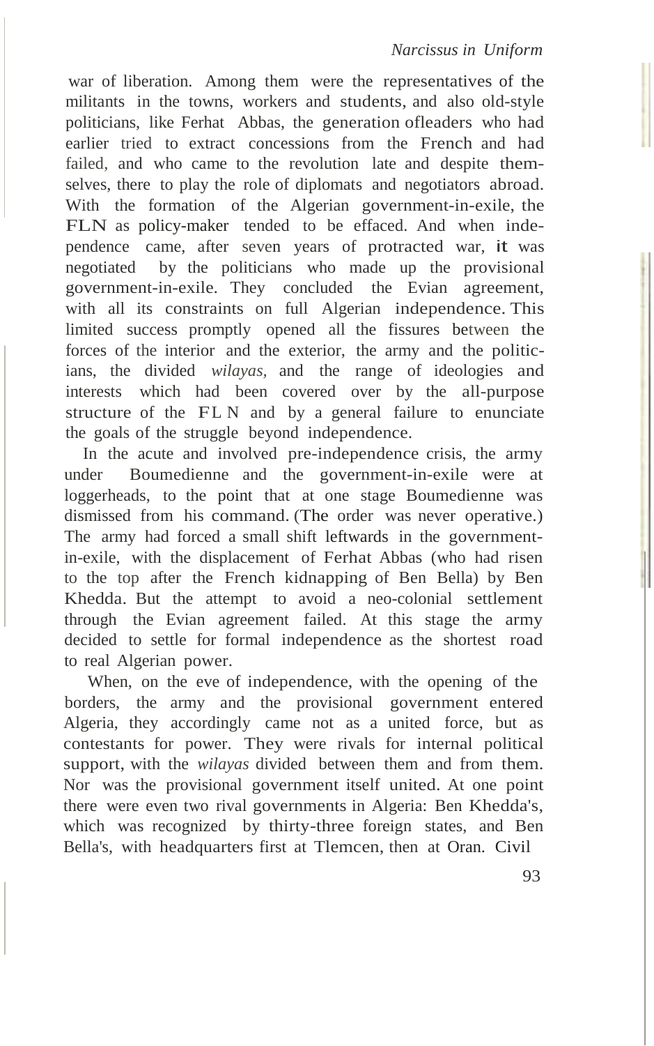war of liberation. Among them were the representatives of the militants in the towns, workers and students, and also old-style politicians, like Ferhat Abbas, the generation of leaders who had earlier tried to extract concessions from the French and had failed, and who came to the revolution late and despite themselves, there to play the role of diplomats and negotiators abroad. With the formation of the Algerian government-in-exile, the FLN as policy-maker tended to be effaced. And when independence came, after seven years of protracted war, it was negotiated by the politicians who made up the provisional government-in-exile. They concluded the Evian agreement, with all its constraints on full Algerian independence. This limited success promptly opened all the fissures between the forces of the interior and the exterior, the army and the politicians, the divided *wilayas,* and the range of ideologies and interests which had been covered over by the all-purpose structure of the FLN and by a general failure to enunciate the goals of the struggle beyond independence.

In the acute and involved pre-independence crisis, the army under Boumedienne and the government-in-exile were at loggerheads, to the point that at one stage Boumedienne was dismissed from his command. (The order was never operative.) The army had forced a small shift leftwards in the government-in-exile, with the displacement of Ferhat Abbas (who had risen to the top after the French kidnapping of Ben Bella) by Ben Khedda. But the attempt to avoid a neo-colonial settlement through the Evian agreement failed. At this stage the army decided to settle for formal independence as the shortest road to real Algerian power.

When, on the eve of independence, with the opening of the borders, the army and the provisional government entered Algeria, they accordingly came not as a united force, but as contestants for power. They were rivals for internal political support, with the *wilayas* divided between them and from them. Nor was the provisional government itself united. At one point there were even two rival governments in Algeria: Ben Khedda's, which was recognized by thirty-three foreign states, and Ben Bella's, with headquarters first at Tlemcen, then at Oran. Civil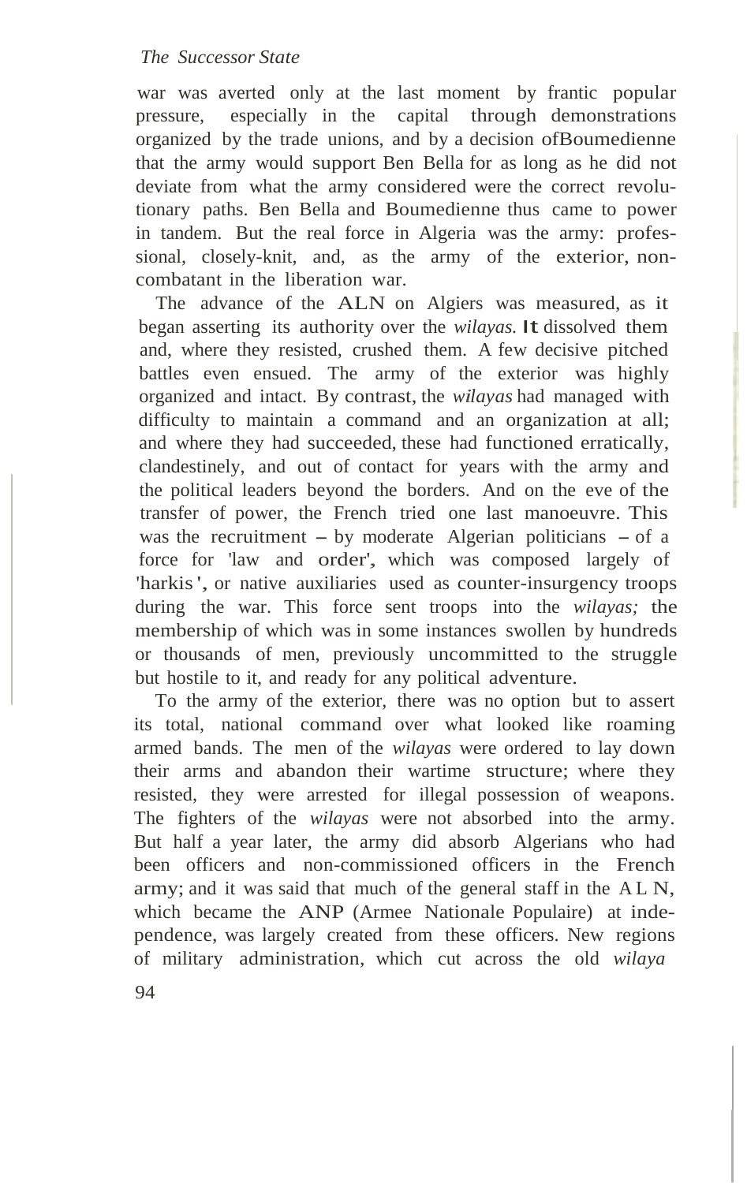war was averted only at the last moment by frantic popular pressure, especially in the capital through demonstrations organized by the trade unions, and by a decision ofBoumedienne that the army would support Ben Bella for as long as he did not deviate from what the army considered were the correct revolutionary paths. Ben Bella and Boumedienne thus came to power in tandem. But the real force in Algeria was the army: professional, closely-knit, and, as the army of the exterior, non-combatant in the liberation war.

The advance of the ALN on Algiers was measured, as it began asserting its authority over the *wilayas.* It dissolved them and, where they resisted, crushed them. A few decisive pitched battles even ensued. The army of the exterior was highly organized and intact. By contrast, the *wilayas* had managed with difficulty to maintain a command and an organization at all; and where they had succeeded, these had functioned erratically, clandestinely, and out of contact for years with the army and the political leaders beyond the borders. And on the eve of the transfer of power, the French tried one last manoeuvre. This was the recruitment – by moderate Algerian politicians – of a force for 'law and order', which was composed largely of 'harkis', or native auxiliaries used as counter-insurgency troops during the war. This force sent troops into the *wilayas;* the membership of which was in some instances swollen by hundreds or thousands of men, previously uncommitted to the struggle but hostile to it, and ready for any political adventure.

To the army of the exterior, there was no option but to assert its total, national command over what looked like roaming armed bands. The men of the *wilayas* were ordered to lay down their arms and abandon their wartime structure; where they resisted, they were arrested for illegal possession of weapons. The fighters of the *wilayas* were not absorbed into the army. But half a year later, the army did absorb Algerians who had been officers and non-commissioned officers in the French army; and it was said that much of the general staff in the ALN, which became the ANP (Armee Nationale Populaire) at independence, was largely created from these officers. New regions of military administration, which cut across the old *wilaya*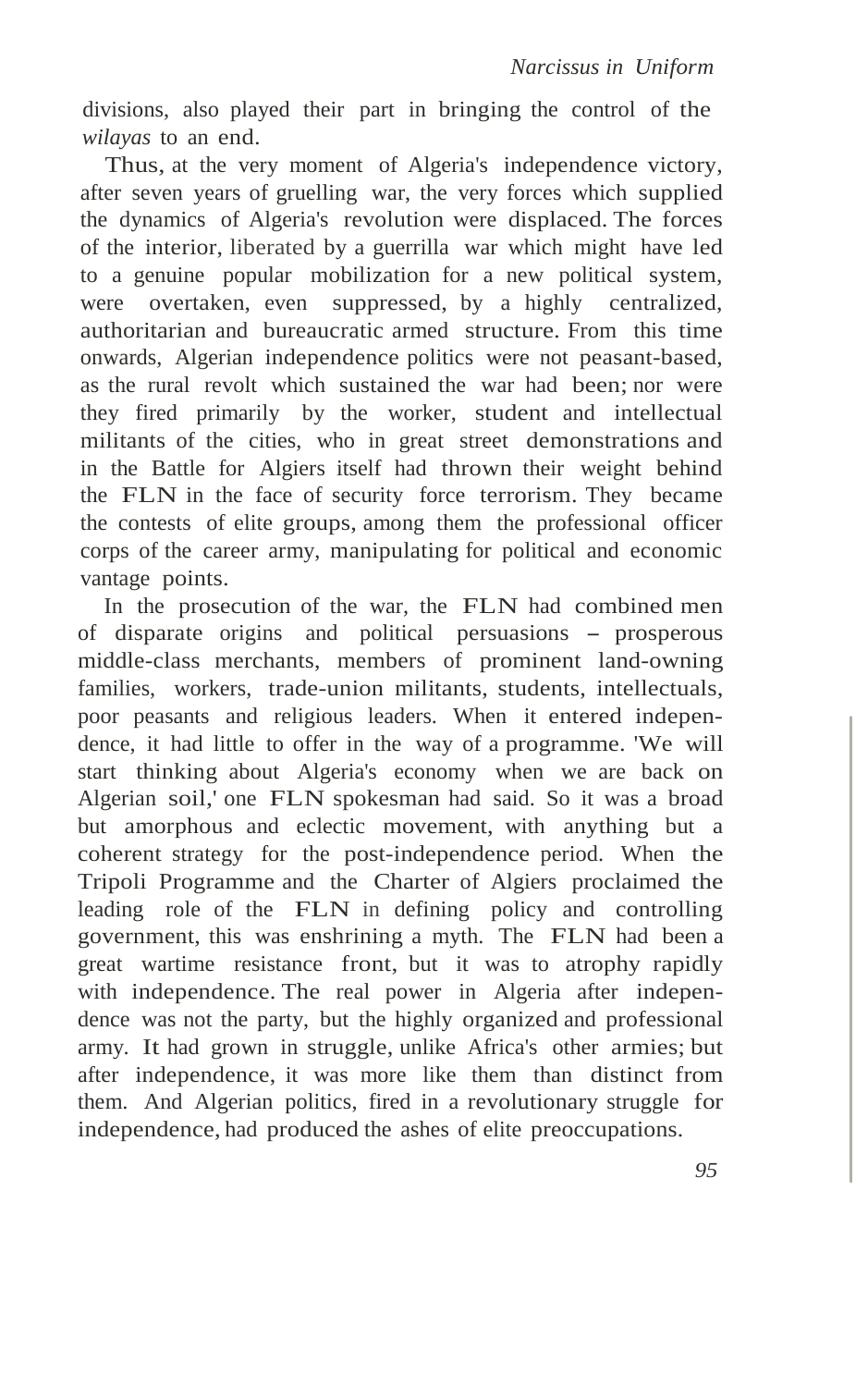divisions, also played their part in bringing the control of the *wilayas* to an end.

Thus, at the very moment of Algeria's independence victory, after seven years of gruelling war, the very forces which supplied the dynamics of Algeria's revolution were displaced. The forces of the interior, liberated by a guerrilla war which might have led to a genuine popular mobilization for a new political system, were overtaken, even suppressed, by a highly centralized, authoritarian and bureaucratic armed structure. From this time onwards, Algerian independence politics were not peasant-based, as the rural revolt which sustained the war had been; nor were they fired primarily by the worker, student and intellectual militants of the cities, who in great street demonstrations and in the Battle for Algiers itself had thrown their weight behind the FLN in the face of security force terrorism. They became the contests of elite groups, among them the professional officer corps of the career army, manipulating for political and economic vantage points.

In the prosecution of the war, the FLN had combined men of disparate origins and political persuasions – prosperous middle-class merchants, members of prominent land-owning families, workers, trade-union militants, students, intellectuals, poor peasants and religious leaders. When it entered independence, it had little to offer in the way of a programme. 'We will start thinking about Algeria's economy when we are back on Algerian soil,' one FLN spokesman had said. So it was a broad but amorphous and eclectic movement, with anything but a coherent strategy for the post-independence period. When the Tripoli Programme and the Charter of Algiers proclaimed the leading role of the FLN in defining policy and controlling government, this was enshrining a myth. The FLN had been a great wartime resistance front, but it was to atrophy rapidly with independence. The real power in Algeria after independence was not the party, but the highly organized and professional army. It had grown in struggle, unlike Africa's other armies; but after independence, it was more like them than distinct from them. And Algerian politics, fired in a revolutionary struggle for independence, had produced the ashes of elite preoccupations.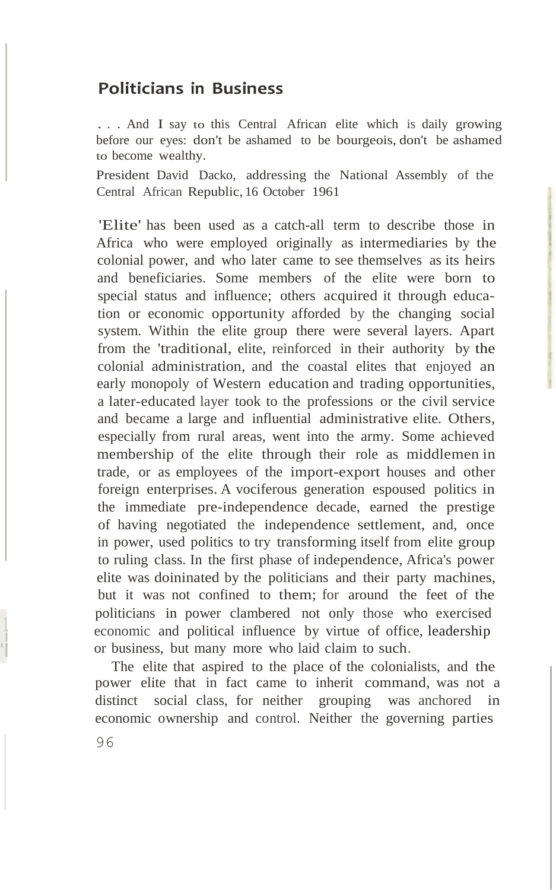## Politicians in Business

. . . And I say to this Central African elite which is daily growing before our eyes: don't be ashamed to be bourgeois, don't be ashamed to become wealthy.

President David Dacko, addressing the National Assembly of the Central African Republic, 16 October 1961

'Elite' has been used as a catch-all term to describe those in Africa who were employed originally as intermediaries by the colonial power, and who later came to see themselves as its heirs and beneficiaries. Some members of the elite were born to special status and influence; others acquired it through education or economic opportunity afforded by the changing social system. Within the elite group there were several layers. Apart from the 'traditional, elite, reinforced in their authority by the colonial administration, and the coastal elites that enjoyed an early monopoly of Western education and trading opportunities, a later-educated layer took to the professions or the civil service and became a large and influential administrative elite. Others, especially from rural areas, went into the army. Some achieved membership of the elite through their role as middlemen in trade, or as employees of the import-export houses and other foreign enterprises. A vociferous generation espoused politics in the immediate pre-independence decade, earned the prestige of having negotiated the independence settlement, and, once in power, used politics to try transforming itself from elite group to ruling class. In the first phase of independence, Africa's power elite was doininated by the politicians and their party machines, but it was not confined to them; for around the feet of the politicians in power clambered not only those who exercised economic and political influence by virtue of office, leadership or business, but many more who laid claim to such.

The elite that aspired to the place of the colonialists, and the power elite that in fact came to inherit command, was not a distinct social class, for neither grouping was anchored in economic ownership and control. Neither the governing parties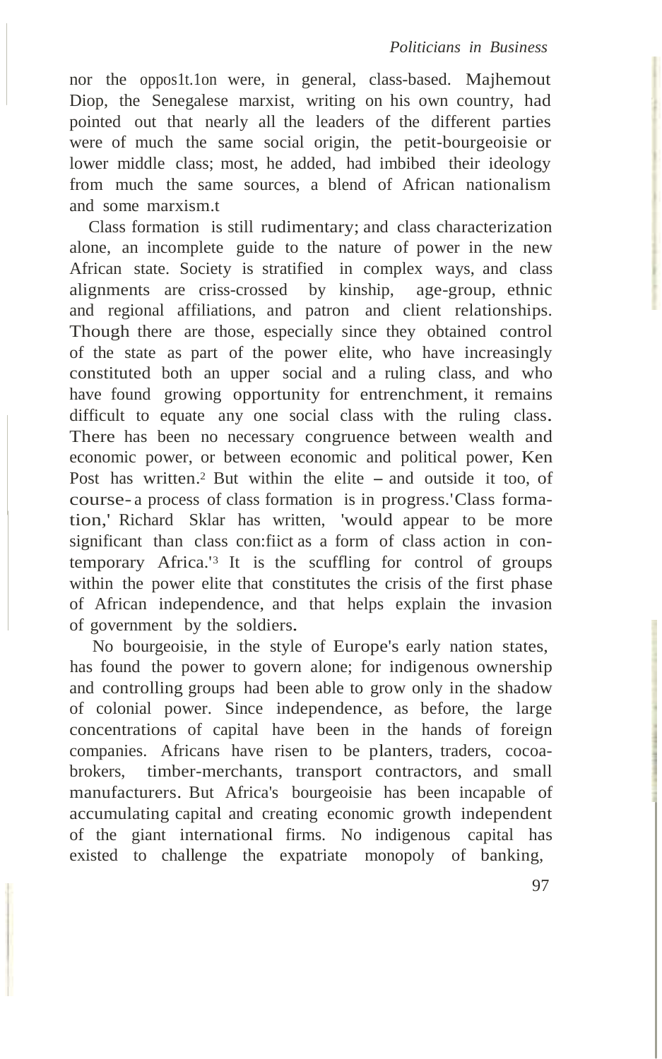nor the opposition were, in general, class-based. Majhemout Diop, the Senegalese marxist, writing on his own country, had pointed out that nearly all the leaders of the different parties were of much the same social origin, the petit-bourgeoisie or lower middle class; most, he added, had imbibed their ideology from much the same sources, a blend of African nationalism and some marxism.[1]

Class formation is still rudimentary; and class characterization alone, an incomplete guide to the nature of power in the new African state. Society is stratified in complex ways, and class alignments are criss-crossed by kinship, age-group, ethnic and regional affiliations, and patron and client relationships. Though there are those, especially since they obtained control of the state as part of the power elite, who have increasingly constituted both an upper social and a ruling class, and who have found growing opportunity for entrenchment, it remains difficult to equate any one social class with the ruling class. There has been no necessary congruence between wealth and economic power, or between economic and political power, Ken Post has written.[2] But within the elite – and outside it too, of course – a process of class formation is in progress. 'Class formation,' Richard Sklar has written, 'would appear to be more significant than class conflict as a form of class action in contemporary Africa.'[3] It is the scuffling for control of groups within the power elite that constitutes the crisis of the first phase of African independence, and that helps explain the invasion of government by the soldiers.

No bourgeoisie, in the style of Europe's early nation states, has found the power to govern alone; for indigenous ownership and controlling groups had been able to grow only in the shadow of colonial power. Since independence, as before, the large concentrations of capital have been in the hands of foreign companies. Africans have risen to be planters, traders, cocoa-brokers, timber-merchants, transport contractors, and small manufacturers. But Africa's bourgeoisie has been incapable of accumulating capital and creating economic growth independent of the giant international firms. No indigenous capital has existed to challenge the expatriate monopoly of banking,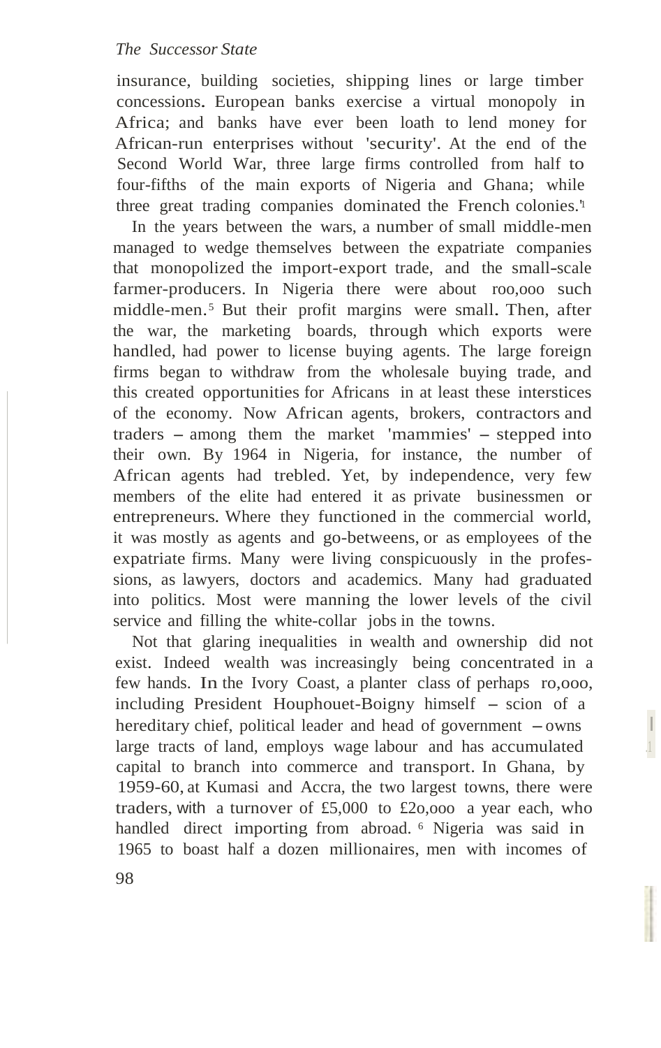insurance, building societies, shipping lines or large timber concessions. European banks exercise a virtual monopoly in Africa; and banks have ever been loath to lend money for African-run enterprises without 'security'. At the end of the Second World War, three large firms controlled from half to four-fifths of the main exports of Nigeria and Ghana; while three great trading companies dominated the French colonies.[4]

In the years between the wars, a number of small middle-men managed to wedge themselves between the expatriate companies that monopolized the import-export trade, and the small-scale farmer-producers. In Nigeria there were about 100,000 such middle-men.[5] But their profit margins were small. Then, after the war, the marketing boards, through which exports were handled, had power to license buying agents. The large foreign firms began to withdraw from the wholesale buying trade, and this created opportunities for Africans in at least these interstices of the economy. Now African agents, brokers, contractors and traders – among them the market 'mammies' – stepped into their own. By 1964 in Nigeria, for instance, the number of African agents had trebled. Yet, by independence, very few members of the elite had entered it as private businessmen or entrepreneurs. Where they functioned in the commercial world, it was mostly as agents and go-betweens, or as employees of the expatriate firms. Many were living conspicuously in the professions, as lawyers, doctors and academics. Many had graduated into politics. Most were manning the lower levels of the civil service and filling the white-collar jobs in the towns.

Not that glaring inequalities in wealth and ownership did not exist. Indeed wealth was increasingly being concentrated in a few hands. In the Ivory Coast, a planter class of perhaps 10,000, including President Houphouet-Boigny himself – scion of a hereditary chief, political leader and head of government – owns large tracts of land, employs wage labour and has accumulated capital to branch into commerce and transport. In Ghana, by 1959-60, at Kumasi and Accra, the two largest towns, there were traders, with a turnover of £5,000 to £20,000 a year each, who handled direct importing from abroad.[6] Nigeria was said in 1965 to boast half a dozen millionaires, men with incomes of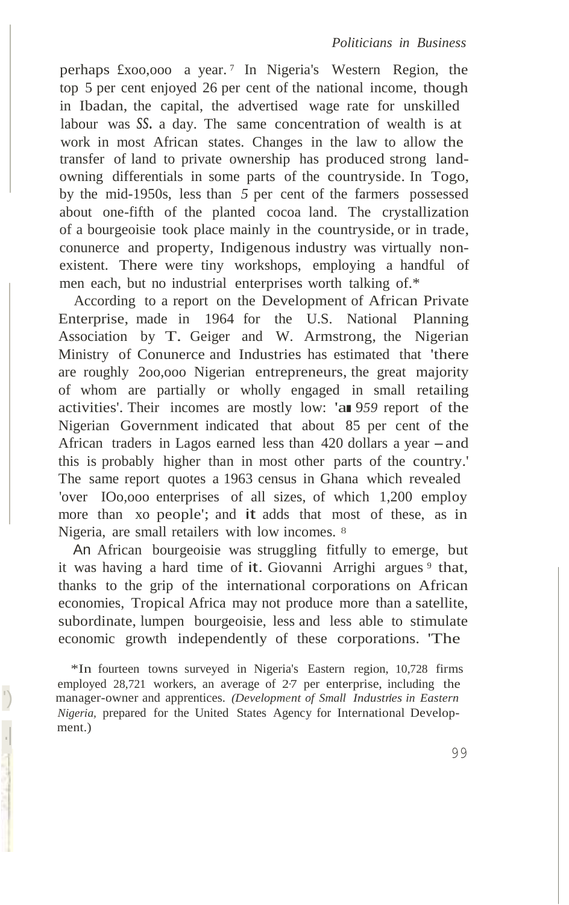perhaps £100,000 a year.[7] In Nigeria's Western Region, the top 5 per cent enjoyed 26 per cent of the national income, though in Ibadan, the capital, the advertised wage rate for unskilled labour was 5s. a day. The same concentration of wealth is at work in most African states. Changes in the law to allow the transfer of land to private ownership has produced strong land-owning differentials in some parts of the countryside. In Togo, by the mid-1950s, less than 5 per cent of the farmers possessed about one-fifth of the planted cocoa land. The crystallization of a bourgeoisie took place mainly in the countryside, or in trade, commerce and property, Indigenous industry was virtually non-existent. There were tiny workshops, employing a handful of men each, but no industrial enterprises worth talking of.*

According to a report on the Development of African Private Enterprise, made in 1964 for the U.S. National Planning Association by T. Geiger and W. Armstrong, the Nigerian Ministry of Commerce and Industries has estimated that 'there are roughly 200,000 Nigerian entrepreneurs, the great majority of whom are partially or wholly engaged in small retailing activities'. Their incomes are mostly low: 'a 1959 report of the Nigerian Government indicated that about 85 per cent of the African traders in Lagos earned less than 420 dollars a year – and this is probably higher than in most other parts of the country.' The same report quotes a 1963 census in Ghana which revealed 'over 100,000 enterprises of all sizes, of which 1,200 employ more than 10 people'; and it adds that most of these, as in Nigeria, are small retailers with low incomes.[8]

An African bourgeoisie was struggling fitfully to emerge, but it was having a hard time of it. Giovanni Arrighi argues[9] that, thanks to the grip of the international corporations on African economies, Tropical Africa may not produce more than a satellite, subordinate, lumpen bourgeoisie, less and less able to stimulate economic growth independently of these corporations. 'The

*In fourteen towns surveyed in Nigeria's Eastern region, 10,728 firms employed 28,721 workers, an average of 2·7 per enterprise, including the manager-owner and apprentices. *(Development of Small Industries in Eastern Nigeria*, prepared for the United States Agency for International Development.)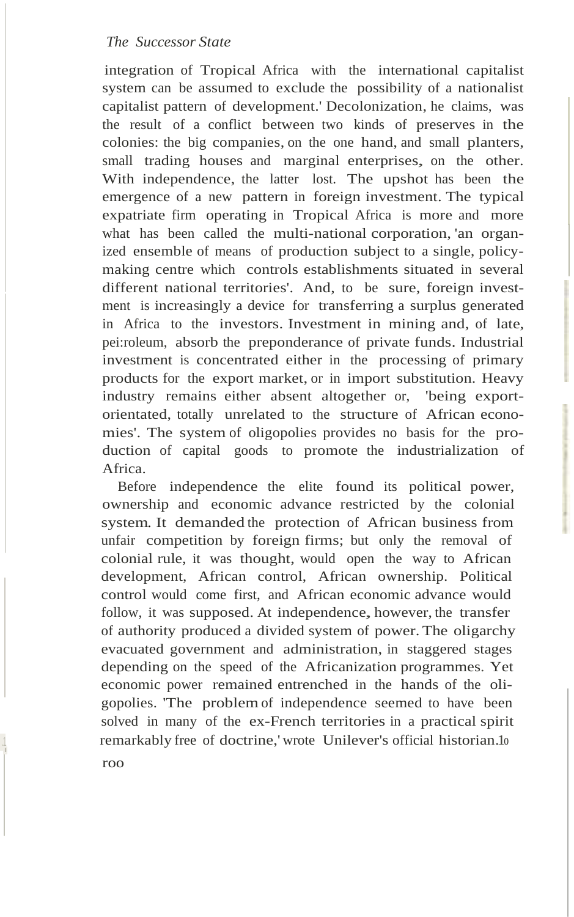integration of Tropical Africa with the international capitalist system can be assumed to exclude the possibility of a nationalist capitalist pattern of development.' Decolonization, he claims, was the result of a conflict between two kinds of preserves in the colonies: the big companies, on the one hand, and small planters, small trading houses and marginal enterprises, on the other. With independence, the latter lost. The upshot has been the emergence of a new pattern in foreign investment. The typical expatriate firm operating in Tropical Africa is more and more what has been called the multi-national corporation, 'an organized ensemble of means of production subject to a single, policy-making centre which controls establishments situated in several different national territories'. And, to be sure, foreign investment is increasingly a device for transferring a surplus generated in Africa to the investors. Investment in mining and, of late, pei:roleum, absorb the preponderance of private funds. Industrial investment is concentrated either in the processing of primary products for the export market, or in import substitution. Heavy industry remains either absent altogether or, 'being export-orientated, totally unrelated to the structure of African economies'. The system of oligopolies provides no basis for the production of capital goods to promote the industrialization of Africa.

Before independence the elite found its political power, ownership and economic advance restricted by the colonial system. It demanded the protection of African business from unfair competition by foreign firms; but only the removal of colonial rule, it was thought, would open the way to African development, African control, African ownership. Political control would come first, and African economic advance would follow, it was supposed. At independence, however, the transfer of authority produced a divided system of power. The oligarchy evacuated government and administration, in staggered stages depending on the speed of the Africanization programmes. Yet economic power remained entrenched in the hands of the oligopolies. 'The problem of independence seemed to have been solved in many of the ex-French territories in a practical spirit remarkably free of doctrine,' wrote Unilever's official historian.[10]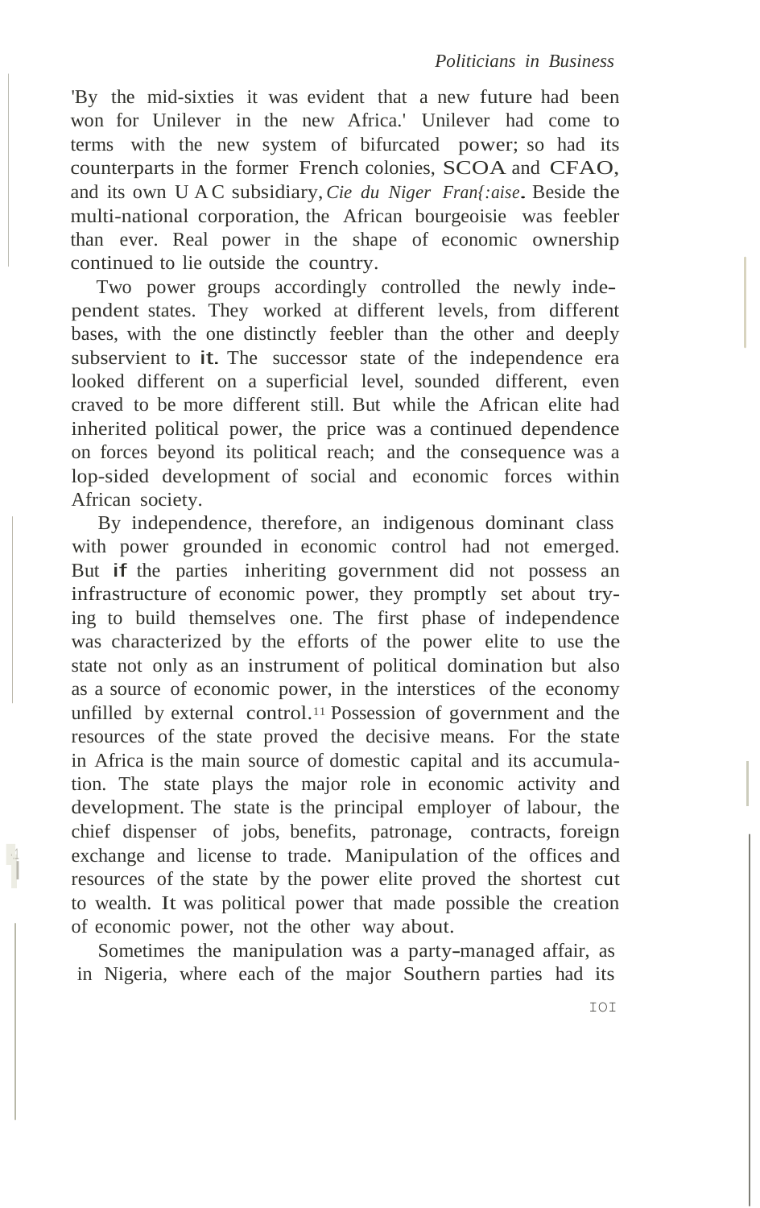'By the mid-sixties it was evident that a new future had been won for Unilever in the new Africa.' Unilever had come to terms with the new system of bifurcated power; so had its counterparts in the former French colonies, SCOA and CFAO, and its own U A C subsidiary, *Cie du Niger Fran{:aise*. Beside the multi-national corporation, the African bourgeoisie was feebler than ever. Real power in the shape of economic ownership continued to lie outside the country.

Two power groups accordingly controlled the newly independent states. They worked at different levels, from different bases, with the one distinctly feebler than the other and deeply subservient to it. The successor state of the independence era looked different on a superficial level, sounded different, even craved to be more different still. But while the African elite had inherited political power, the price was a continued dependence on forces beyond its political reach; and the consequence was a lop-sided development of social and economic forces within African society.

By independence, therefore, an indigenous dominant class with power grounded in economic control had not emerged. But if the parties inheriting government did not possess an infrastructure of economic power, they promptly set about trying to build themselves one. The first phase of independence was characterized by the efforts of the power elite to use the state not only as an instrument of political domination but also as a source of economic power, in the interstices of the economy unfilled by external control.[11] Possession of government and the resources of the state proved the decisive means. For the state in Africa is the main source of domestic capital and its accumulation. The state plays the major role in economic activity and development. The state is the principal employer of labour, the chief dispenser of jobs, benefits, patronage, contracts, foreign exchange and license to trade. Manipulation of the offices and resources of the state by the power elite proved the shortest cut to wealth. It was political power that made possible the creation of economic power, not the other way about.

Sometimes the manipulation was a party-managed affair, as in Nigeria, where each of the major Southern parties had its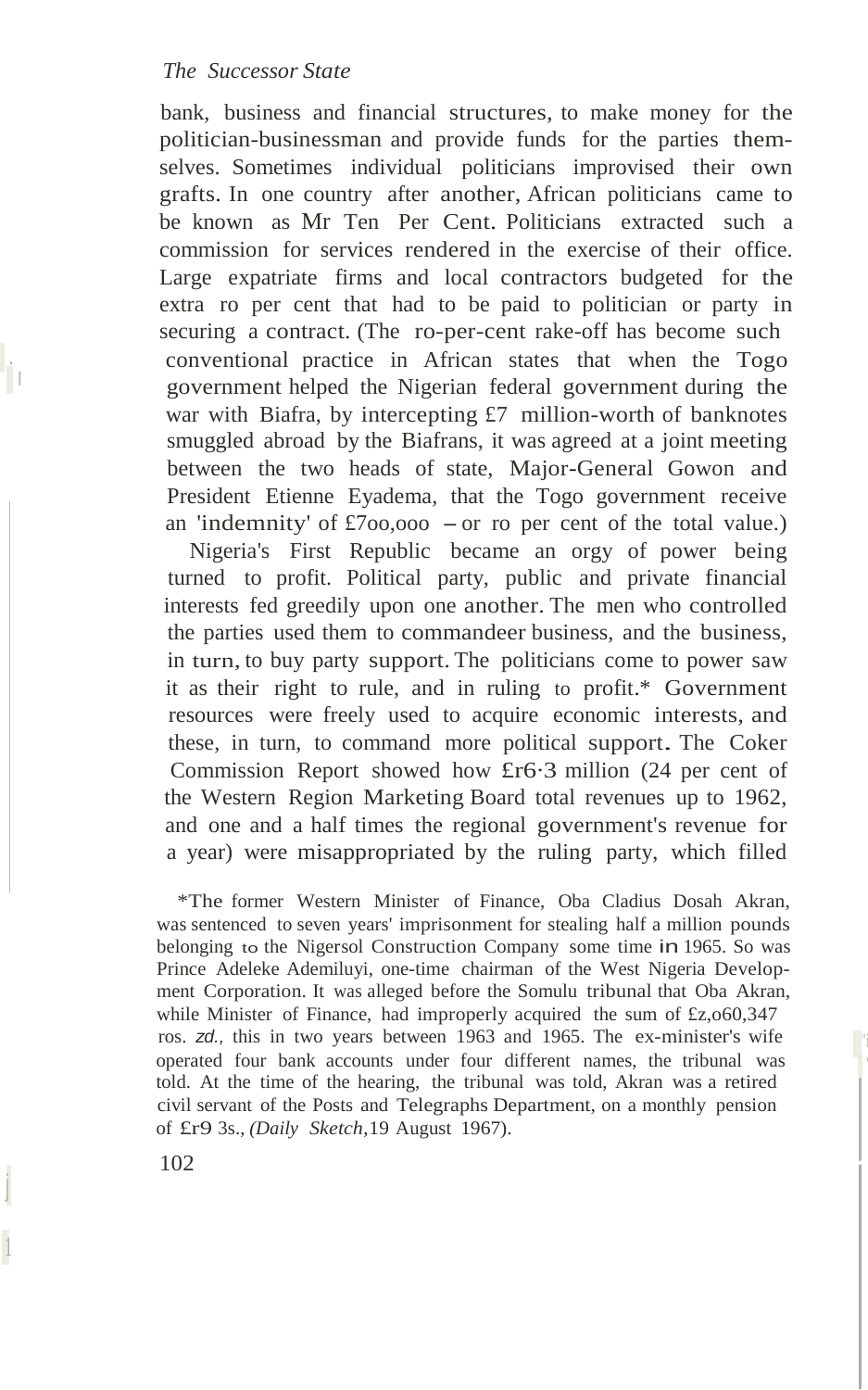bank, business and financial structures, to make money for the politician-businessman and provide funds for the parties themselves. Sometimes individual politicians improvised their own grafts. In one country after another, African politicians came to be known as Mr Ten Per Cent. Politicians extracted such a commission for services rendered in the exercise of their office. Large expatriate firms and local contractors budgeted for the extra 10 per cent that had to be paid to politician or party in securing a contract. (The 10-per-cent rake-off has become such conventional practice in African states that when the Togo government helped the Nigerian federal government during the war with Biafra, by intercepting £7 million-worth of banknotes smuggled abroad by the Biafrans, it was agreed at a joint meeting between the two heads of state, Major-General Gowon and President Etienne Eyadema, that the Togo government receive an 'indemnity' of £700,000 – or 10 per cent of the total value.)

Nigeria's First Republic became an orgy of power being turned to profit. Political party, public and private financial interests fed greedily upon one another. The men who controlled the parties used them to commandeer business, and the business, in turn, to buy party support. The politicians come to power saw it as their right to rule, and in ruling to profit.* Government resources were freely used to acquire economic interests, and these, in turn, to command more political support. The Coker Commission Report showed how £16·3 million (24 per cent of the Western Region Marketing Board total revenues up to 1962, and one and a half times the regional government's revenue for a year) were misappropriated by the ruling party, which filled

*The former Western Minister of Finance, Oba Cladius Dosah Akran, was sentenced to seven years' imprisonment for stealing half a million pounds belonging to the Nigersol Construction Company some time in 1965. So was Prince Adeleke Ademiluyi, one-time chairman of the West Nigeria Development Corporation. It was alleged before the Somulu tribunal that Oba Akran, while Minister of Finance, had improperly acquired the sum of £2,060,347 10s. 2d., this in two years between 1963 and 1965. The ex-minister's wife operated four bank accounts under four different names, the tribunal was told. At the time of the hearing, the tribunal was told, Akran was a retired civil servant of the Posts and Telegraphs Department, on a monthly pension of £19 3s., *(Daily Sketch,* 19 August 1967).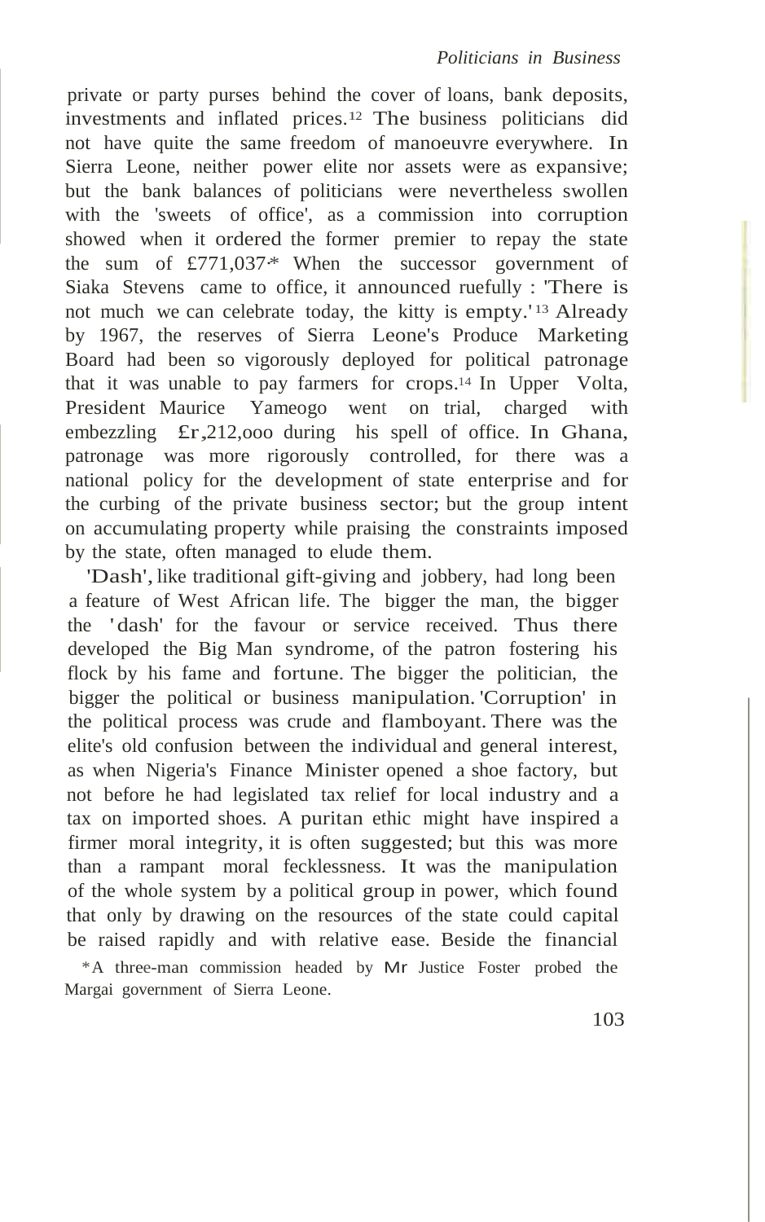private or party purses behind the cover of loans, bank deposits, investments and inflated prices.[12] The business politicians did not have quite the same freedom of manoeuvre everywhere. In Sierra Leone, neither power elite nor assets were as expansive; but the bank balances of politicians were nevertheless swollen with the 'sweets of office', as a commission into corruption showed when it ordered the former premier to repay the state the sum of £771,037.* When the successor government of Siaka Stevens came to office, it announced ruefully : 'There is not much we can celebrate today, the kitty is empty.'[13] Already by 1967, the reserves of Sierra Leone's Produce Marketing Board had been so vigorously deployed for political patronage that it was unable to pay farmers for crops.[14] In Upper Volta, President Maurice Yameogo went on trial, charged with embezzling £r,212,000 during his spell of office. In Ghana, patronage was more rigorously controlled, for there was a national policy for the development of state enterprise and for the curbing of the private business sector; but the group intent on accumulating property while praising the constraints imposed by the state, often managed to elude them.

'Dash', like traditional gift-giving and jobbery, had long been a feature of West African life. The bigger the man, the bigger the 'dash' for the favour or service received. Thus there developed the Big Man syndrome, of the patron fostering his flock by his fame and fortune. The bigger the politician, the bigger the political or business manipulation. 'Corruption' in the political process was crude and flamboyant. There was the elite's old confusion between the individual and general interest, as when Nigeria's Finance Minister opened a shoe factory, but not before he had legislated tax relief for local industry and a tax on imported shoes. A puritan ethic might have inspired a firmer moral integrity, it is often suggested; but this was more than a rampant moral fecklessness. It was the manipulation of the whole system by a political group in power, which found that only by drawing on the resources of the state could capital be raised rapidly and with relative ease. Beside the financial

*A three-man commission headed by Mr Justice Foster probed the Margai government of Sierra Leone.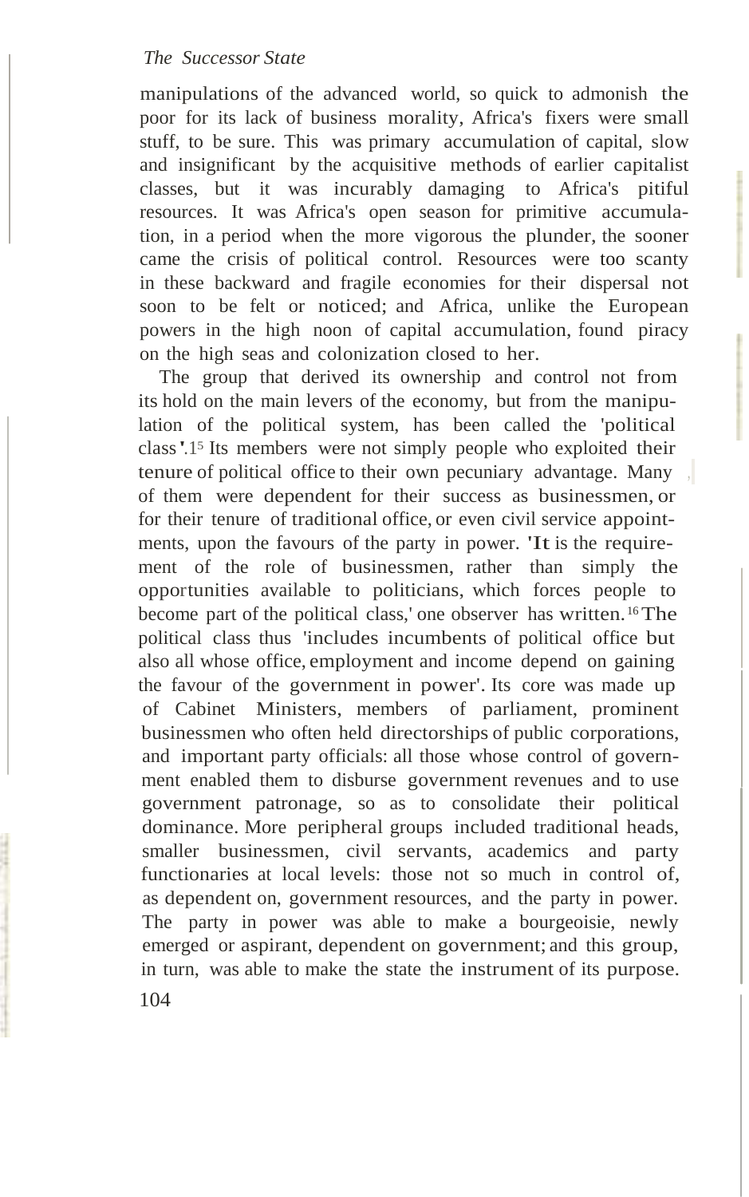manipulations of the advanced world, so quick to admonish the poor for its lack of business morality, Africa's fixers were small stuff, to be sure. This was primary accumulation of capital, slow and insignificant by the acquisitive methods of earlier capitalist classes, but it was incurably damaging to Africa's pitiful resources. It was Africa's open season for primitive accumulation, in a period when the more vigorous the plunder, the sooner came the crisis of political control. Resources were too scanty in these backward and fragile economies for their dispersal not soon to be felt or noticed; and Africa, unlike the European powers in the high noon of capital accumulation, found piracy on the high seas and colonization closed to her.

The group that derived its ownership and control not from its hold on the main levers of the economy, but from the manipulation of the political system, has been called the 'political class'.[15] Its members were not simply people who exploited their tenure of political office to their own pecuniary advantage. Many of them were dependent for their success as businessmen, or for their tenure of traditional office, or even civil service appointments, upon the favours of the party in power. 'It is the requirement of the role of businessmen, rather than simply the opportunities available to politicians, which forces people to become part of the political class,' one observer has written.[16] The political class thus 'includes incumbents of political office but also all whose office, employment and income depend on gaining the favour of the government in power'. Its core was made up of Cabinet Ministers, members of parliament, prominent businessmen who often held directorships of public corporations, and important party officials: all those whose control of government enabled them to disburse government revenues and to use government patronage, so as to consolidate their political dominance. More peripheral groups included traditional heads, smaller businessmen, civil servants, academics and party functionaries at local levels: those not so much in control of, as dependent on, government resources, and the party in power. The party in power was able to make a bourgeoisie, newly emerged or aspirant, dependent on government; and this group, in turn, was able to make the state the instrument of its purpose.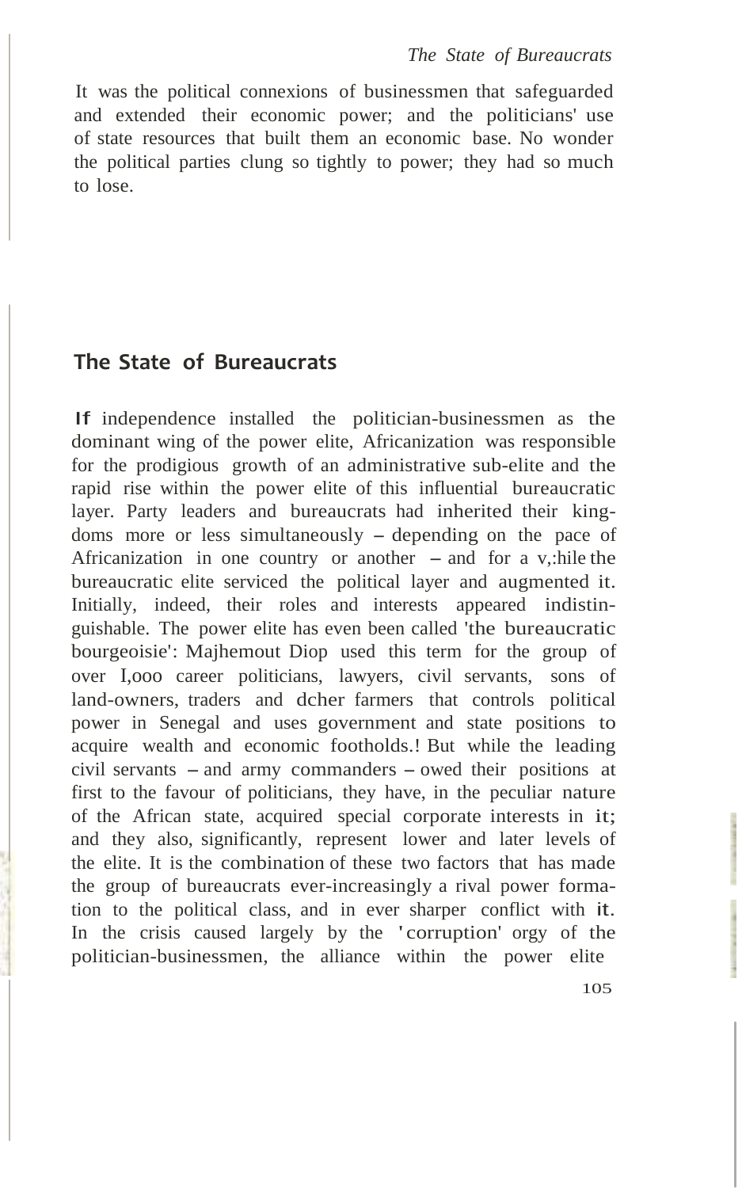It was the political connexions of businessmen that safeguarded and extended their economic power; and the politicians' use of state resources that built them an economic base. No wonder the political parties clung so tightly to power; they had so much to lose.

## The State of Bureaucrats

If independence installed the politician-businessmen as the dominant wing of the power elite, Africanization was responsible for the prodigious growth of an administrative sub-elite and the rapid rise within the power elite of this influential bureaucratic layer. Party leaders and bureaucrats had inherited their kingdoms more or less simultaneously – depending on the pace of Africanization in one country or another – and for a while the bureaucratic elite serviced the political layer and augmented it. Initially, indeed, their roles and interests appeared indistinguishable. The power elite has even been called 'the bureaucratic bourgeoisie': Majhemout Diop used this term for the group of over 1,000 career politicians, lawyers, civil servants, sons of land-owners, traders and richer farmers that controls political power in Senegal and uses government and state positions to acquire wealth and economic footholds.[1] But while the leading civil servants – and army commanders – owed their positions at first to the favour of politicians, they have, in the peculiar nature of the African state, acquired special corporate interests in it; and they also, significantly, represent lower and later levels of the elite. It is the combination of these two factors that has made the group of bureaucrats ever-increasingly a rival power formation to the political class, and in ever sharper conflict with it. In the crisis caused largely by the 'corruption' orgy of the politician-businessmen, the alliance within the power elite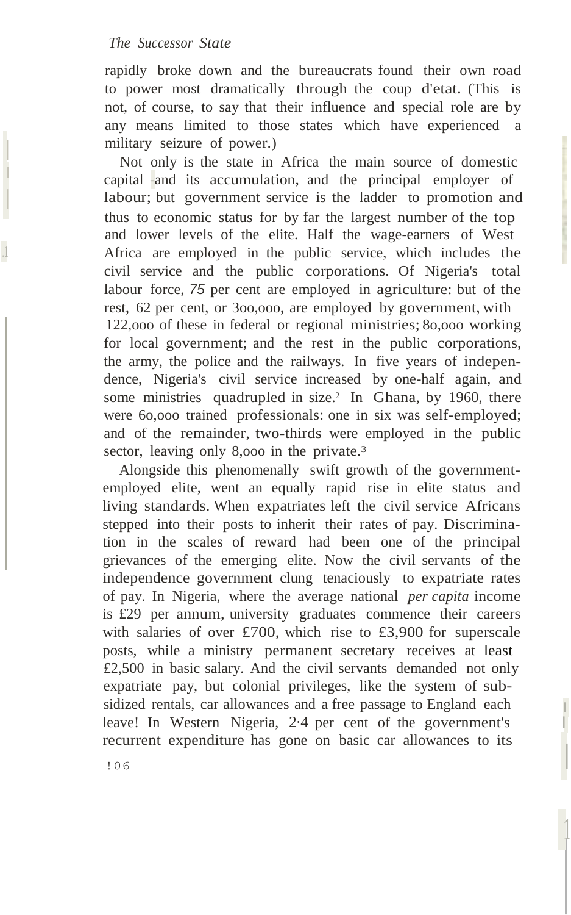rapidly broke down and the bureaucrats found their own road to power most dramatically through the coup d'etat. (This is not, of course, to say that their influence and special role are by any means limited to those states which have experienced a military seizure of power.)

Not only is the state in Africa the main source of domestic capital and its accumulation, and the principal employer of labour; but government service is the ladder to promotion and thus to economic status for by far the largest number of the top and lower levels of the elite. Half the wage-earners of West Africa are employed in the public service, which includes the civil service and the public corporations. Of Nigeria's total labour force, 75 per cent are employed in agriculture: but of the rest, 62 per cent, or 300,000, are employed by government, with 122,000 of these in federal or regional ministries; 80,000 working for local government; and the rest in the public corporations, the army, the police and the railways. In five years of independence, Nigeria's civil service increased by one-half again, and some ministries quadrupled in size.[2] In Ghana, by 1960, there were 60,000 trained professionals: one in six was self-employed; and of the remainder, two-thirds were employed in the public sector, leaving only 8,000 in the private.[3]

Alongside this phenomenally swift growth of the government-employed elite, went an equally rapid rise in elite status and living standards. When expatriates left the civil service Africans stepped into their posts to inherit their rates of pay. Discrimination in the scales of reward had been one of the principal grievances of the emerging elite. Now the civil servants of the independence government clung tenaciously to expatriate rates of pay. In Nigeria, where the average national *per capita* income is £29 per annum, university graduates commence their careers with salaries of over £700, which rise to £3,900 for superscale posts, while a ministry permanent secretary receives at least £2,500 in basic salary. And the civil servants demanded not only expatriate pay, but colonial privileges, like the system of subsidized rentals, car allowances and a free passage to England each leave! In Western Nigeria, 2·4 per cent of the government's recurrent expenditure has gone on basic car allowances to its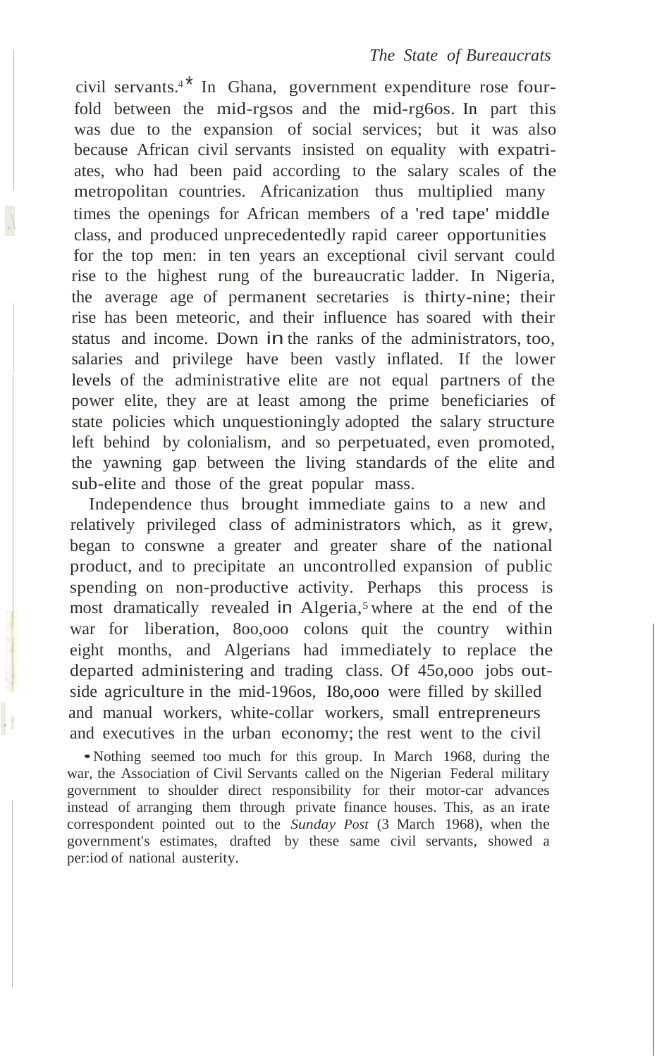civil servants.[4]* In Ghana, government expenditure rose four-fold between the mid-1950s and the mid-1960s. In part this was due to the expansion of social services; but it was also because African civil servants insisted on equality with expatriates, who had been paid according to the salary scales of the metropolitan countries. Africanization thus multiplied many times the openings for African members of a 'red tape' middle class, and produced unprecedentedly rapid career opportunities for the top men: in ten years an exceptional civil servant could rise to the highest rung of the bureaucratic ladder. In Nigeria, the average age of permanent secretaries is thirty-nine; their rise has been meteoric, and their influence has soared with their status and income. Down in the ranks of the administrators, too, salaries and privilege have been vastly inflated. If the lower levels of the administrative elite are not equal partners of the power elite, they are at least among the prime beneficiaries of state policies which unquestioningly adopted the salary structure left behind by colonialism, and so perpetuated, even promoted, the yawning gap between the living standards of the elite and sub-elite and those of the great popular mass.

Independence thus brought immediate gains to a new and relatively privileged class of administrators which, as it grew, began to consume a greater and greater share of the national product, and to precipitate an uncontrolled expansion of public spending on non-productive activity. Perhaps this process is most dramatically revealed in Algeria,[5] where at the end of the war for liberation, 800,000 colons quit the country within eight months, and Algerians had immediately to replace the departed administering and trading class. Of 450,000 jobs outside agriculture in the mid-1960s, 180,000 were filled by skilled and manual workers, white-collar workers, small entrepreneurs and executives in the urban economy; the rest went to the civil

* Nothing seemed too much for this group. In March 1968, during the war, the Association of Civil Servants called on the Nigerian Federal military government to shoulder direct responsibility for their motor-car advances instead of arranging them through private finance houses. This, as an irate correspondent pointed out to the *Sunday Post* (3 March 1968), when the government's estimates, drafted by these same civil servants, showed a period of national austerity.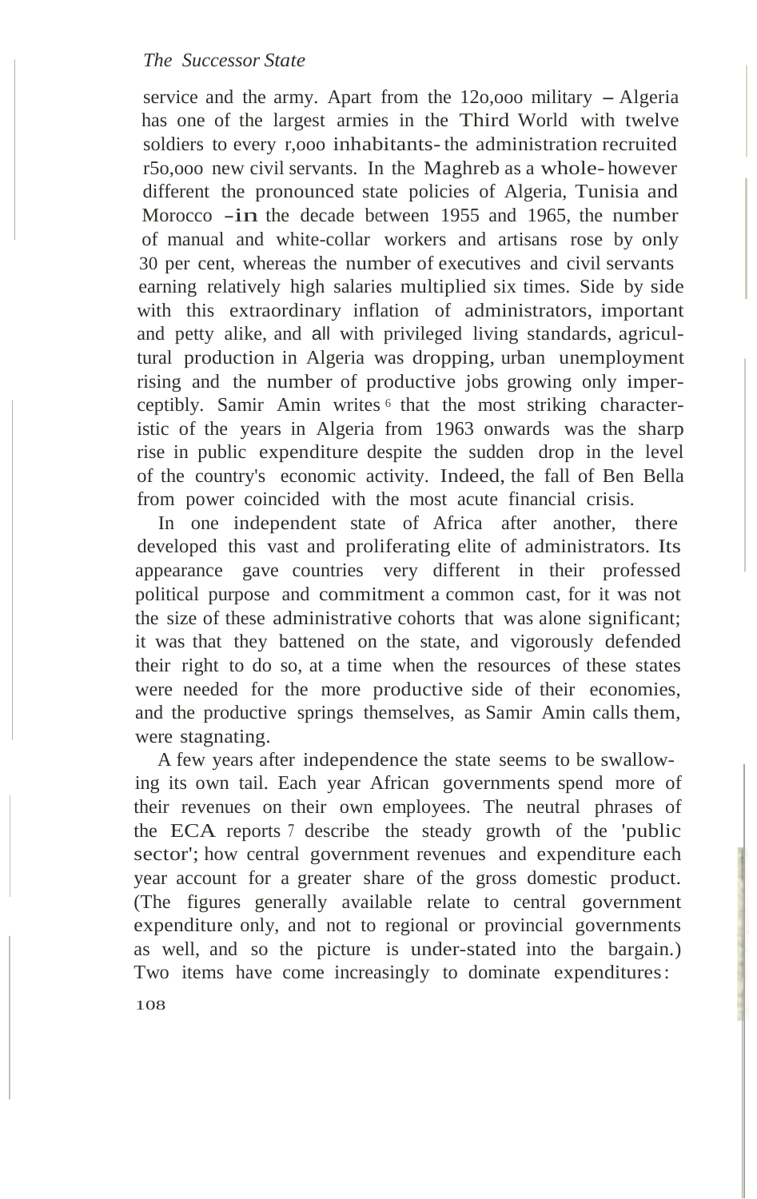service and the army. Apart from the 120,000 military – Algeria has one of the largest armies in the Third World with twelve soldiers to every 1,000 inhabitants – the administration recruited 150,000 new civil servants. In the Maghreb as a whole – however different the pronounced state policies of Algeria, Tunisia and Morocco – in the decade between 1955 and 1965, the number of manual and white-collar workers and artisans rose by only 30 per cent, whereas the number of executives and civil servants earning relatively high salaries multiplied six times. Side by side with this extraordinary inflation of administrators, important and petty alike, and all with privileged living standards, agricultural production in Algeria was dropping, urban unemployment rising and the number of productive jobs growing only imperceptibly. Samir Amin writes[6] that the most striking characteristic of the years in Algeria from 1963 onwards was the sharp rise in public expenditure despite the sudden drop in the level of the country's economic activity. Indeed, the fall of Ben Bella from power coincided with the most acute financial crisis.

In one independent state of Africa after another, there developed this vast and proliferating elite of administrators. Its appearance gave countries very different in their professed political purpose and commitment a common cast, for it was not the size of these administrative cohorts that was alone significant; it was that they battened on the state, and vigorously defended their right to do so, at a time when the resources of these states were needed for the more productive side of their economies, and the productive springs themselves, as Samir Amin calls them, were stagnating.

A few years after independence the state seems to be swallowing its own tail. Each year African governments spend more of their revenues on their own employees. The neutral phrases of the ECA reports[7] describe the steady growth of the 'public sector'; how central government revenues and expenditure each year account for a greater share of the gross domestic product. (The figures generally available relate to central government expenditure only, and not to regional or provincial governments as well, and so the picture is under-stated into the bargain.) Two items have come increasingly to dominate expenditures: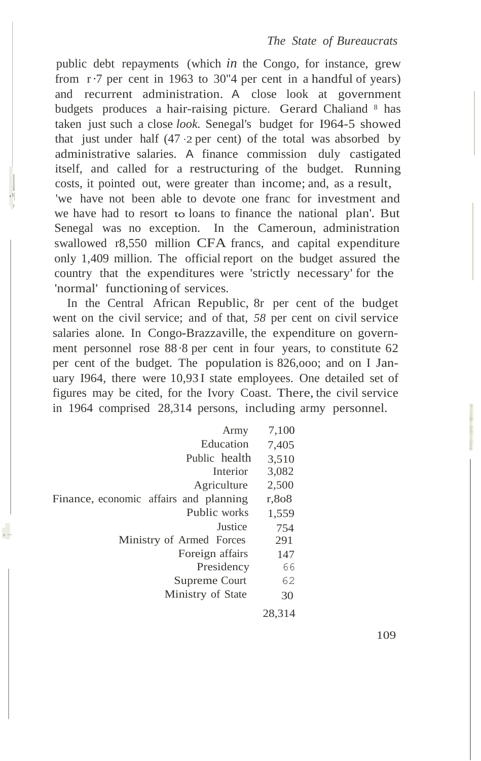public debt repayments (which *in* the Congo, for instance, grew from 1·7 per cent in 1963 to 30·4 per cent in a handful of years) and recurrent administration. A close look at government budgets produces a hair-raising picture. Gerard Chaliand [8] has taken just such a close *look.* Senegal's budget for 1964-5 showed that just under half (47·2 per cent) of the total was absorbed by administrative salaries. A finance commission duly castigated itself, and called for a restructuring of the budget. Running costs, it pointed out, were greater than income; and, as a result, 'we have not been able to devote one franc for investment and we have had to resort to loans to finance the national plan'. But Senegal was no exception. In the Cameroun, administration swallowed 18,550 million CFA francs, and capital expenditure only 1,409 million. The official report on the budget assured the country that the expenditures were 'strictly necessary' for the 'normal' functioning of services.

In the Central African Republic, 81 per cent of the budget went on the civil service; and of that, *58* per cent on civil service salaries alone. In Congo-Brazzaville, the expenditure on government personnel rose 88·8 per cent in four years, to constitute 62 per cent of the budget. The population is 826,000; and on 1 January 1964, there were 10,931 state employees. One detailed set of figures may be cited, for the Ivory Coast. There, the civil service in 1964 comprised 28,314 persons, including army personnel.

| | |
|---:|---:|
| Army | 7,100 |
| Education | 7,405 |
| Public health | 3,510 |
| Interior | 3,082 |
| Agriculture | 2,500 |
| Finance, economic affairs and planning | 1,808 |
| Public works | 1,559 |
| Justice | 754 |
| Ministry of Armed Forces | 291 |
| Foreign affairs | 147 |
| Presidency | 66 |
| Supreme Court | 62 |
| Ministry of State | 30 |
| | 28,314 |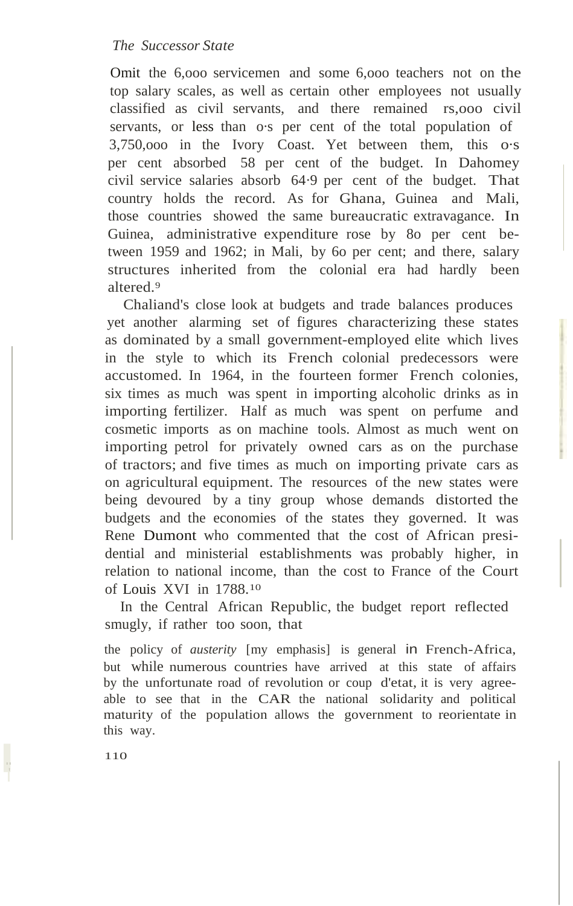Omit the 6,000 servicemen and some 6,000 teachers not on the top salary scales, as well as certain other employees not usually classified as civil servants, and there remained 15,000 civil servants, or less than 0·5 per cent of the total population of 3,750,000 in the Ivory Coast. Yet between them, this 0·5 per cent absorbed 58 per cent of the budget. In Dahomey civil service salaries absorb 64·9 per cent of the budget. That country holds the record. As for Ghana, Guinea and Mali, those countries showed the same bureaucratic extravagance. In Guinea, administrative expenditure rose by 80 per cent between 1959 and 1962; in Mali, by 60 per cent; and there, salary structures inherited from the colonial era had hardly been altered.[9]

Chaliand's close look at budgets and trade balances produces yet another alarming set of figures characterizing these states as dominated by a small government-employed elite which lives in the style to which its French colonial predecessors were accustomed. In 1964, in the fourteen former French colonies, six times as much was spent in importing alcoholic drinks as in importing fertilizer. Half as much was spent on perfume and cosmetic imports as on machine tools. Almost as much went on importing petrol for privately owned cars as on the purchase of tractors; and five times as much on importing private cars as on agricultural equipment. The resources of the new states were being devoured by a tiny group whose demands distorted the budgets and the economies of the states they governed. It was Rene Dumont who commented that the cost of African presidential and ministerial establishments was probably higher, in relation to national income, than the cost to France of the Court of Louis XVI in 1788.[10]

In the Central African Republic, the budget report reflected smugly, if rather too soon, that

> the policy of *austerity* [my emphasis] is general in French-Africa, but while numerous countries have arrived at this state of affairs by the unfortunate road of revolution or coup d'etat, it is very agreeable to see that in the CAR the national solidarity and political maturity of the population allows the government to reorientate in this way.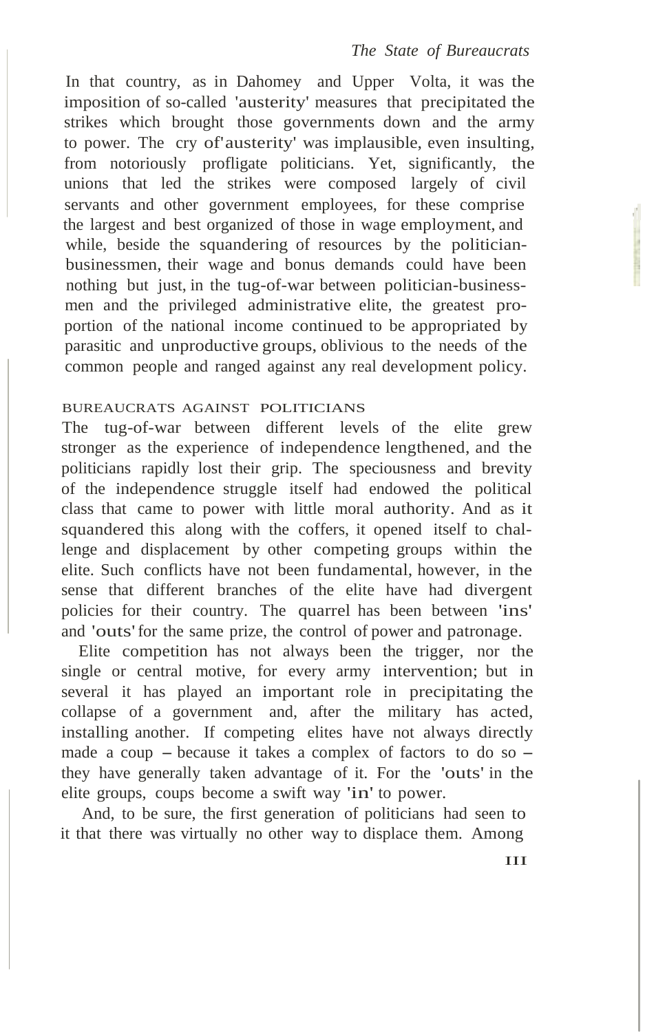In that country, as in Dahomey and Upper Volta, it was the imposition of so-called 'austerity' measures that precipitated the strikes which brought those governments down and the army to power. The cry of 'austerity' was implausible, even insulting, from notoriously profligate politicians. Yet, significantly, the unions that led the strikes were composed largely of civil servants and other government employees, for these comprise the largest and best organized of those in wage employment, and while, beside the squandering of resources by the politician-businessmen, their wage and bonus demands could have been nothing but just, in the tug-of-war between politician-businessmen and the privileged administrative elite, the greatest proportion of the national income continued to be appropriated by parasitic and unproductive groups, oblivious to the needs of the common people and ranged against any real development policy.

## BUREAUCRATS AGAINST POLITICIANS

The tug-of-war between different levels of the elite grew stronger as the experience of independence lengthened, and the politicians rapidly lost their grip. The speciousness and brevity of the independence struggle itself had endowed the political class that came to power with little moral authority. And as it squandered this along with the coffers, it opened itself to challenge and displacement by other competing groups within the elite. Such conflicts have not been fundamental, however, in the sense that different branches of the elite have had divergent policies for their country. The quarrel has been between 'ins' and 'outs' for the same prize, the control of power and patronage.

Elite competition has not always been the trigger, nor the single or central motive, for every army intervention; but in several it has played an important role in precipitating the collapse of a government and, after the military has acted, installing another. If competing elites have not always directly made a coup – because it takes a complex of factors to do so – they have generally taken advantage of it. For the 'outs' in the elite groups, coups become a swift way 'in' to power.

And, to be sure, the first generation of politicians had seen to it that there was virtually no other way to displace them. Among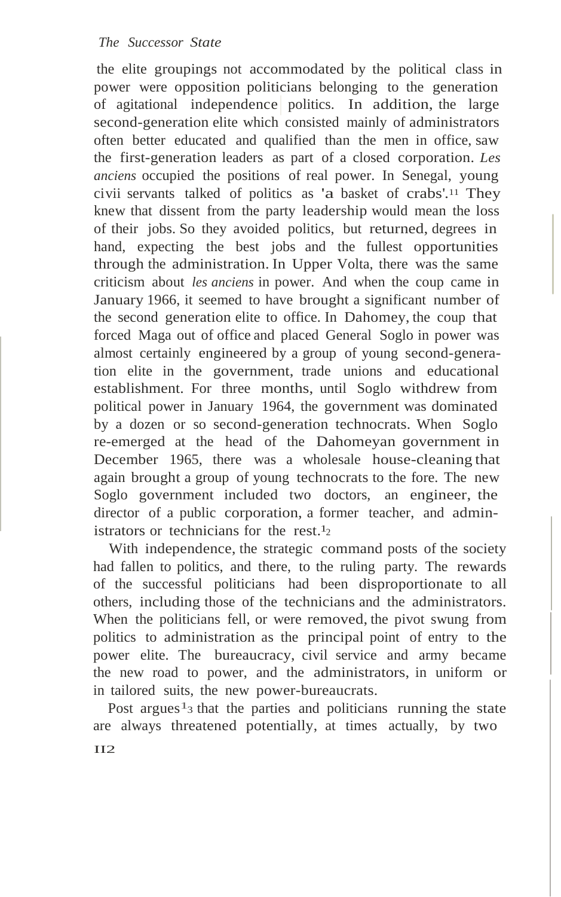the elite groupings not accommodated by the political class in power were opposition politicians belonging to the generation of agitational independence politics. In addition, the large second-generation elite which consisted mainly of administrators often better educated and qualified than the men in office, saw the first-generation leaders as part of a closed corporation. *Les anciens* occupied the positions of real power. In Senegal, young civii servants talked of politics as 'a basket of crabs'.[11] They knew that dissent from the party leadership would mean the loss of their jobs. So they avoided politics, but returned, degrees in hand, expecting the best jobs and the fullest opportunities through the administration. In Upper Volta, there was the same criticism about *les anciens* in power. And when the coup came in January 1966, it seemed to have brought a significant number of the second generation elite to office. In Dahomey, the coup that forced Maga out of office and placed General Soglo in power was almost certainly engineered by a group of young second-generation elite in the government, trade unions and educational establishment. For three months, until Soglo withdrew from political power in January 1964, the government was dominated by a dozen or so second-generation technocrats. When Soglo re-emerged at the head of the Dahomeyan government in December 1965, there was a wholesale house-cleaning that again brought a group of young technocrats to the fore. The new Soglo government included two doctors, an engineer, the director of a public corporation, a former teacher, and administrators or technicians for the rest.[12]

With independence, the strategic command posts of the society had fallen to politics, and there, to the ruling party. The rewards of the successful politicians had been disproportionate to all others, including those of the technicians and the administrators. When the politicians fell, or were removed, the pivot swung from politics to administration as the principal point of entry to the power elite. The bureaucracy, civil service and army became the new road to power, and the administrators, in uniform or in tailored suits, the new power-bureaucrats.

Post argues[13] that the parties and politicians running the state are always threatened potentially, at times actually, by two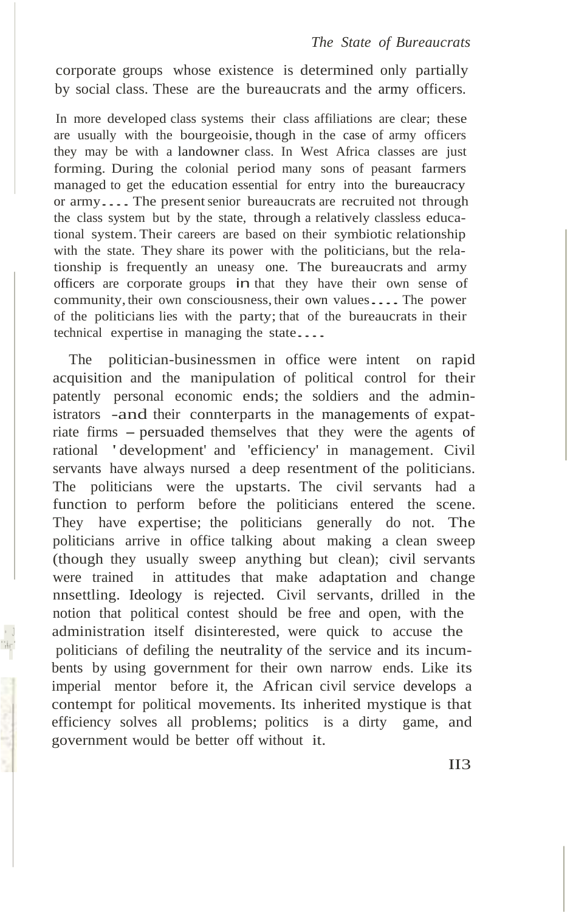corporate groups whose existence is determined only partially by social class. These are the bureaucrats and the army officers.

> In more developed class systems their class affiliations are clear; these are usually with the bourgeoisie, though in the case of army officers they may be with a landowner class. In West Africa classes are just forming. During the colonial period many sons of peasant farmers managed to get the education essential for entry into the bureaucracy or army.... The present senior bureaucrats are recruited not through the class system but by the state, through a relatively classless educational system. Their careers are based on their symbiotic relationship with the state. They share its power with the politicians, but the relationship is frequently an uneasy one. The bureaucrats and army officers are corporate groups in that they have their own sense of community, their own consciousness, their own values.... The power of the politicians lies with the party; that of the bureaucrats in their technical expertise in managing the state....

The politician-businessmen in office were intent on rapid acquisition and the manipulation of political control for their patently personal economic ends; the soldiers and the administrators -and their connterparts in the managements of expatriate firms – persuaded themselves that they were the agents of rational 'development' and 'efficiency' in management. Civil servants have always nursed a deep resentment of the politicians. The politicians were the upstarts. The civil servants had a function to perform before the politicians entered the scene. They have expertise; the politicians generally do not. The politicians arrive in office talking about making a clean sweep (though they usually sweep anything but clean); civil servants were trained in attitudes that make adaptation and change nnsettling. Ideology is rejected. Civil servants, drilled in the notion that political contest should be free and open, with the administration itself disinterested, were quick to accuse the politicians of defiling the neutrality of the service and its incumbents by using government for their own narrow ends. Like its imperial mentor before it, the African civil service develops a contempt for political movements. Its inherited mystique is that efficiency solves all problems; politics is a dirty game, and government would be better off without it.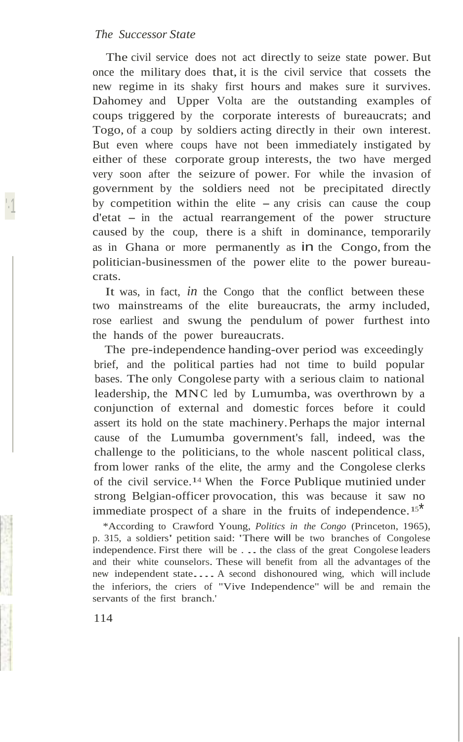The civil service does not act directly to seize state power. But once the military does that, it is the civil service that cossets the new regime in its shaky first hours and makes sure it survives. Dahomey and Upper Volta are the outstanding examples of coups triggered by the corporate interests of bureaucrats; and Togo, of a coup by soldiers acting directly in their own interest. But even where coups have not been immediately instigated by either of these corporate group interests, the two have merged very soon after the seizure of power. For while the invasion of government by the soldiers need not be precipitated directly by competition within the elite – any crisis can cause the coup d'etat – in the actual rearrangement of the power structure caused by the coup, there is a shift in dominance, temporarily as in Ghana or more permanently as in the Congo, from the politician-businessmen of the power elite to the power bureaucrats.

It was, in fact, *in* the Congo that the conflict between these two mainstreams of the elite bureaucrats, the army included, rose earliest and swung the pendulum of power furthest into the hands of the power bureaucrats.

The pre-independence handing-over period was exceedingly brief, and the political parties had not time to build popular bases. The only Congolese party with a serious claim to national leadership, the MNC led by Lumumba, was overthrown by a conjunction of external and domestic forces before it could assert its hold on the state machinery. Perhaps the major internal cause of the Lumumba government's fall, indeed, was the challenge to the politicians, to the whole nascent political class, from lower ranks of the elite, the army and the Congolese clerks of the civil service.[14] When the Force Publique mutinied under strong Belgian-officer provocation, this was because it saw no immediate prospect of a share in the fruits of independence.[15]*

*According to Crawford Young, *Politics in the Congo* (Princeton, 1965), p. 315, a soldiers' petition said: 'There will be two branches of Congolese independence. First there will be . . . the class of the great Congolese leaders and their white counselors. These will benefit from all the advantages of the new independent state. . . . A second dishonoured wing, which will include the inferiors, the criers of "Vive Independence" will be and remain the servants of the first branch.'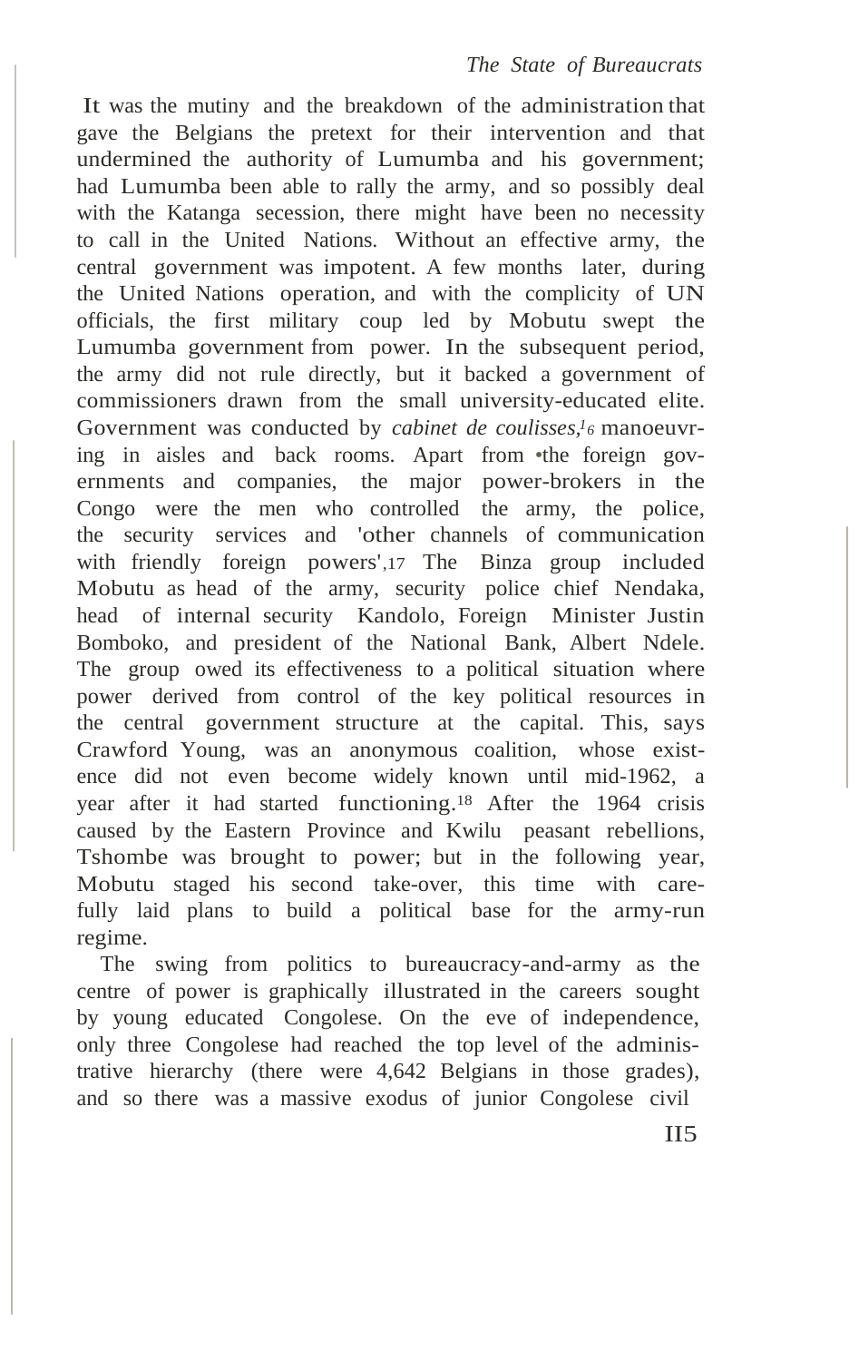It was the mutiny and the breakdown of the administration that gave the Belgians the pretext for their intervention and that undermined the authority of Lumumba and his government; had Lumumba been able to rally the army, and so possibly deal with the Katanga secession, there might have been no necessity to call in the United Nations. Without an effective army, the central government was impotent. A few months later, during the United Nations operation, and with the complicity of UN officials, the first military coup led by Mobutu swept the Lumumba government from power. In the subsequent period, the army did not rule directly, but it backed a government of commissioners drawn from the small university-educated elite. Government was conducted by *cabinet de coulisses*,[16] manoeuvring in aisles and back rooms. Apart from the foreign governments and companies, the major power-brokers in the Congo were the men who controlled the army, the police, the security services and 'other channels of communication with friendly foreign powers'.[17] The Binza group included Mobutu as head of the army, security police chief Nendaka, head of internal security Kandolo, Foreign Minister Justin Bomboko, and president of the National Bank, Albert Ndele. The group owed its effectiveness to a political situation where power derived from control of the key political resources in the central government structure at the capital. This, says Crawford Young, was an anonymous coalition, whose existence did not even become widely known until mid-1962, a year after it had started functioning.[18] After the 1964 crisis caused by the Eastern Province and Kwilu peasant rebellions, Tshombe was brought to power; but in the following year, Mobutu staged his second take-over, this time with carefully laid plans to build a political base for the army-run regime.

The swing from politics to bureaucracy-and-army as the centre of power is graphically illustrated in the careers sought by young educated Congolese. On the eve of independence, only three Congolese had reached the top level of the administrative hierarchy (there were 4,642 Belgians in those grades), and so there was a massive exodus of junior Congolese civil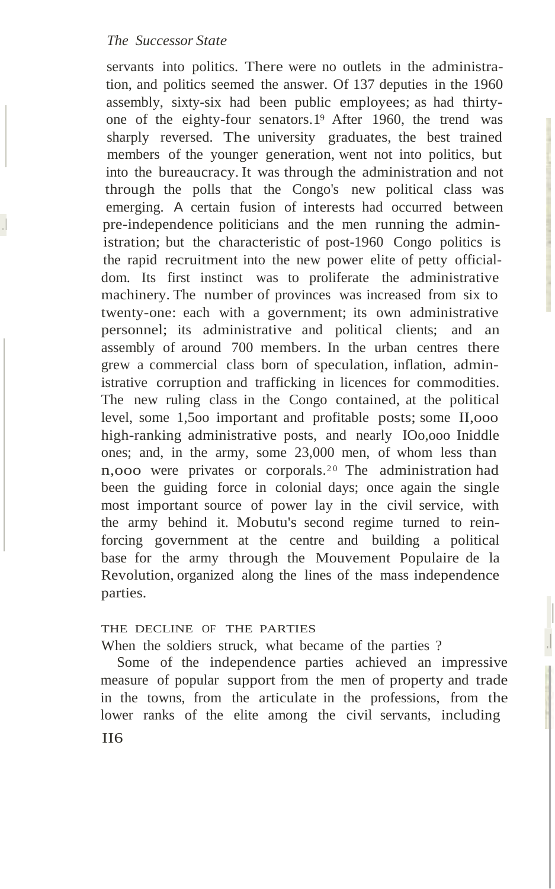servants into politics. There were no outlets in the administration, and politics seemed the answer. Of 137 deputies in the 1960 assembly, sixty-six had been public employees; as had thirty-one of the eighty-four senators.[19] After 1960, the trend was sharply reversed. The university graduates, the best trained members of the younger generation, went not into politics, but into the bureaucracy. It was through the administration and not through the polls that the Congo's new political class was emerging. A certain fusion of interests had occurred between pre-independence politicians and the men running the administration; but the characteristic of post-1960 Congo politics is the rapid recruitment into the new power elite of petty officialdom. Its first instinct was to proliferate the administrative machinery. The number of provinces was increased from six to twenty-one: each with a government; its own administrative personnel; its administrative and political clients; and an assembly of around 700 members. In the urban centres there grew a commercial class born of speculation, inflation, administrative corruption and trafficking in licences for commodities. The new ruling class in the Congo contained, at the political level, some 1,500 important and profitable posts; some 11,000 high-ranking administrative posts, and nearly 100,000 middle ones; and, in the army, some 23,000 men, of whom less than 11,000 were privates or corporals.[20] The administration had been the guiding force in colonial days; once again the single most important source of power lay in the civil service, with the army behind it. Mobutu's second regime turned to reinforcing government at the centre and building a political base for the army through the Mouvement Populaire de la Revolution, organized along the lines of the mass independence parties.

### THE DECLINE OF THE PARTIES

When the soldiers struck, what became of the parties ?

Some of the independence parties achieved an impressive measure of popular support from the men of property and trade in the towns, from the articulate in the professions, from the lower ranks of the elite among the civil servants, including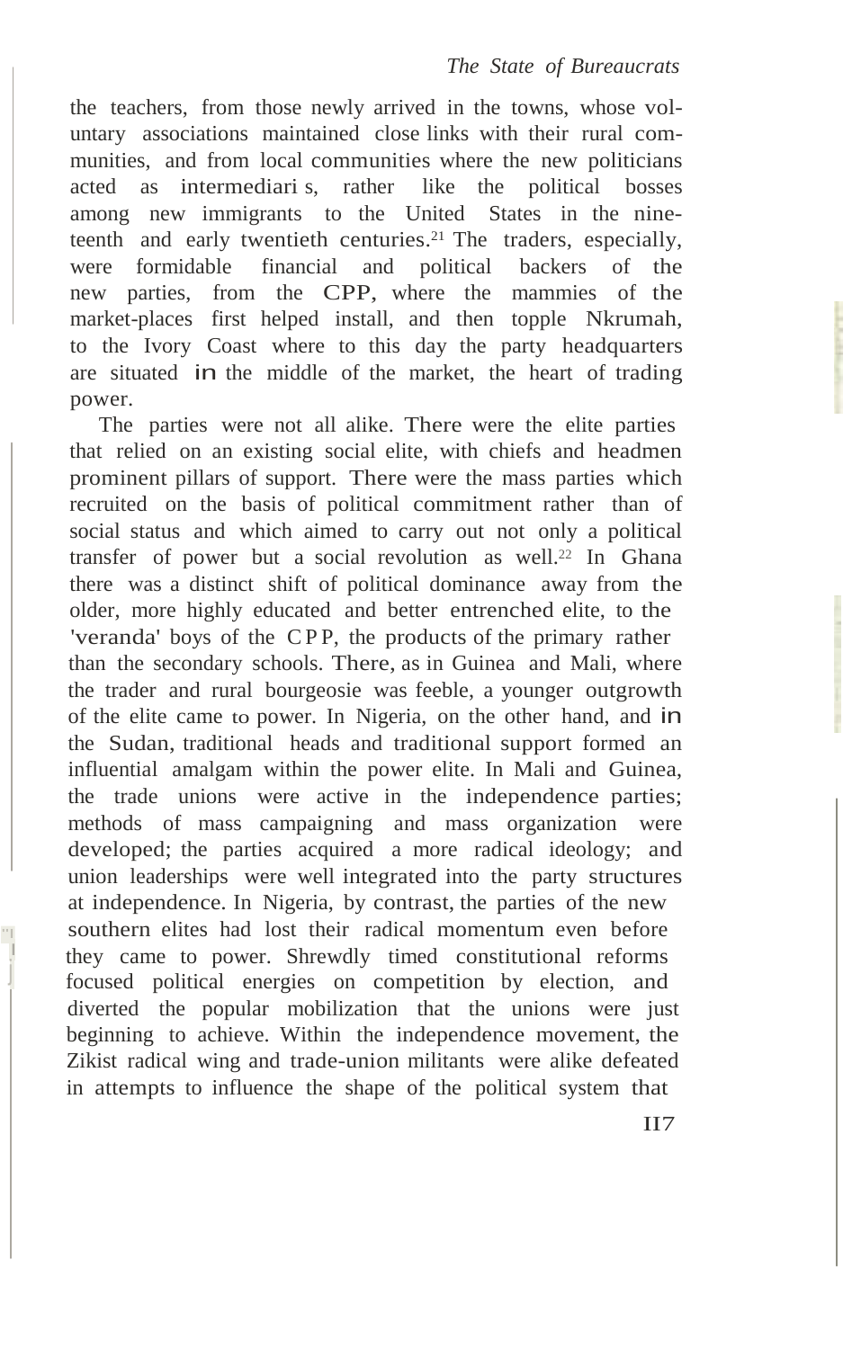the teachers, from those newly arrived in the towns, whose voluntary associations maintained close links with their rural communities, and from local communities where the new politicians acted as intermediari s, rather like the political bosses among new immigrants to the United States in the nineteenth and early twentieth centuries.[21] The traders, especially, were formidable financial and political backers of the new parties, from the CPP, where the mammies of the market-places first helped install, and then topple Nkrumah, to the Ivory Coast where to this day the party headquarters are situated in the middle of the market, the heart of trading power.

The parties were not all alike. There were the elite parties that relied on an existing social elite, with chiefs and headmen prominent pillars of support. There were the mass parties which recruited on the basis of political commitment rather than of social status and which aimed to carry out not only a political transfer of power but a social revolution as well.[22] In Ghana there was a distinct shift of political dominance away from the older, more highly educated and better entrenched elite, to the 'veranda' boys of the CPP, the products of the primary rather than the secondary schools. There, as in Guinea and Mali, where the trader and rural bourgeosie was feeble, a younger outgrowth of the elite came to power. In Nigeria, on the other hand, and in the Sudan, traditional heads and traditional support formed an influential amalgam within the power elite. In Mali and Guinea, the trade unions were active in the independence parties; methods of mass campaigning and mass organization were developed; the parties acquired a more radical ideology; and union leaderships were well integrated into the party structures at independence. In Nigeria, by contrast, the parties of the new southern elites had lost their radical momentum even before they came to power. Shrewdly timed constitutional reforms focused political energies on competition by election, and diverted the popular mobilization that the unions were just beginning to achieve. Within the independence movement, the Zikist radical wing and trade-union militants were alike defeated in attempts to influence the shape of the political system that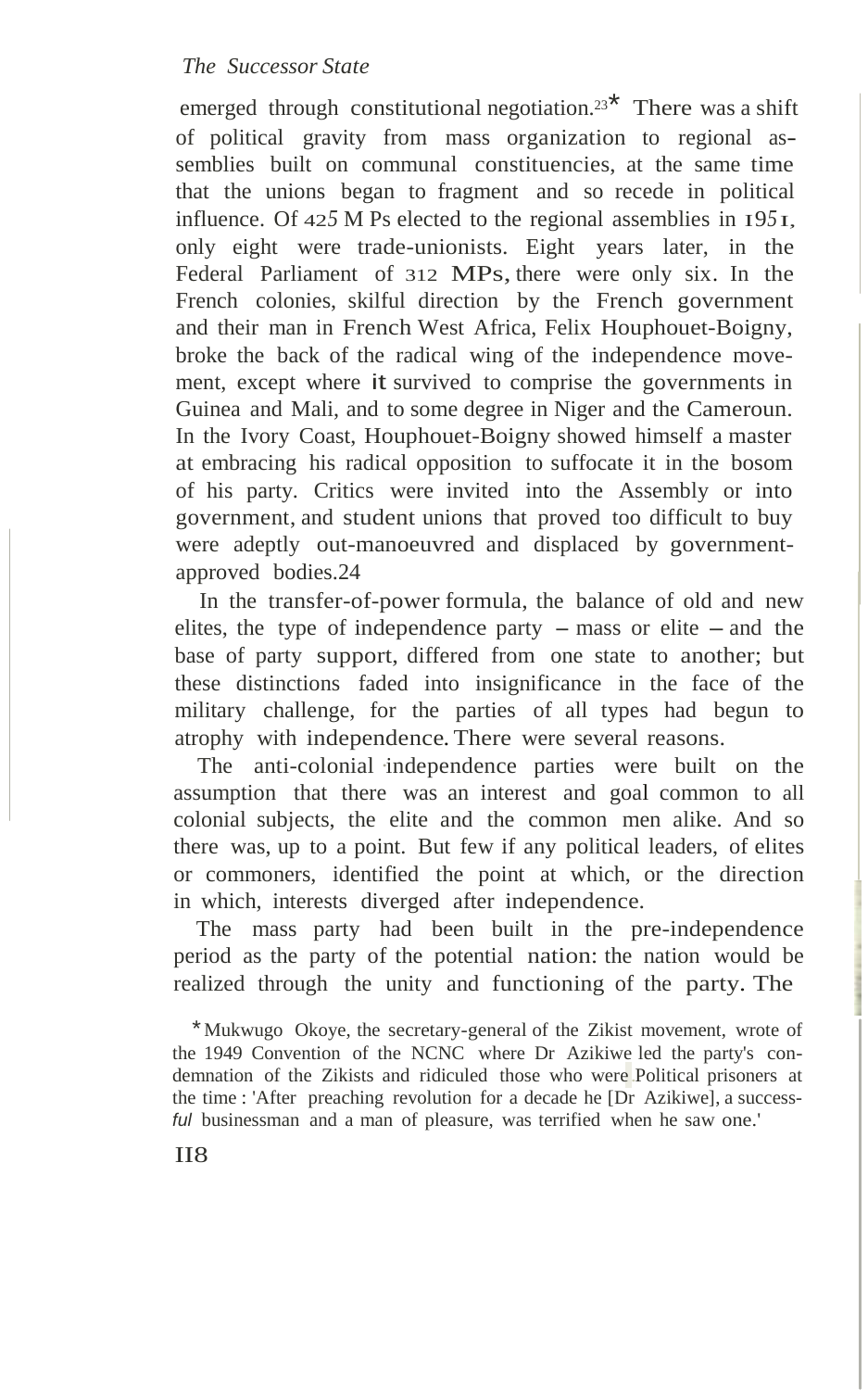emerged through constitutional negotiation.[23]* There was a shift of political gravity from mass organization to regional assemblies built on communal constituencies, at the same time that the unions began to fragment and so recede in political influence. Of 425 M Ps elected to the regional assemblies in 1951, only eight were trade-unionists. Eight years later, in the Federal Parliament of 312 MPs, there were only six. In the French colonies, skilful direction by the French government and their man in French West Africa, Felix Houphouet-Boigny, broke the back of the radical wing of the independence movement, except where it survived to comprise the governments in Guinea and Mali, and to some degree in Niger and the Cameroun. In the Ivory Coast, Houphouet-Boigny showed himself a master at embracing his radical opposition to suffocate it in the bosom of his party. Critics were invited into the Assembly or into government, and student unions that proved too difficult to buy were adeptly out-manoeuvred and displaced by government-approved bodies.[24]

In the transfer-of-power formula, the balance of old and new elites, the type of independence party – mass or elite – and the base of party support, differed from one state to another; but these distinctions faded into insignificance in the face of the military challenge, for the parties of all types had begun to atrophy with independence. There were several reasons.

The anti-colonial independence parties were built on the assumption that there was an interest and goal common to all colonial subjects, the elite and the common men alike. And so there was, up to a point. But few if any political leaders, of elites or commoners, identified the point at which, or the direction in which, interests diverged after independence.

The mass party had been built in the pre-independence period as the party of the potential nation: the nation would be realized through the unity and functioning of the party. The

*Mukwugo Okoye, the secretary-general of the Zikist movement, wrote of the 1949 Convention of the NCNC where Dr Azikiwe led the party's condemnation of the Zikists and ridiculed those who were Political prisoners at the time: 'After preaching revolution for a decade he [Dr Azikiwe], a successful businessman and a man of pleasure, was terrified when he saw one.'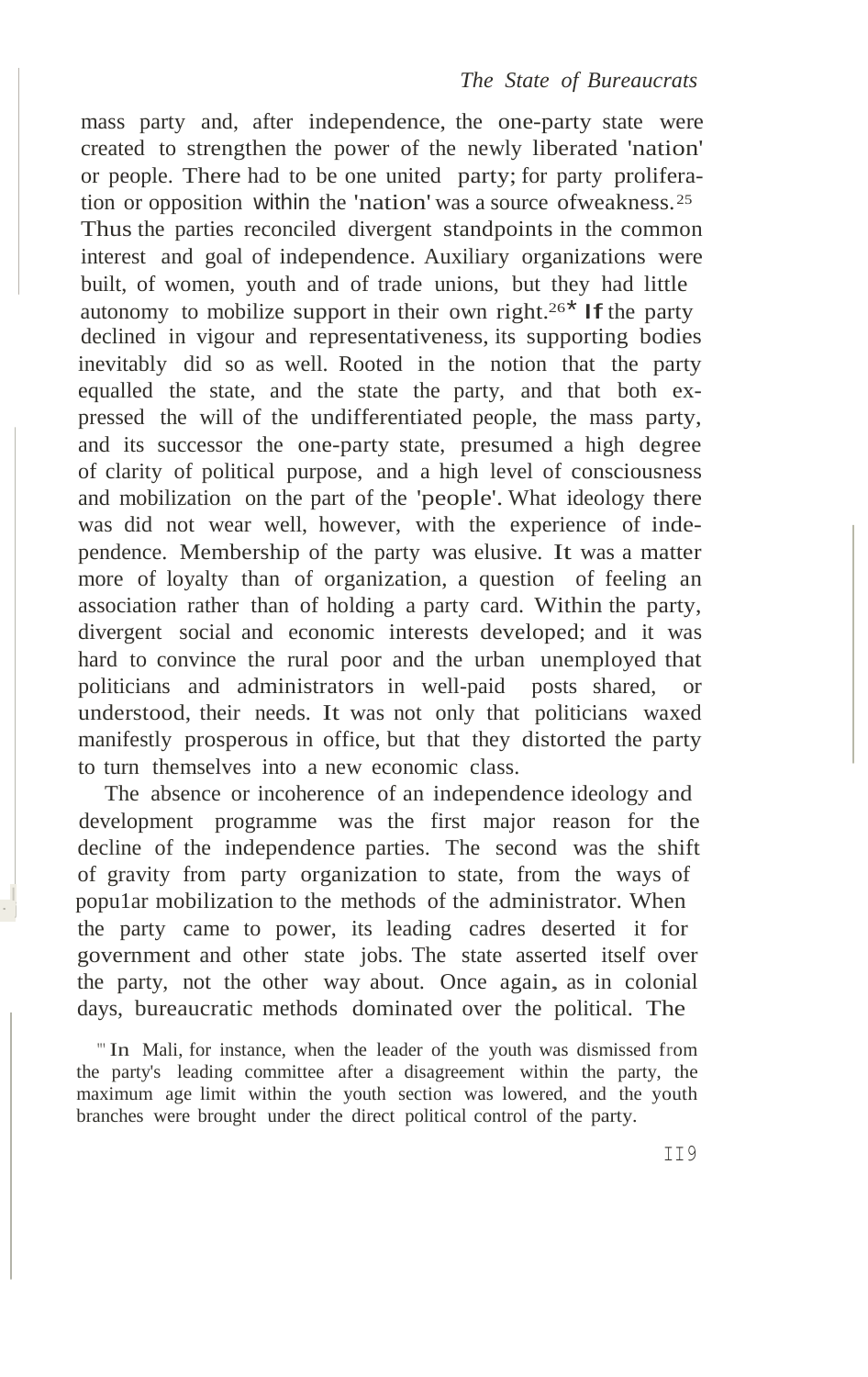mass party and, after independence, the one-party state were created to strengthen the power of the newly liberated 'nation' or people. There had to be one united party; for party proliferation or opposition within the 'nation' was a source of weakness.[25] Thus the parties reconciled divergent standpoints in the common interest and goal of independence. Auxiliary organizations were built, of women, youth and of trade unions, but they had little autonomy to mobilize support in their own right.[26]* If the party declined in vigour and representativeness, its supporting bodies inevitably did so as well. Rooted in the notion that the party equalled the state, and the state the party, and that both expressed the will of the undifferentiated people, the mass party, and its successor the one-party state, presumed a high degree of clarity of political purpose, and a high level of consciousness and mobilization on the part of the 'people'. What ideology there was did not wear well, however, with the experience of independence. Membership of the party was elusive. It was a matter more of loyalty than of organization, a question of feeling an association rather than of holding a party card. Within the party, divergent social and economic interests developed; and it was hard to convince the rural poor and the urban unemployed that politicians and administrators in well-paid posts shared, or understood, their needs. It was not only that politicians waxed manifestly prosperous in office, but that they distorted the party to turn themselves into a new economic class.

The absence or incoherence of an independence ideology and development programme was the first major reason for the decline of the independence parties. The second was the shift of gravity from party organization to state, from the ways of popular mobilization to the methods of the administrator. When the party came to power, its leading cadres deserted it for government and other state jobs. The state asserted itself over the party, not the other way about. Once again, as in colonial days, bureaucratic methods dominated over the political. The

* In Mali, for instance, when the leader of the youth was dismissed from the party's leading committee after a disagreement within the party, the maximum age limit within the youth section was lowered, and the youth branches were brought under the direct political control of the party.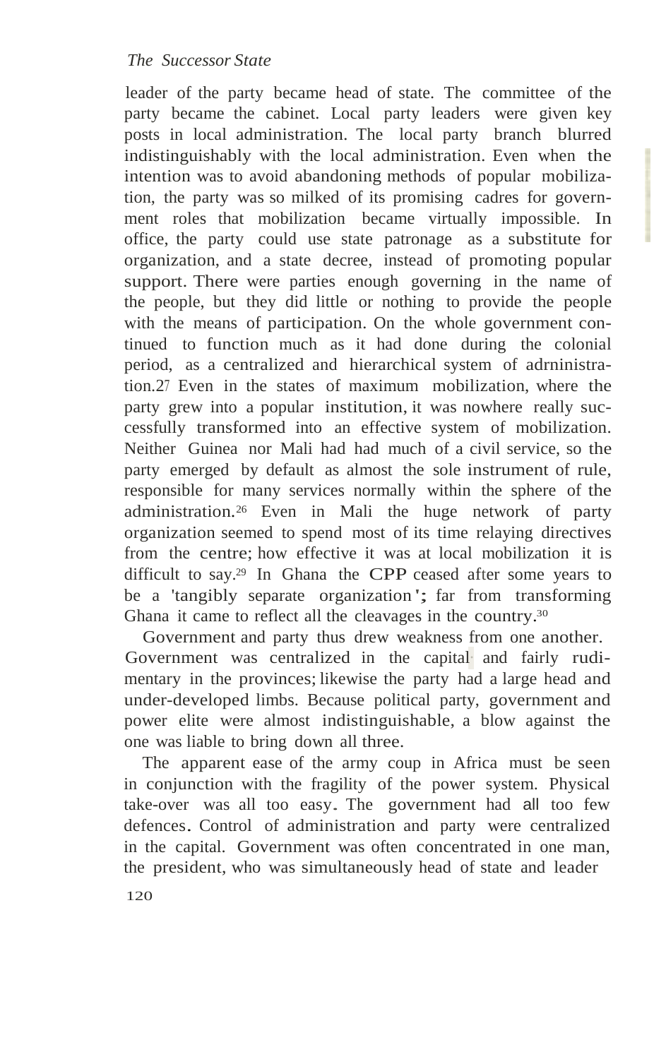leader of the party became head of state. The committee of the party became the cabinet. Local party leaders were given key posts in local administration. The local party branch blurred indistinguishably with the local administration. Even when the intention was to avoid abandoning methods of popular mobilization, the party was so milked of its promising cadres for government roles that mobilization became virtually impossible. In office, the party could use state patronage as a substitute for organization, and a state decree, instead of promoting popular support. There were parties enough governing in the name of the people, but they did little or nothing to provide the people with the means of participation. On the whole government continued to function much as it had done during the colonial period, as a centralized and hierarchical system of adrninistration.[27] Even in the states of maximum mobilization, where the party grew into a popular institution, it was nowhere really successfully transformed into an effective system of mobilization. Neither Guinea nor Mali had had much of a civil service, so the party emerged by default as almost the sole instrument of rule, responsible for many services normally within the sphere of the administration.[26] Even in Mali the huge network of party organization seemed to spend most of its time relaying directives from the centre; how effective it was at local mobilization it is difficult to say.[29] In Ghana the CPP ceased after some years to be a 'tangibly separate organization'; far from transforming Ghana it came to reflect all the cleavages in the country.[30]

Government and party thus drew weakness from one another. Government was centralized in the capital and fairly rudimentary in the provinces; likewise the party had a large head and under-developed limbs. Because political party, government and power elite were almost indistinguishable, a blow against the one was liable to bring down all three.

The apparent ease of the army coup in Africa must be seen in conjunction with the fragility of the power system. Physical take-over was all too easy. The government had all too few defences. Control of administration and party were centralized in the capital. Government was often concentrated in one man, the president, who was simultaneously head of state and leader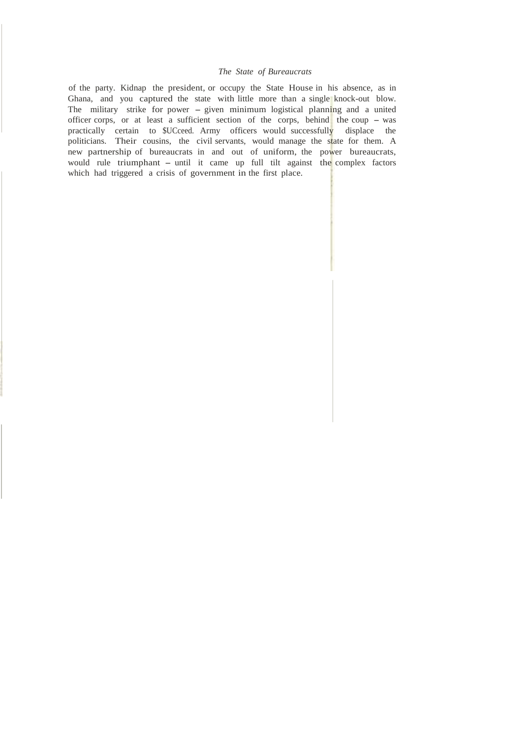of the party. Kidnap the president, or occupy the State House in his absence, as in Ghana, and you captured the state with little more than a single knock-out blow. The military strike for power – given minimum logistical planning and a united officer corps, or at least a sufficient section of the corps, behind the coup – was practically certain to $UCceed. Army officers would successfully displace the politicians. Their cousins, the civil servants, would manage the state for them. A new partnership of bureaucrats in and out of uniform, the power bureaucrats, would rule triumphant – until it came up full tilt against the complex factors which had triggered a crisis of government in the first place.